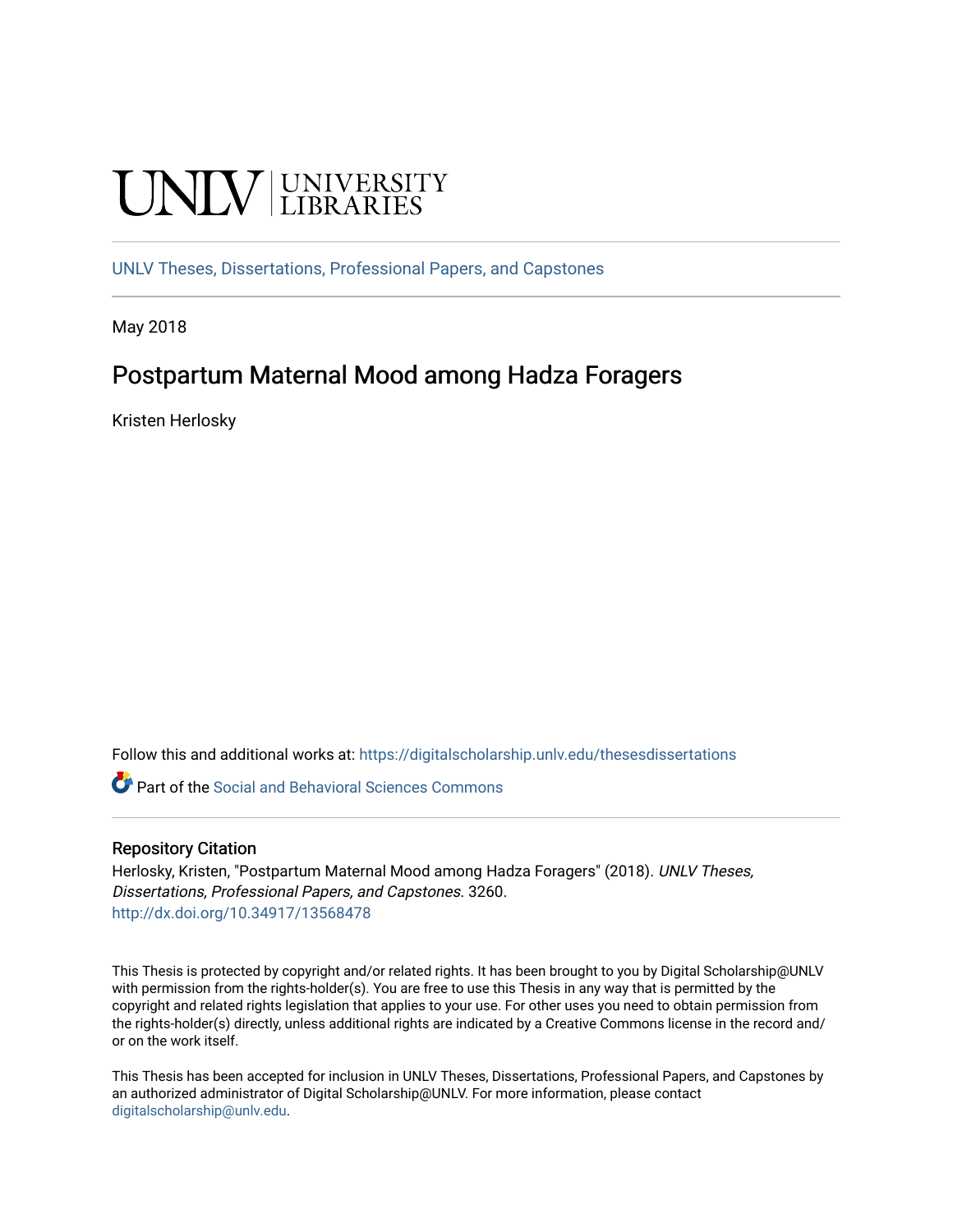UNLV | UNIVERSITY LIBRARIES

UNLV Theses, Dissertations, Professional Papers, and Capstones

May 2018

# Postpartum Maternal Mood among Hadza Foragers

Kristen Herlosky

Follow this and additional works at: https://digitalscholarship.unlv.edu/thesesdissertations

Part of the Social and Behavioral Sciences Commons

## Repository Citation

Herlosky, Kristen, "Postpartum Maternal Mood among Hadza Foragers" (2018). *UNLV Theses, Dissertations, Professional Papers, and Capstones*. 3260.
http://dx.doi.org/10.34917/13568478

This Thesis is protected by copyright and/or related rights. It has been brought to you by Digital Scholarship@UNLV with permission from the rights-holder(s). You are free to use this Thesis in any way that is permitted by the copyright and related rights legislation that applies to your use. For other uses you need to obtain permission from the rights-holder(s) directly, unless additional rights are indicated by a Creative Commons license in the record and/or on the work itself.

This Thesis has been accepted for inclusion in UNLV Theses, Dissertations, Professional Papers, and Capstones by an authorized administrator of Digital Scholarship@UNLV. For more information, please contact digitalscholarship@unlv.edu.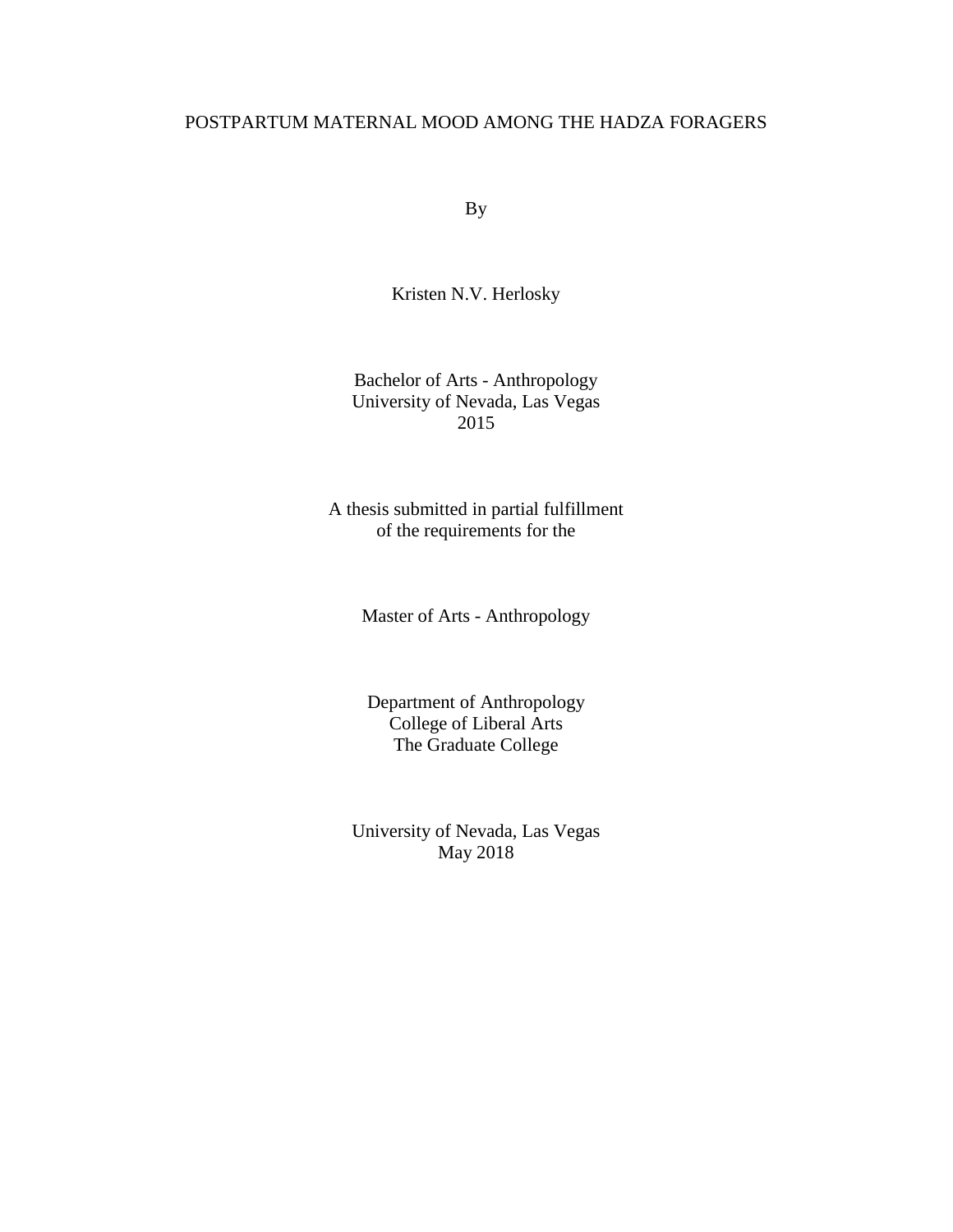# POSTPARTUM MATERNAL MOOD AMONG THE HADZA FORAGERS

By

Kristen N.V. Herlosky

Bachelor of Arts - Anthropology
University of Nevada, Las Vegas
2015

A thesis submitted in partial fulfillment
of the requirements for the

Master of Arts - Anthropology

Department of Anthropology
College of Liberal Arts
The Graduate College

University of Nevada, Las Vegas
May 2018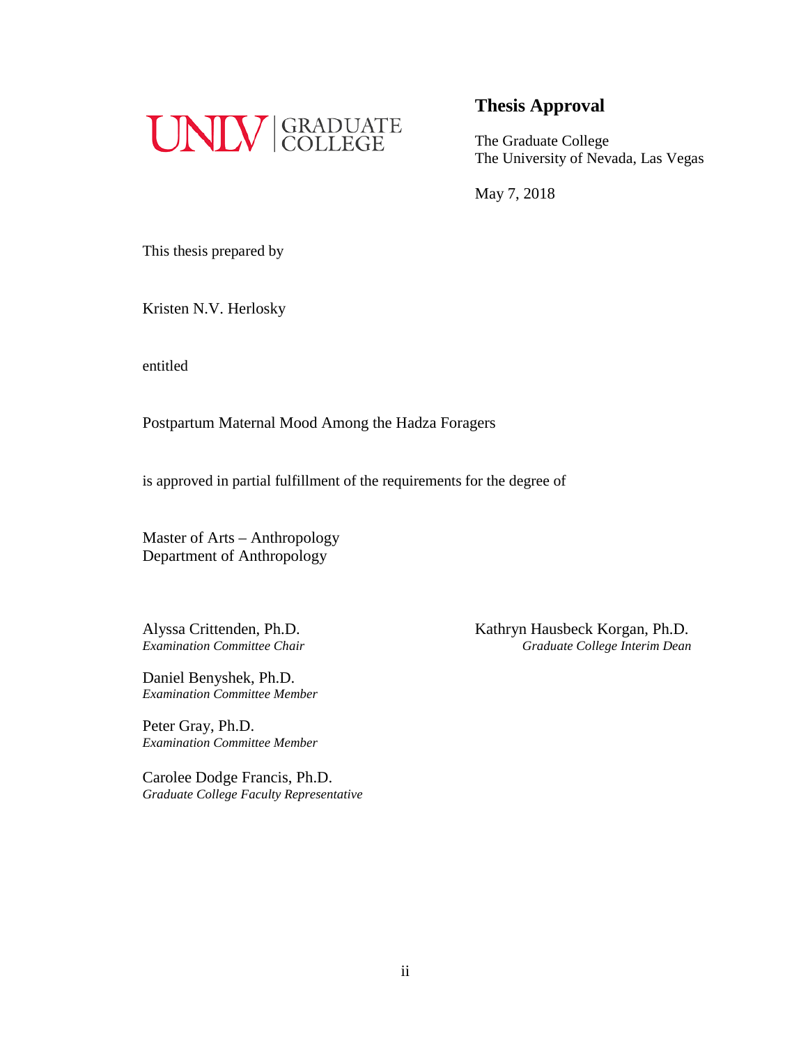UNLV | GRADUATE COLLEGE

## Thesis Approval

The Graduate College
The University of Nevada, Las Vegas

May 7, 2018

This thesis prepared by

Kristen N.V. Herlosky

entitled

Postpartum Maternal Mood Among the Hadza Foragers

is approved in partial fulfillment of the requirements for the degree of

Master of Arts – Anthropology
Department of Anthropology

Alyssa Crittenden, Ph.D.
*Examination Committee Chair*

Daniel Benyshek, Ph.D.
*Examination Committee Member*

Peter Gray, Ph.D.
*Examination Committee Member*

Carolee Dodge Francis, Ph.D.
*Graduate College Faculty Representative*

Kathryn Hausbeck Korgan, Ph.D.
*Graduate College Interim Dean*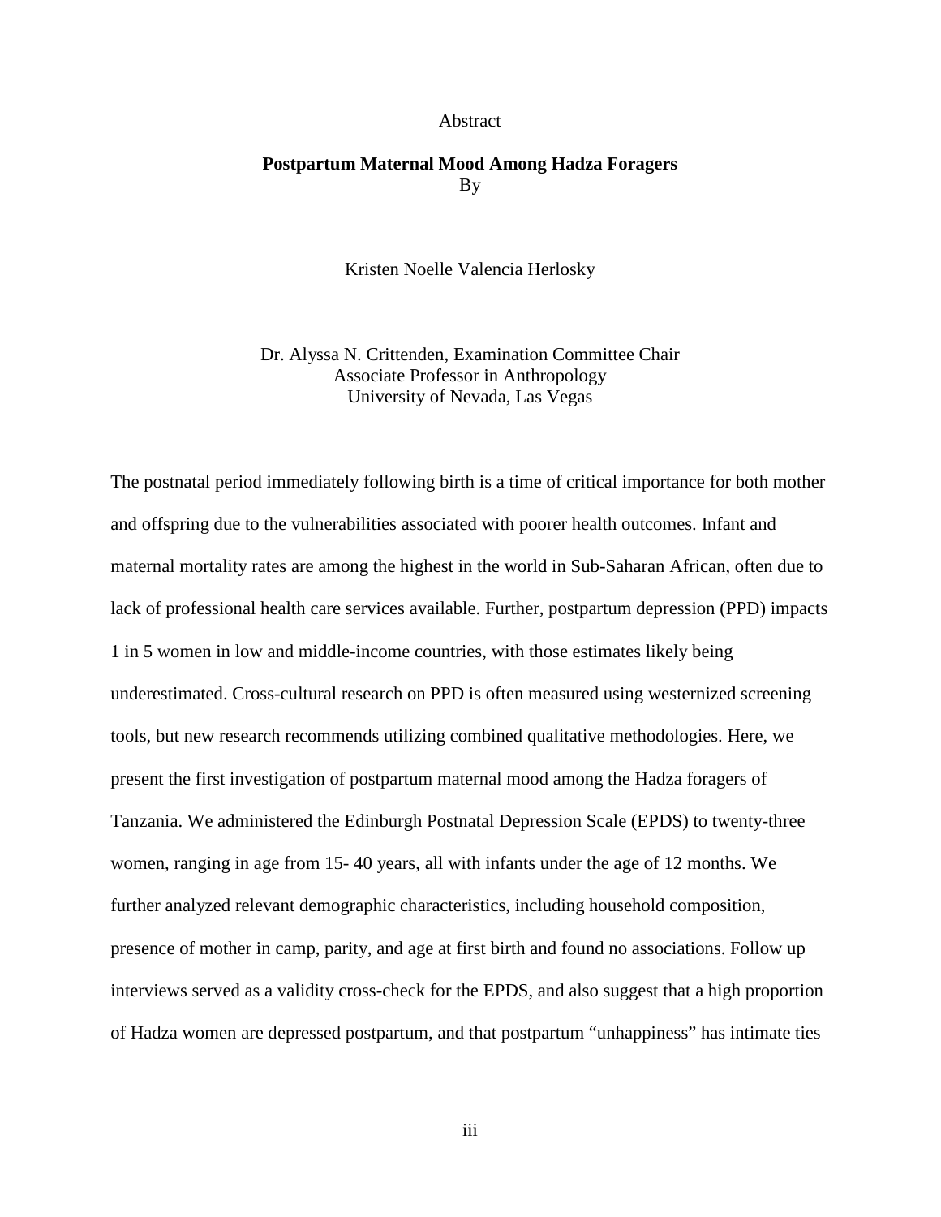Abstract

**Postpartum Maternal Mood Among Hadza Foragers**

By

Kristen Noelle Valencia Herlosky

Dr. Alyssa N. Crittenden, Examination Committee Chair
Associate Professor in Anthropology
University of Nevada, Las Vegas

The postnatal period immediately following birth is a time of critical importance for both mother and offspring due to the vulnerabilities associated with poorer health outcomes. Infant and maternal mortality rates are among the highest in the world in Sub-Saharan African, often due to lack of professional health care services available. Further, postpartum depression (PPD) impacts 1 in 5 women in low and middle-income countries, with those estimates likely being underestimated. Cross-cultural research on PPD is often measured using westernized screening tools, but new research recommends utilizing combined qualitative methodologies. Here, we present the first investigation of postpartum maternal mood among the Hadza foragers of Tanzania. We administered the Edinburgh Postnatal Depression Scale (EPDS) to twenty-three women, ranging in age from 15- 40 years, all with infants under the age of 12 months. We further analyzed relevant demographic characteristics, including household composition, presence of mother in camp, parity, and age at first birth and found no associations. Follow up interviews served as a validity cross-check for the EPDS, and also suggest that a high proportion of Hadza women are depressed postpartum, and that postpartum "unhappiness" has intimate ties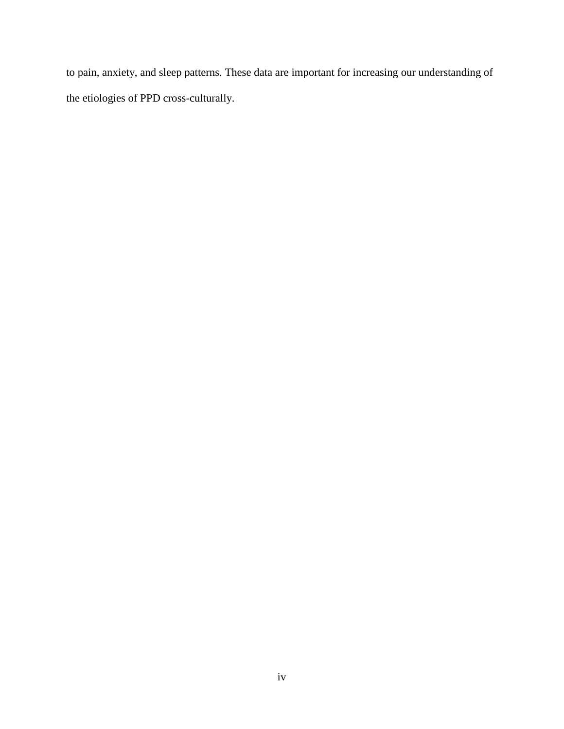to pain, anxiety, and sleep patterns. These data are important for increasing our understanding of the etiologies of PPD cross-culturally.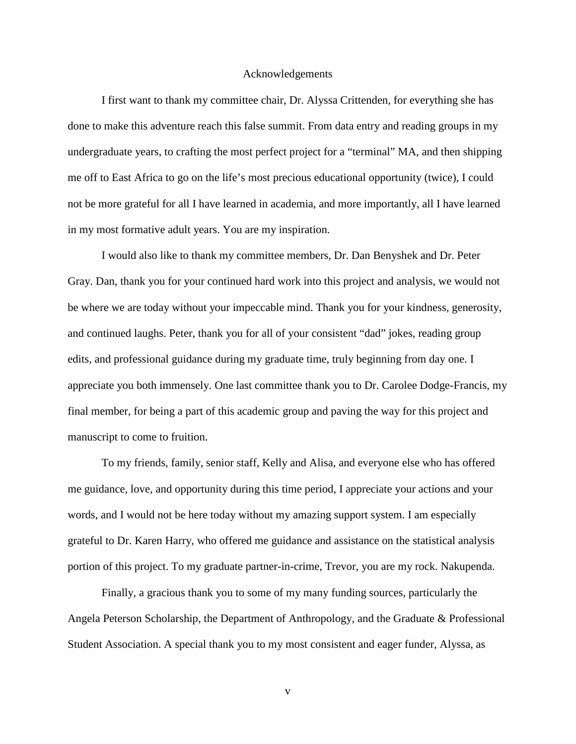# Acknowledgements

I first want to thank my committee chair, Dr. Alyssa Crittenden, for everything she has done to make this adventure reach this false summit. From data entry and reading groups in my undergraduate years, to crafting the most perfect project for a "terminal" MA, and then shipping me off to East Africa to go on the life's most precious educational opportunity (twice), I could not be more grateful for all I have learned in academia, and more importantly, all I have learned in my most formative adult years. You are my inspiration.

I would also like to thank my committee members, Dr. Dan Benyshek and Dr. Peter Gray. Dan, thank you for your continued hard work into this project and analysis, we would not be where we are today without your impeccable mind. Thank you for your kindness, generosity, and continued laughs. Peter, thank you for all of your consistent "dad" jokes, reading group edits, and professional guidance during my graduate time, truly beginning from day one. I appreciate you both immensely. One last committee thank you to Dr. Carolee Dodge-Francis, my final member, for being a part of this academic group and paving the way for this project and manuscript to come to fruition.

To my friends, family, senior staff, Kelly and Alisa, and everyone else who has offered me guidance, love, and opportunity during this time period, I appreciate your actions and your words, and I would not be here today without my amazing support system. I am especially grateful to Dr. Karen Harry, who offered me guidance and assistance on the statistical analysis portion of this project. To my graduate partner-in-crime, Trevor, you are my rock. Nakupenda.

Finally, a gracious thank you to some of my many funding sources, particularly the Angela Peterson Scholarship, the Department of Anthropology, and the Graduate & Professional Student Association. A special thank you to my most consistent and eager funder, Alyssa, as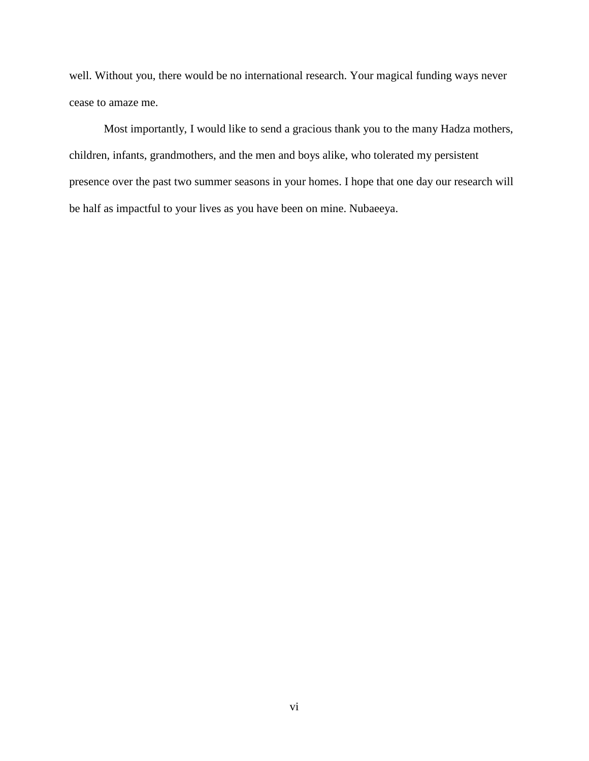well. Without you, there would be no international research. Your magical funding ways never cease to amaze me.

Most importantly, I would like to send a gracious thank you to the many Hadza mothers, children, infants, grandmothers, and the men and boys alike, who tolerated my persistent presence over the past two summer seasons in your homes. I hope that one day our research will be half as impactful to your lives as you have been on mine. Nubaeeya.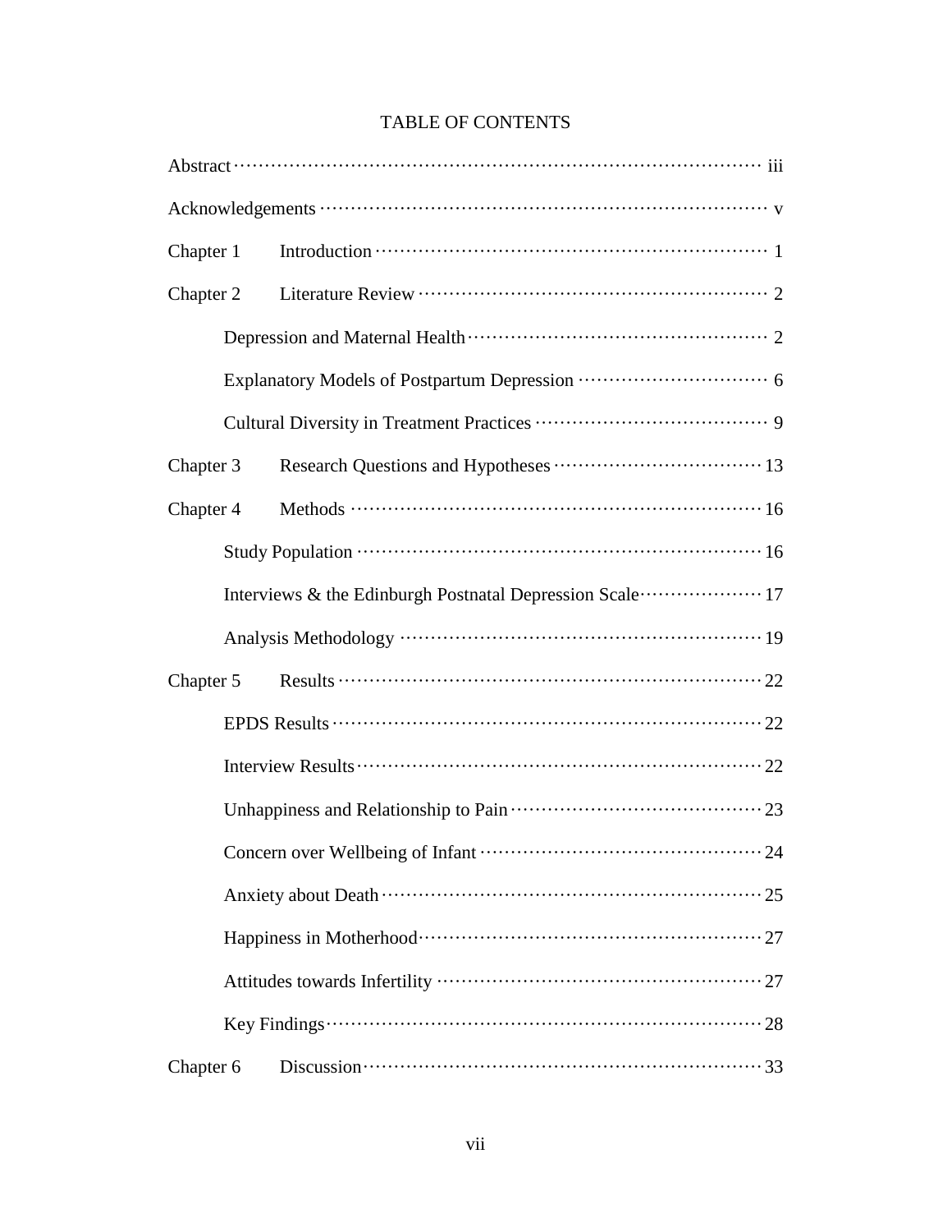# TABLE OF CONTENTS

Abstract ········· iii

Acknowledgements ········· v

Chapter 1 Introduction ········· 1

Chapter 2 Literature Review ········· 2

- Depression and Maternal Health ········· 2
- Explanatory Models of Postpartum Depression ········· 6
- Cultural Diversity in Treatment Practices ········· 9

Chapter 3 Research Questions and Hypotheses ········· 13

Chapter 4 Methods ········· 16

- Study Population ········· 16
- Interviews & the Edinburgh Postnatal Depression Scale ········· 17
- Analysis Methodology ········· 19

Chapter 5 Results ········· 22

- EPDS Results ········· 22
- Interview Results ········· 22
- Unhappiness and Relationship to Pain ········· 23
- Concern over Wellbeing of Infant ········· 24
- Anxiety about Death ········· 25
- Happiness in Motherhood ········· 27
- Attitudes towards Infertility ········· 27
- Key Findings ········· 28

Chapter 6 Discussion ········· 33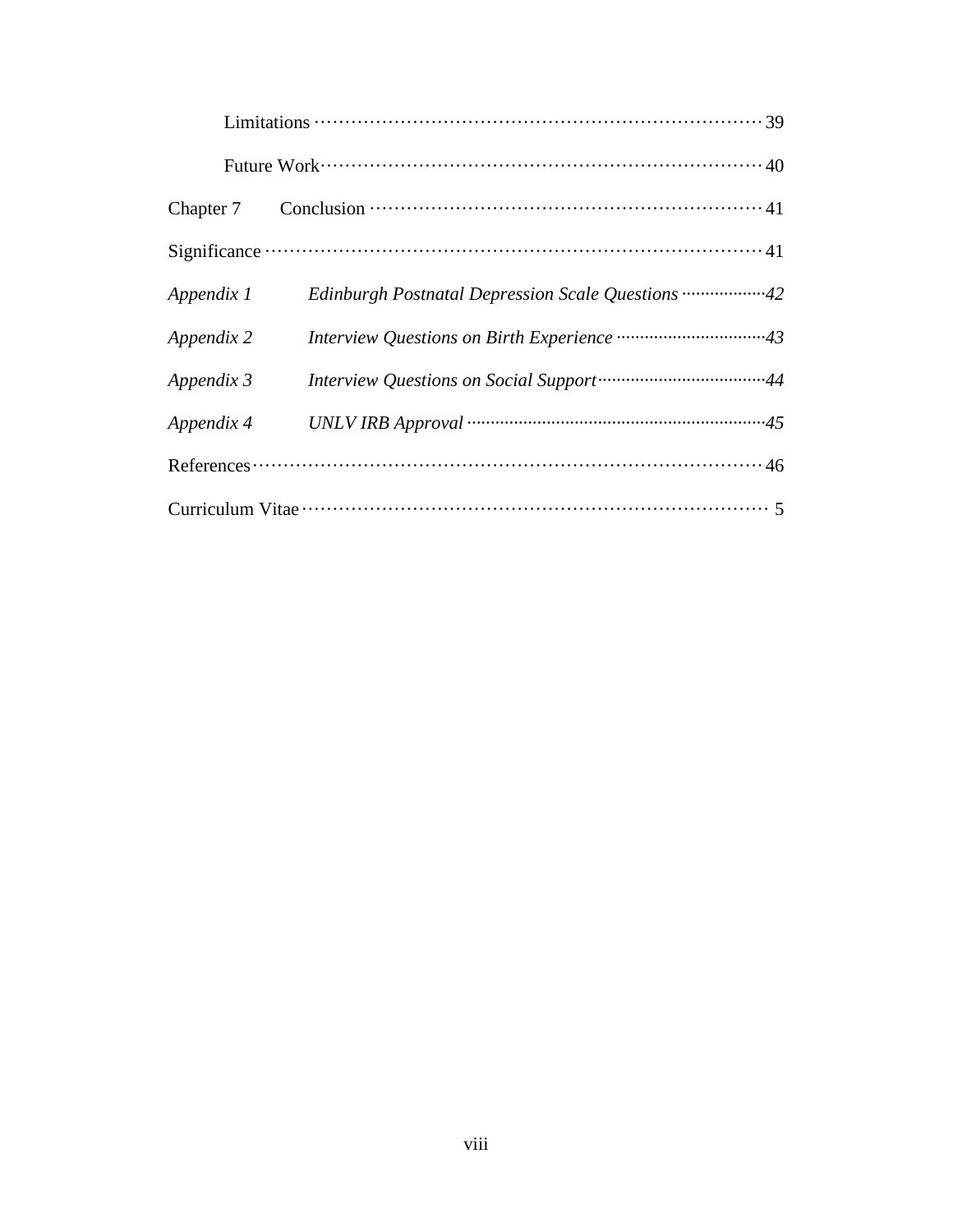Limitations ........................................................................ 39

Future Work........................................................................ 40

Chapter 7 Conclusion ............................................................... 41

Significance ........................................................................ 41

*Appendix 1 Edinburgh Postnatal Depression Scale Questions ..................42*

*Appendix 2 Interview Questions on Birth Experience ...............................43*

*Appendix 3 Interview Questions on Social Support....................................44*

*Appendix 4 UNLV IRB Approval ...............................................................45*

References........................................................................ 46

Curriculum Vitae........................................................................ 5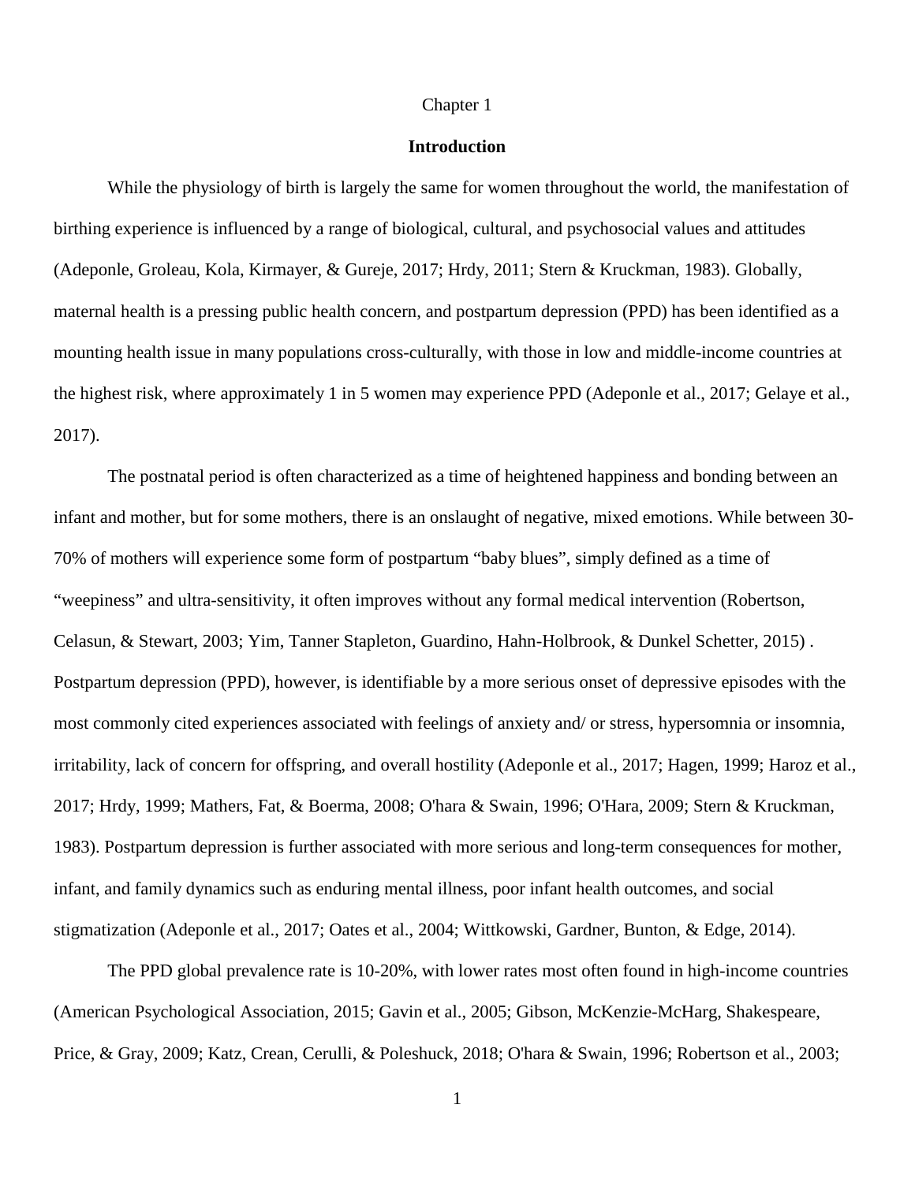Chapter 1

# Introduction

While the physiology of birth is largely the same for women throughout the world, the manifestation of birthing experience is influenced by a range of biological, cultural, and psychosocial values and attitudes (Adeponle, Groleau, Kola, Kirmayer, & Gureje, 2017; Hrdy, 2011; Stern & Kruckman, 1983). Globally, maternal health is a pressing public health concern, and postpartum depression (PPD) has been identified as a mounting health issue in many populations cross-culturally, with those in low and middle-income countries at the highest risk, where approximately 1 in 5 women may experience PPD (Adeponle et al., 2017; Gelaye et al., 2017).

The postnatal period is often characterized as a time of heightened happiness and bonding between an infant and mother, but for some mothers, there is an onslaught of negative, mixed emotions. While between 30-70% of mothers will experience some form of postpartum "baby blues", simply defined as a time of "weepiness" and ultra-sensitivity, it often improves without any formal medical intervention (Robertson, Celasun, & Stewart, 2003; Yim, Tanner Stapleton, Guardino, Hahn-Holbrook, & Dunkel Schetter, 2015) . Postpartum depression (PPD), however, is identifiable by a more serious onset of depressive episodes with the most commonly cited experiences associated with feelings of anxiety and/ or stress, hypersomnia or insomnia, irritability, lack of concern for offspring, and overall hostility (Adeponle et al., 2017; Hagen, 1999; Haroz et al., 2017; Hrdy, 1999; Mathers, Fat, & Boerma, 2008; O'hara & Swain, 1996; O'Hara, 2009; Stern & Kruckman, 1983). Postpartum depression is further associated with more serious and long-term consequences for mother, infant, and family dynamics such as enduring mental illness, poor infant health outcomes, and social stigmatization (Adeponle et al., 2017; Oates et al., 2004; Wittkowski, Gardner, Bunton, & Edge, 2014).

The PPD global prevalence rate is 10-20%, with lower rates most often found in high-income countries (American Psychological Association, 2015; Gavin et al., 2005; Gibson, McKenzie-McHarg, Shakespeare, Price, & Gray, 2009; Katz, Crean, Cerulli, & Poleshuck, 2018; O'hara & Swain, 1996; Robertson et al., 2003;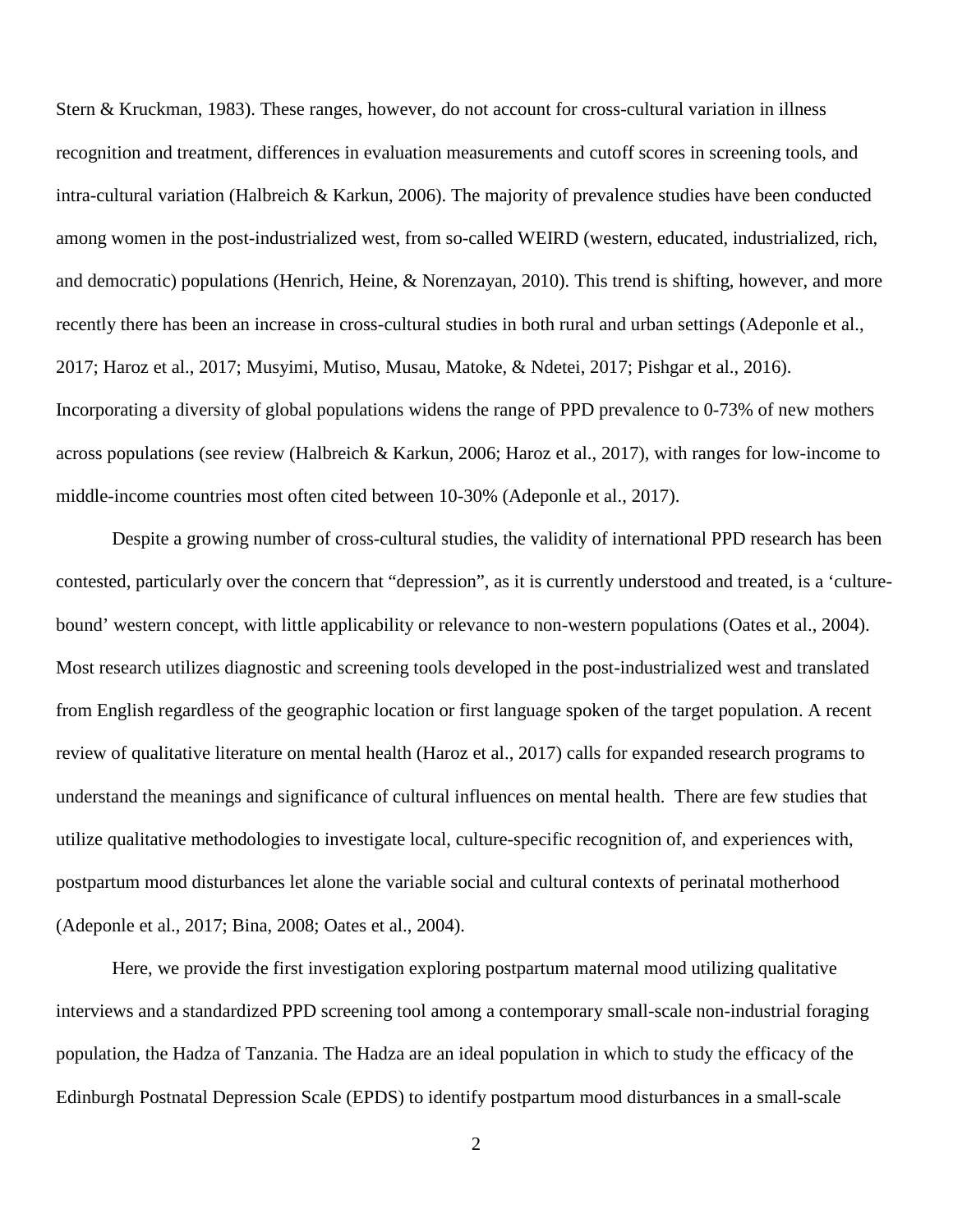Stern & Kruckman, 1983). These ranges, however, do not account for cross-cultural variation in illness recognition and treatment, differences in evaluation measurements and cutoff scores in screening tools, and intra-cultural variation (Halbreich & Karkun, 2006). The majority of prevalence studies have been conducted among women in the post-industrialized west, from so-called WEIRD (western, educated, industrialized, rich, and democratic) populations (Henrich, Heine, & Norenzayan, 2010). This trend is shifting, however, and more recently there has been an increase in cross-cultural studies in both rural and urban settings (Adeponle et al., 2017; Haroz et al., 2017; Musyimi, Mutiso, Musau, Matoke, & Ndetei, 2017; Pishgar et al., 2016). Incorporating a diversity of global populations widens the range of PPD prevalence to 0-73% of new mothers across populations (see review (Halbreich & Karkun, 2006; Haroz et al., 2017), with ranges for low-income to middle-income countries most often cited between 10-30% (Adeponle et al., 2017).

Despite a growing number of cross-cultural studies, the validity of international PPD research has been contested, particularly over the concern that "depression", as it is currently understood and treated, is a 'culture-bound' western concept, with little applicability or relevance to non-western populations (Oates et al., 2004). Most research utilizes diagnostic and screening tools developed in the post-industrialized west and translated from English regardless of the geographic location or first language spoken of the target population. A recent review of qualitative literature on mental health (Haroz et al., 2017) calls for expanded research programs to understand the meanings and significance of cultural influences on mental health. There are few studies that utilize qualitative methodologies to investigate local, culture-specific recognition of, and experiences with, postpartum mood disturbances let alone the variable social and cultural contexts of perinatal motherhood (Adeponle et al., 2017; Bina, 2008; Oates et al., 2004).

Here, we provide the first investigation exploring postpartum maternal mood utilizing qualitative interviews and a standardized PPD screening tool among a contemporary small-scale non-industrial foraging population, the Hadza of Tanzania. The Hadza are an ideal population in which to study the efficacy of the Edinburgh Postnatal Depression Scale (EPDS) to identify postpartum mood disturbances in a small-scale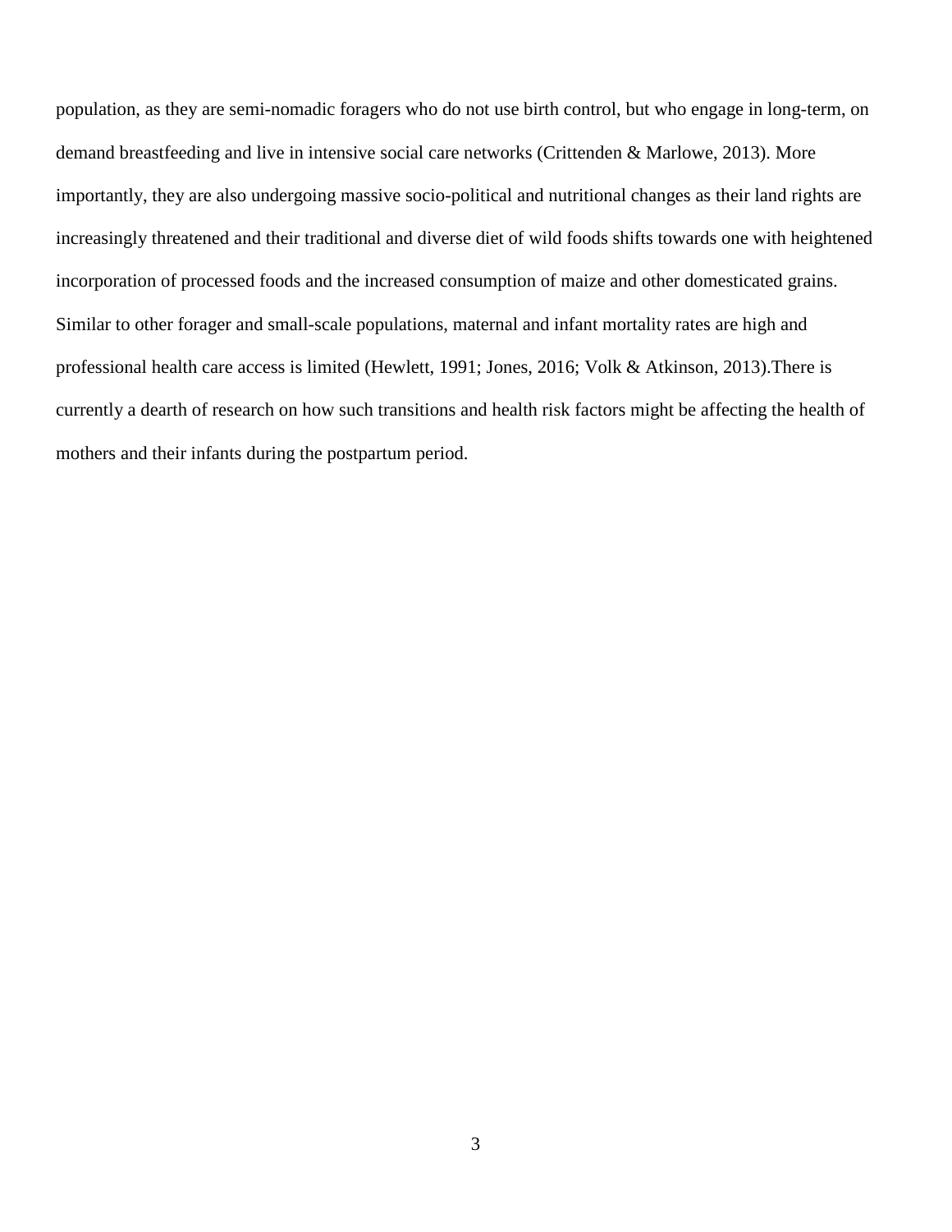population, as they are semi-nomadic foragers who do not use birth control, but who engage in long-term, on demand breastfeeding and live in intensive social care networks (Crittenden & Marlowe, 2013). More importantly, they are also undergoing massive socio-political and nutritional changes as their land rights are increasingly threatened and their traditional and diverse diet of wild foods shifts towards one with heightened incorporation of processed foods and the increased consumption of maize and other domesticated grains. Similar to other forager and small-scale populations, maternal and infant mortality rates are high and professional health care access is limited (Hewlett, 1991; Jones, 2016; Volk & Atkinson, 2013).There is currently a dearth of research on how such transitions and health risk factors might be affecting the health of mothers and their infants during the postpartum period.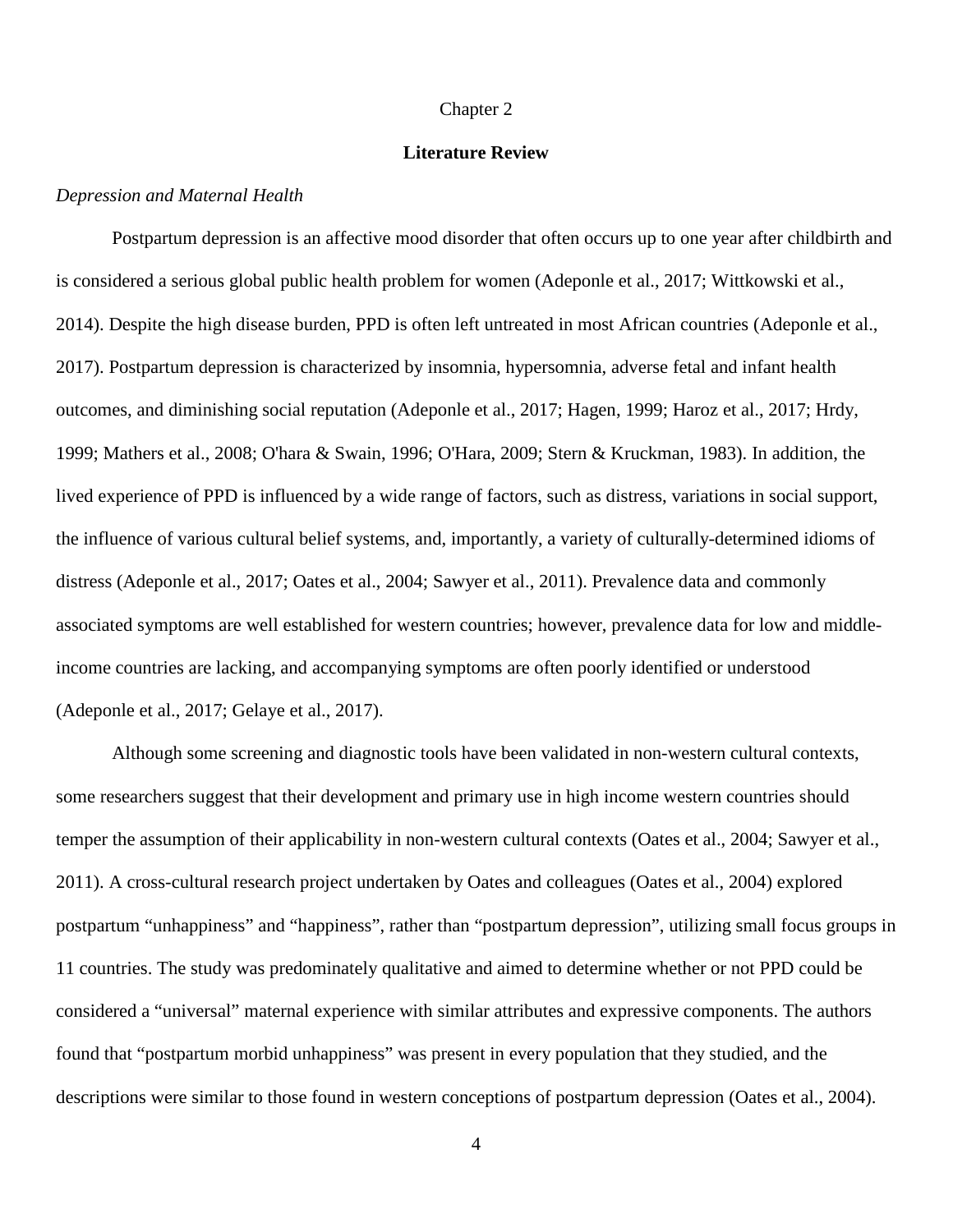# Chapter 2

## Literature Review

### *Depression and Maternal Health*

Postpartum depression is an affective mood disorder that often occurs up to one year after childbirth and is considered a serious global public health problem for women (Adeponle et al., 2017; Wittkowski et al., 2014). Despite the high disease burden, PPD is often left untreated in most African countries (Adeponle et al., 2017). Postpartum depression is characterized by insomnia, hypersomnia, adverse fetal and infant health outcomes, and diminishing social reputation (Adeponle et al., 2017; Hagen, 1999; Haroz et al., 2017; Hrdy, 1999; Mathers et al., 2008; O'hara & Swain, 1996; O'Hara, 2009; Stern & Kruckman, 1983). In addition, the lived experience of PPD is influenced by a wide range of factors, such as distress, variations in social support, the influence of various cultural belief systems, and, importantly, a variety of culturally-determined idioms of distress (Adeponle et al., 2017; Oates et al., 2004; Sawyer et al., 2011). Prevalence data and commonly associated symptoms are well established for western countries; however, prevalence data for low and middle-income countries are lacking, and accompanying symptoms are often poorly identified or understood (Adeponle et al., 2017; Gelaye et al., 2017).

Although some screening and diagnostic tools have been validated in non-western cultural contexts, some researchers suggest that their development and primary use in high income western countries should temper the assumption of their applicability in non-western cultural contexts (Oates et al., 2004; Sawyer et al., 2011). A cross-cultural research project undertaken by Oates and colleagues (Oates et al., 2004) explored postpartum "unhappiness" and "happiness", rather than "postpartum depression", utilizing small focus groups in 11 countries. The study was predominately qualitative and aimed to determine whether or not PPD could be considered a "universal" maternal experience with similar attributes and expressive components. The authors found that "postpartum morbid unhappiness" was present in every population that they studied, and the descriptions were similar to those found in western conceptions of postpartum depression (Oates et al., 2004).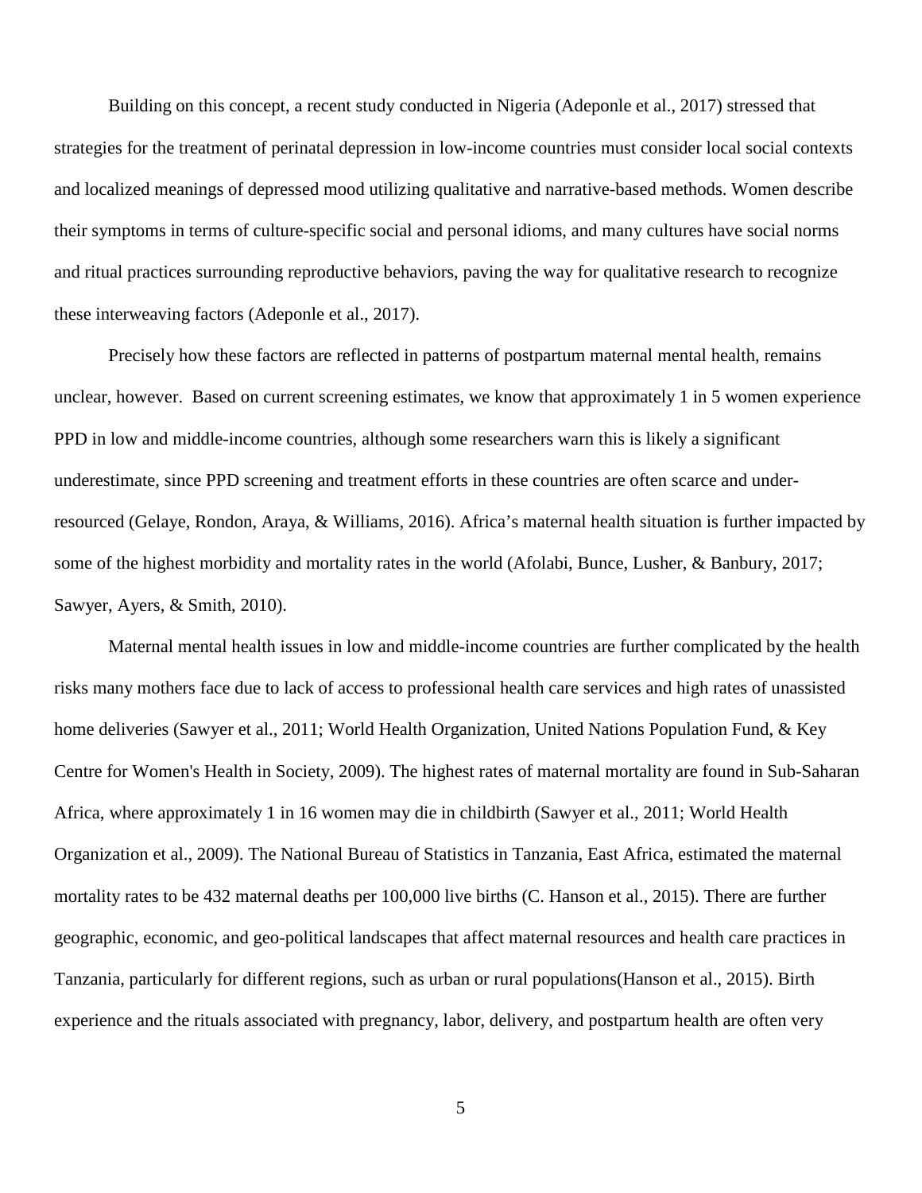Building on this concept, a recent study conducted in Nigeria (Adeponle et al., 2017) stressed that strategies for the treatment of perinatal depression in low-income countries must consider local social contexts and localized meanings of depressed mood utilizing qualitative and narrative-based methods. Women describe their symptoms in terms of culture-specific social and personal idioms, and many cultures have social norms and ritual practices surrounding reproductive behaviors, paving the way for qualitative research to recognize these interweaving factors (Adeponle et al., 2017).

Precisely how these factors are reflected in patterns of postpartum maternal mental health, remains unclear, however. Based on current screening estimates, we know that approximately 1 in 5 women experience PPD in low and middle-income countries, although some researchers warn this is likely a significant underestimate, since PPD screening and treatment efforts in these countries are often scarce and under-resourced (Gelaye, Rondon, Araya, & Williams, 2016). Africa's maternal health situation is further impacted by some of the highest morbidity and mortality rates in the world (Afolabi, Bunce, Lusher, & Banbury, 2017; Sawyer, Ayers, & Smith, 2010).

Maternal mental health issues in low and middle-income countries are further complicated by the health risks many mothers face due to lack of access to professional health care services and high rates of unassisted home deliveries (Sawyer et al., 2011; World Health Organization, United Nations Population Fund, & Key Centre for Women's Health in Society, 2009). The highest rates of maternal mortality are found in Sub-Saharan Africa, where approximately 1 in 16 women may die in childbirth (Sawyer et al., 2011; World Health Organization et al., 2009). The National Bureau of Statistics in Tanzania, East Africa, estimated the maternal mortality rates to be 432 maternal deaths per 100,000 live births (C. Hanson et al., 2015). There are further geographic, economic, and geo-political landscapes that affect maternal resources and health care practices in Tanzania, particularly for different regions, such as urban or rural populations(Hanson et al., 2015). Birth experience and the rituals associated with pregnancy, labor, delivery, and postpartum health are often very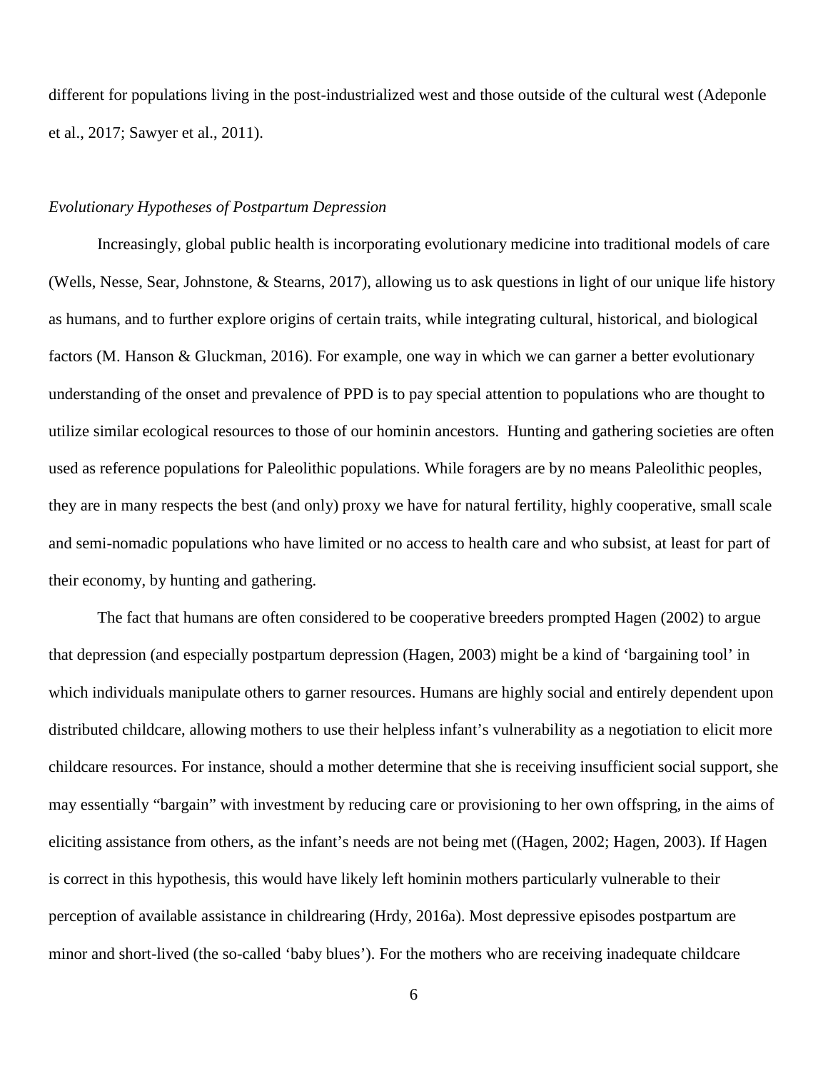different for populations living in the post-industrialized west and those outside of the cultural west (Adeponle et al., 2017; Sawyer et al., 2011).

### *Evolutionary Hypotheses of Postpartum Depression*

Increasingly, global public health is incorporating evolutionary medicine into traditional models of care (Wells, Nesse, Sear, Johnstone, & Stearns, 2017), allowing us to ask questions in light of our unique life history as humans, and to further explore origins of certain traits, while integrating cultural, historical, and biological factors (M. Hanson & Gluckman, 2016). For example, one way in which we can garner a better evolutionary understanding of the onset and prevalence of PPD is to pay special attention to populations who are thought to utilize similar ecological resources to those of our hominin ancestors. Hunting and gathering societies are often used as reference populations for Paleolithic populations. While foragers are by no means Paleolithic peoples, they are in many respects the best (and only) proxy we have for natural fertility, highly cooperative, small scale and semi-nomadic populations who have limited or no access to health care and who subsist, at least for part of their economy, by hunting and gathering.

The fact that humans are often considered to be cooperative breeders prompted Hagen (2002) to argue that depression (and especially postpartum depression (Hagen, 2003) might be a kind of 'bargaining tool' in which individuals manipulate others to garner resources. Humans are highly social and entirely dependent upon distributed childcare, allowing mothers to use their helpless infant's vulnerability as a negotiation to elicit more childcare resources. For instance, should a mother determine that she is receiving insufficient social support, she may essentially "bargain" with investment by reducing care or provisioning to her own offspring, in the aims of eliciting assistance from others, as the infant's needs are not being met ((Hagen, 2002; Hagen, 2003). If Hagen is correct in this hypothesis, this would have likely left hominin mothers particularly vulnerable to their perception of available assistance in childrearing (Hrdy, 2016a). Most depressive episodes postpartum are minor and short-lived (the so-called 'baby blues'). For the mothers who are receiving inadequate childcare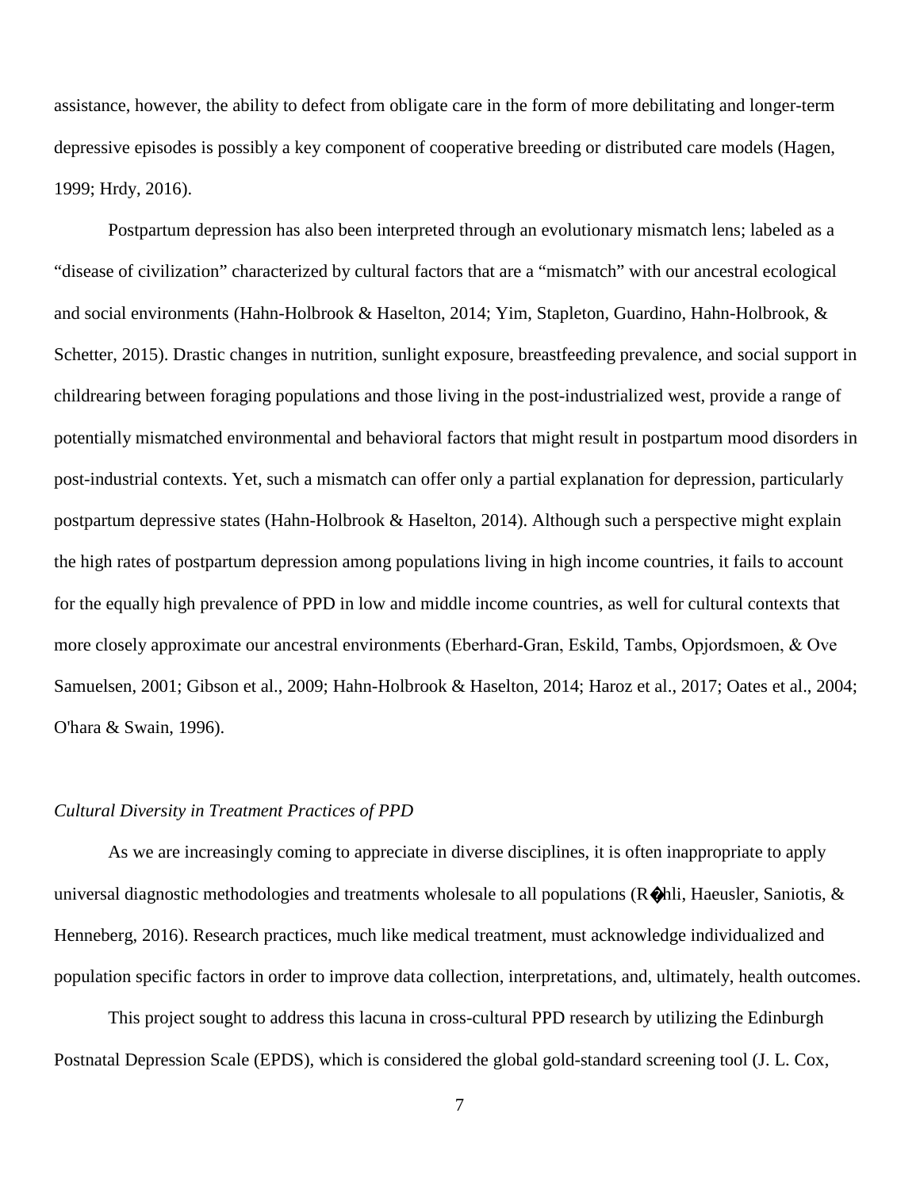assistance, however, the ability to defect from obligate care in the form of more debilitating and longer-term depressive episodes is possibly a key component of cooperative breeding or distributed care models (Hagen, 1999; Hrdy, 2016).

Postpartum depression has also been interpreted through an evolutionary mismatch lens; labeled as a "disease of civilization" characterized by cultural factors that are a "mismatch" with our ancestral ecological and social environments (Hahn-Holbrook & Haselton, 2014; Yim, Stapleton, Guardino, Hahn-Holbrook, & Schetter, 2015). Drastic changes in nutrition, sunlight exposure, breastfeeding prevalence, and social support in childrearing between foraging populations and those living in the post-industrialized west, provide a range of potentially mismatched environmental and behavioral factors that might result in postpartum mood disorders in post-industrial contexts. Yet, such a mismatch can offer only a partial explanation for depression, particularly postpartum depressive states (Hahn-Holbrook & Haselton, 2014). Although such a perspective might explain the high rates of postpartum depression among populations living in high income countries, it fails to account for the equally high prevalence of PPD in low and middle income countries, as well for cultural contexts that more closely approximate our ancestral environments (Eberhard-Gran, Eskild, Tambs, Opjordsmoen, & Ove Samuelsen, 2001; Gibson et al., 2009; Hahn-Holbrook & Haselton, 2014; Haroz et al., 2017; Oates et al., 2004; O'hara & Swain, 1996).

### *Cultural Diversity in Treatment Practices of PPD*

As we are increasingly coming to appreciate in diverse disciplines, it is often inappropriate to apply universal diagnostic methodologies and treatments wholesale to all populations (R�hli, Haeusler, Saniotis, & Henneberg, 2016). Research practices, much like medical treatment, must acknowledge individualized and population specific factors in order to improve data collection, interpretations, and, ultimately, health outcomes.

This project sought to address this lacuna in cross-cultural PPD research by utilizing the Edinburgh Postnatal Depression Scale (EPDS), which is considered the global gold-standard screening tool (J. L. Cox,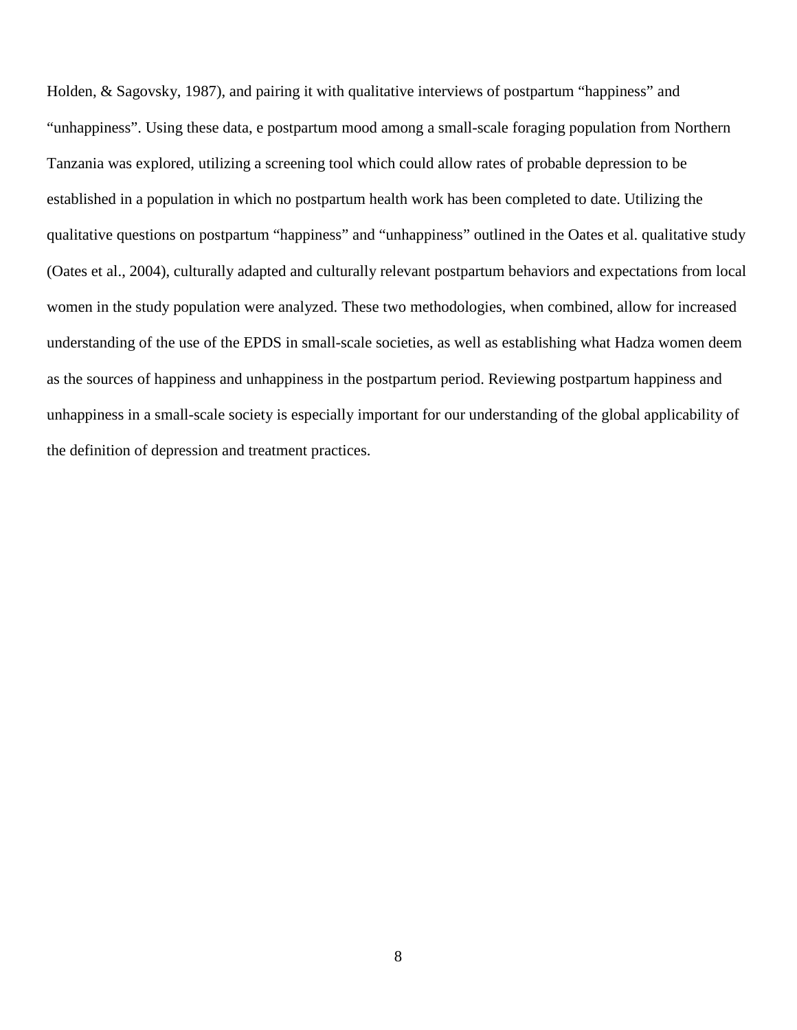Holden, & Sagovsky, 1987), and pairing it with qualitative interviews of postpartum "happiness" and "unhappiness". Using these data, e postpartum mood among a small-scale foraging population from Northern Tanzania was explored, utilizing a screening tool which could allow rates of probable depression to be established in a population in which no postpartum health work has been completed to date. Utilizing the qualitative questions on postpartum "happiness" and "unhappiness" outlined in the Oates et al. qualitative study (Oates et al., 2004), culturally adapted and culturally relevant postpartum behaviors and expectations from local women in the study population were analyzed. These two methodologies, when combined, allow for increased understanding of the use of the EPDS in small-scale societies, as well as establishing what Hadza women deem as the sources of happiness and unhappiness in the postpartum period. Reviewing postpartum happiness and unhappiness in a small-scale society is especially important for our understanding of the global applicability of the definition of depression and treatment practices.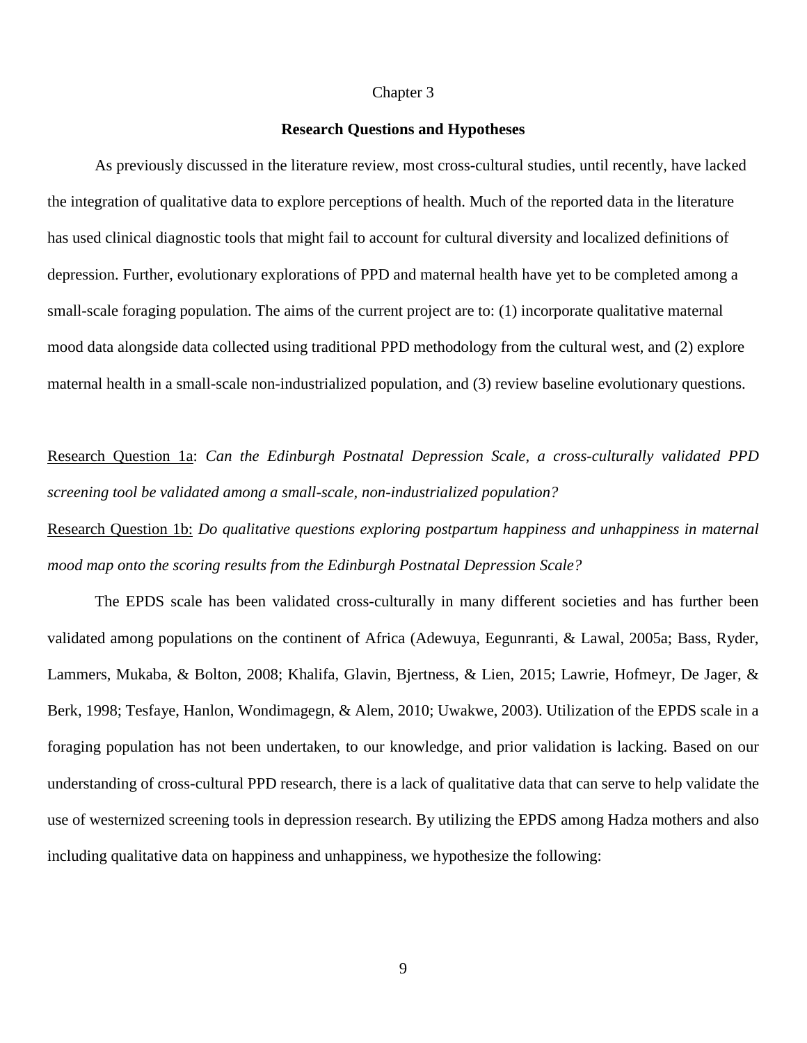# Chapter 3

## Research Questions and Hypotheses

As previously discussed in the literature review, most cross-cultural studies, until recently, have lacked the integration of qualitative data to explore perceptions of health. Much of the reported data in the literature has used clinical diagnostic tools that might fail to account for cultural diversity and localized definitions of depression. Further, evolutionary explorations of PPD and maternal health have yet to be completed among a small-scale foraging population. The aims of the current project are to: (1) incorporate qualitative maternal mood data alongside data collected using traditional PPD methodology from the cultural west, and (2) explore maternal health in a small-scale non-industrialized population, and (3) review baseline evolutionary questions.

<u>Research Question 1a</u>: *Can the Edinburgh Postnatal Depression Scale, a cross-culturally validated PPD screening tool be validated among a small-scale, non-industrialized population?*

<u>Research Question 1b:</u> *Do qualitative questions exploring postpartum happiness and unhappiness in maternal mood map onto the scoring results from the Edinburgh Postnatal Depression Scale?*

The EPDS scale has been validated cross-culturally in many different societies and has further been validated among populations on the continent of Africa (Adewuya, Eegunranti, & Lawal, 2005a; Bass, Ryder, Lammers, Mukaba, & Bolton, 2008; Khalifa, Glavin, Bjertness, & Lien, 2015; Lawrie, Hofmeyr, De Jager, & Berk, 1998; Tesfaye, Hanlon, Wondimagegn, & Alem, 2010; Uwakwe, 2003). Utilization of the EPDS scale in a foraging population has not been undertaken, to our knowledge, and prior validation is lacking. Based on our understanding of cross-cultural PPD research, there is a lack of qualitative data that can serve to help validate the use of westernized screening tools in depression research. By utilizing the EPDS among Hadza mothers and also including qualitative data on happiness and unhappiness, we hypothesize the following: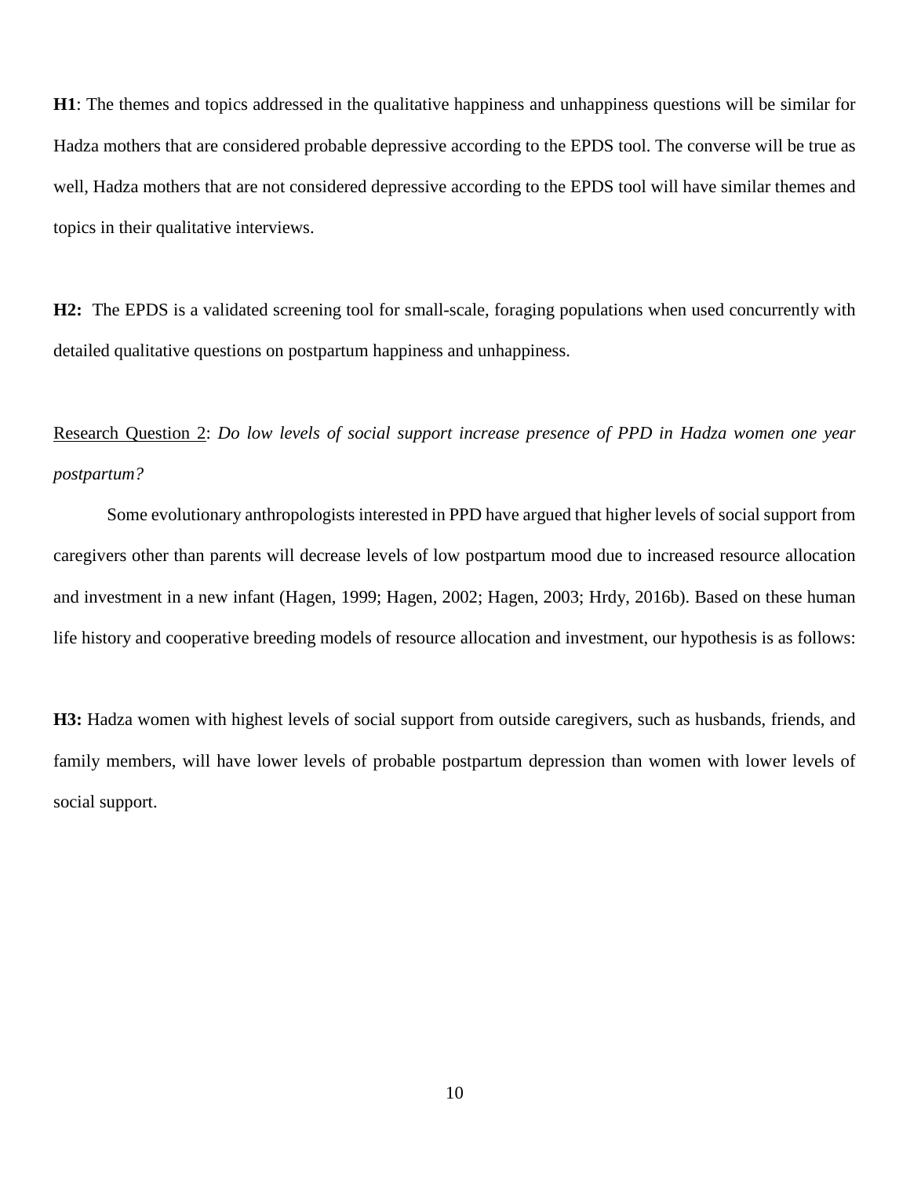**H1**: The themes and topics addressed in the qualitative happiness and unhappiness questions will be similar for Hadza mothers that are considered probable depressive according to the EPDS tool. The converse will be true as well, Hadza mothers that are not considered depressive according to the EPDS tool will have similar themes and topics in their qualitative interviews.

**H2:** The EPDS is a validated screening tool for small-scale, foraging populations when used concurrently with detailed qualitative questions on postpartum happiness and unhappiness.

<u>Research Question 2</u>: *Do low levels of social support increase presence of PPD in Hadza women one year postpartum?*

Some evolutionary anthropologists interested in PPD have argued that higher levels of social support from caregivers other than parents will decrease levels of low postpartum mood due to increased resource allocation and investment in a new infant (Hagen, 1999; Hagen, 2002; Hagen, 2003; Hrdy, 2016b). Based on these human life history and cooperative breeding models of resource allocation and investment, our hypothesis is as follows:

**H3:** Hadza women with highest levels of social support from outside caregivers, such as husbands, friends, and family members, will have lower levels of probable postpartum depression than women with lower levels of social support.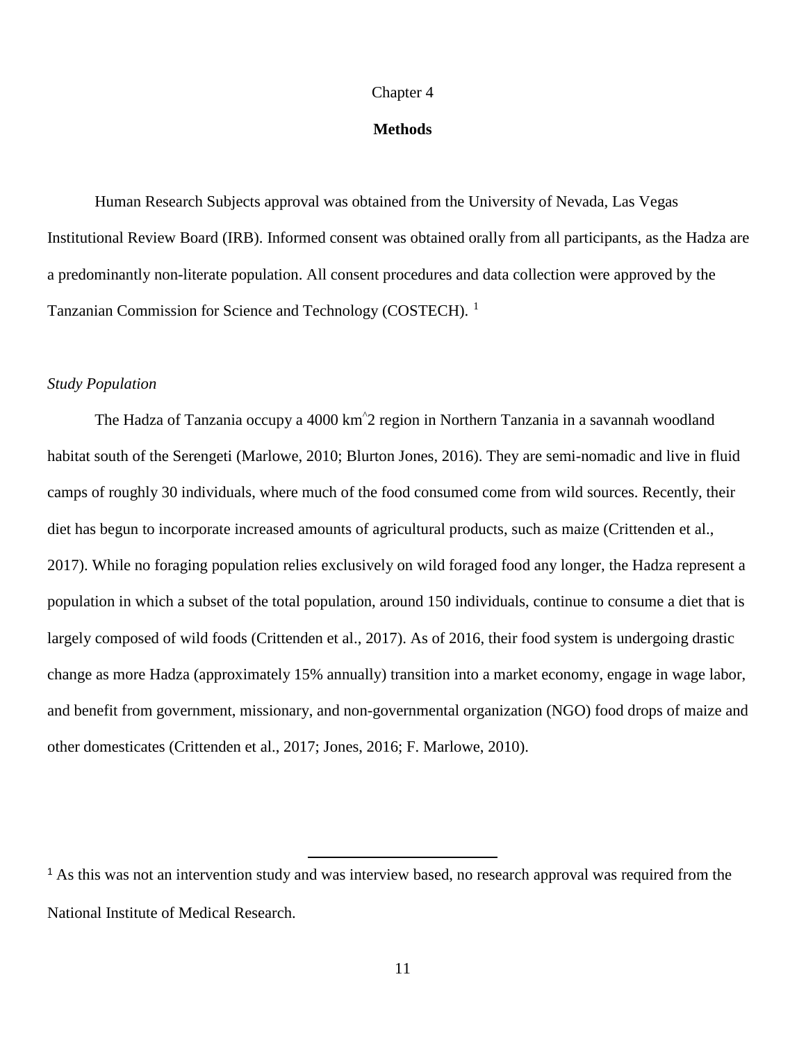Chapter 4

# Methods

Human Research Subjects approval was obtained from the University of Nevada, Las Vegas Institutional Review Board (IRB). Informed consent was obtained orally from all participants, as the Hadza are a predominantly non-literate population. All consent procedures and data collection were approved by the Tanzanian Commission for Science and Technology (COSTECH). [1]

## *Study Population*

The Hadza of Tanzania occupy a 4000 km^2 region in Northern Tanzania in a savannah woodland habitat south of the Serengeti (Marlowe, 2010; Blurton Jones, 2016). They are semi-nomadic and live in fluid camps of roughly 30 individuals, where much of the food consumed come from wild sources. Recently, their diet has begun to incorporate increased amounts of agricultural products, such as maize (Crittenden et al., 2017). While no foraging population relies exclusively on wild foraged food any longer, the Hadza represent a population in which a subset of the total population, around 150 individuals, continue to consume a diet that is largely composed of wild foods (Crittenden et al., 2017). As of 2016, their food system is undergoing drastic change as more Hadza (approximately 15% annually) transition into a market economy, engage in wage labor, and benefit from government, missionary, and non-governmental organization (NGO) food drops of maize and other domesticates (Crittenden et al., 2017; Jones, 2016; F. Marlowe, 2010).

---

[1] As this was not an intervention study and was interview based, no research approval was required from the National Institute of Medical Research.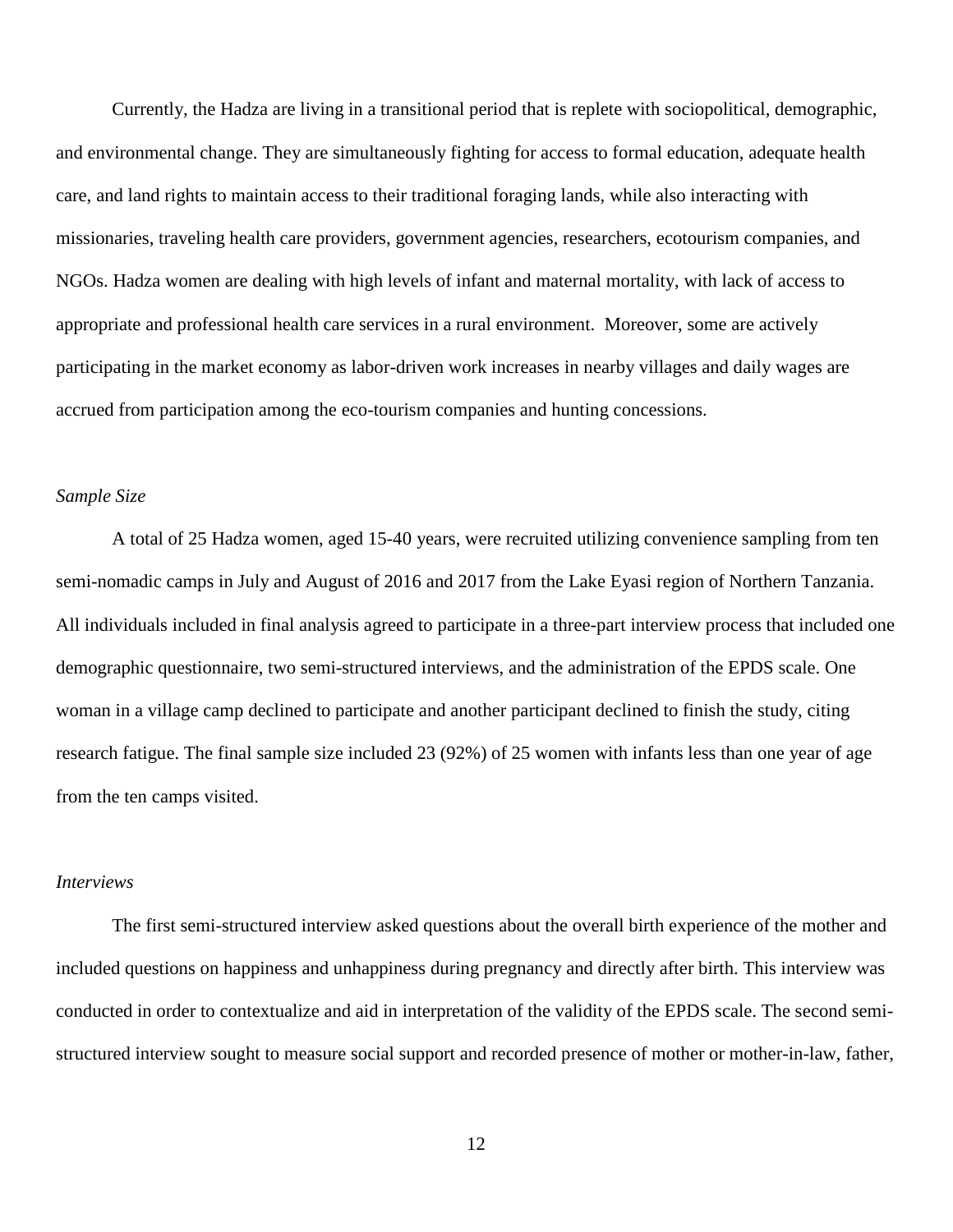Currently, the Hadza are living in a transitional period that is replete with sociopolitical, demographic, and environmental change. They are simultaneously fighting for access to formal education, adequate health care, and land rights to maintain access to their traditional foraging lands, while also interacting with missionaries, traveling health care providers, government agencies, researchers, ecotourism companies, and NGOs. Hadza women are dealing with high levels of infant and maternal mortality, with lack of access to appropriate and professional health care services in a rural environment. Moreover, some are actively participating in the market economy as labor-driven work increases in nearby villages and daily wages are accrued from participation among the eco-tourism companies and hunting concessions.

*Sample Size*

A total of 25 Hadza women, aged 15-40 years, were recruited utilizing convenience sampling from ten semi-nomadic camps in July and August of 2016 and 2017 from the Lake Eyasi region of Northern Tanzania. All individuals included in final analysis agreed to participate in a three-part interview process that included one demographic questionnaire, two semi-structured interviews, and the administration of the EPDS scale. One woman in a village camp declined to participate and another participant declined to finish the study, citing research fatigue. The final sample size included 23 (92%) of 25 women with infants less than one year of age from the ten camps visited.

*Interviews*

The first semi-structured interview asked questions about the overall birth experience of the mother and included questions on happiness and unhappiness during pregnancy and directly after birth. This interview was conducted in order to contextualize and aid in interpretation of the validity of the EPDS scale. The second semi-structured interview sought to measure social support and recorded presence of mother or mother-in-law, father,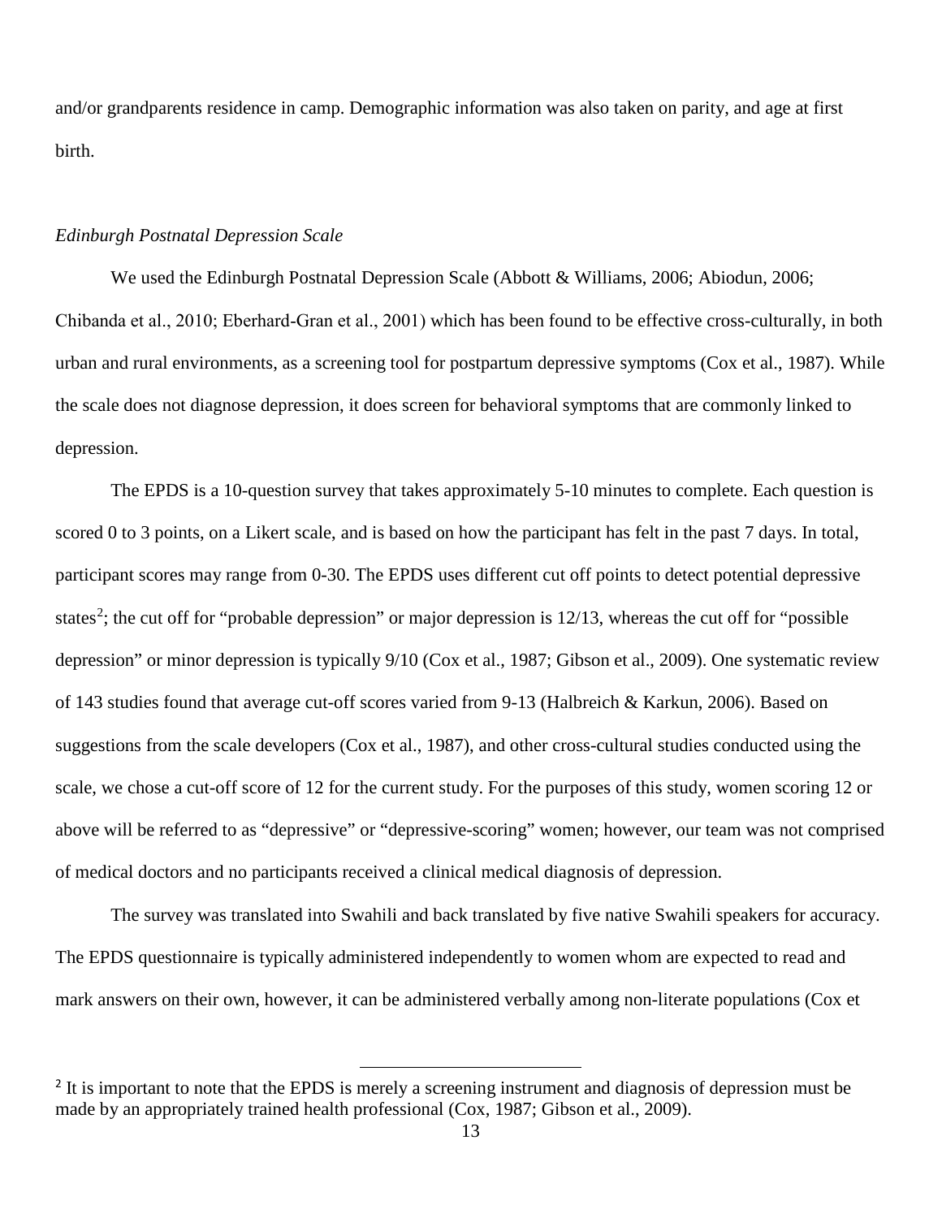and/or grandparents residence in camp. Demographic information was also taken on parity, and age at first birth.

*Edinburgh Postnatal Depression Scale*

We used the Edinburgh Postnatal Depression Scale (Abbott & Williams, 2006; Abiodun, 2006; Chibanda et al., 2010; Eberhard-Gran et al., 2001) which has been found to be effective cross-culturally, in both urban and rural environments, as a screening tool for postpartum depressive symptoms (Cox et al., 1987). While the scale does not diagnose depression, it does screen for behavioral symptoms that are commonly linked to depression.

The EPDS is a 10-question survey that takes approximately 5-10 minutes to complete. Each question is scored 0 to 3 points, on a Likert scale, and is based on how the participant has felt in the past 7 days. In total, participant scores may range from 0-30. The EPDS uses different cut off points to detect potential depressive states[2]; the cut off for "probable depression" or major depression is 12/13, whereas the cut off for "possible depression" or minor depression is typically 9/10 (Cox et al., 1987; Gibson et al., 2009). One systematic review of 143 studies found that average cut-off scores varied from 9-13 (Halbreich & Karkun, 2006). Based on suggestions from the scale developers (Cox et al., 1987), and other cross-cultural studies conducted using the scale, we chose a cut-off score of 12 for the current study. For the purposes of this study, women scoring 12 or above will be referred to as "depressive" or "depressive-scoring" women; however, our team was not comprised of medical doctors and no participants received a clinical medical diagnosis of depression.

The survey was translated into Swahili and back translated by five native Swahili speakers for accuracy. The EPDS questionnaire is typically administered independently to women whom are expected to read and mark answers on their own, however, it can be administered verbally among non-literate populations (Cox et

[2] It is important to note that the EPDS is merely a screening instrument and diagnosis of depression must be made by an appropriately trained health professional (Cox, 1987; Gibson et al., 2009).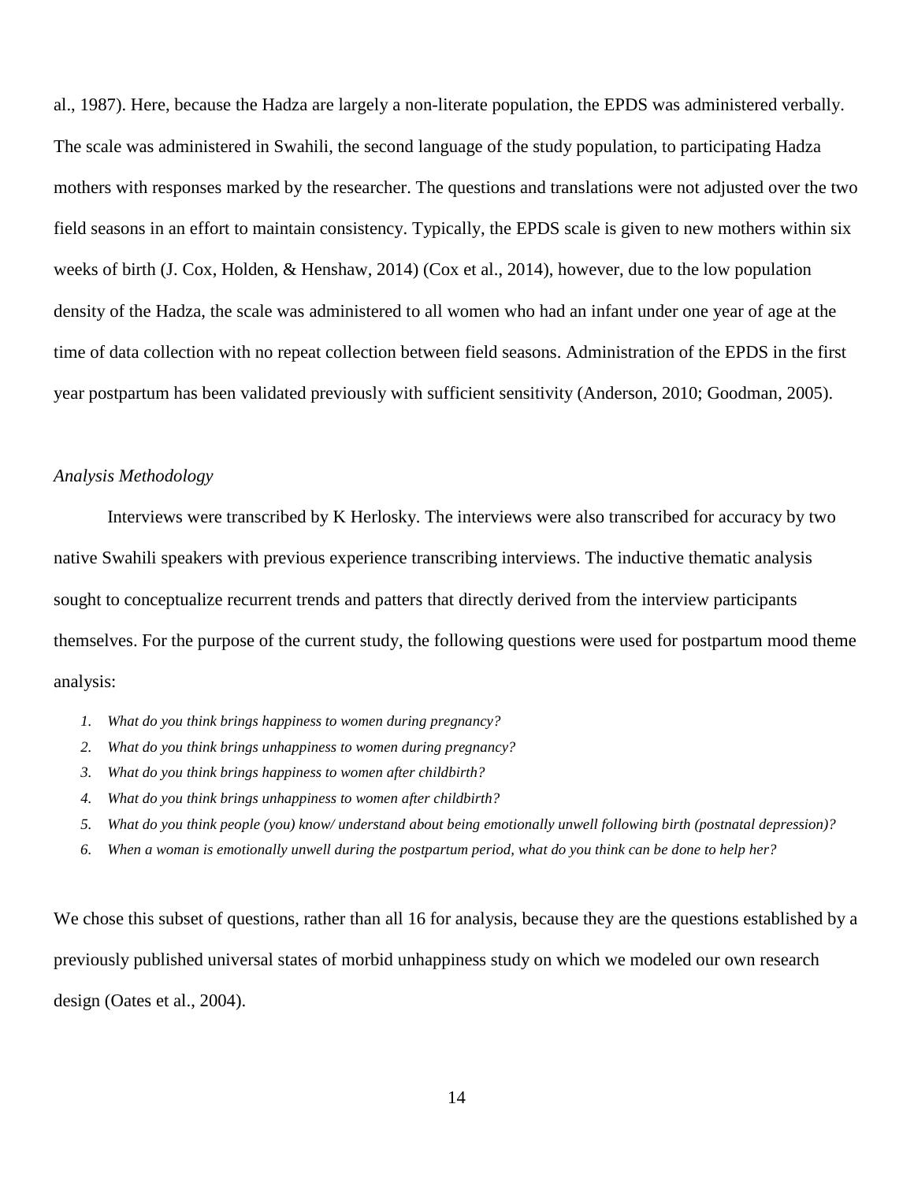al., 1987). Here, because the Hadza are largely a non-literate population, the EPDS was administered verbally. The scale was administered in Swahili, the second language of the study population, to participating Hadza mothers with responses marked by the researcher. The questions and translations were not adjusted over the two field seasons in an effort to maintain consistency. Typically, the EPDS scale is given to new mothers within six weeks of birth (J. Cox, Holden, & Henshaw, 2014) (Cox et al., 2014), however, due to the low population density of the Hadza, the scale was administered to all women who had an infant under one year of age at the time of data collection with no repeat collection between field seasons. Administration of the EPDS in the first year postpartum has been validated previously with sufficient sensitivity (Anderson, 2010; Goodman, 2005).

*Analysis Methodology*

Interviews were transcribed by K Herlosky. The interviews were also transcribed for accuracy by two native Swahili speakers with previous experience transcribing interviews. The inductive thematic analysis sought to conceptualize recurrent trends and patters that directly derived from the interview participants themselves. For the purpose of the current study, the following questions were used for postpartum mood theme analysis:

1. *What do you think brings happiness to women during pregnancy?*
2. *What do you think brings unhappiness to women during pregnancy?*
3. *What do you think brings happiness to women after childbirth?*
4. *What do you think brings unhappiness to women after childbirth?*
5. *What do you think people (you) know/ understand about being emotionally unwell following birth (postnatal depression)?*
6. *When a woman is emotionally unwell during the postpartum period, what do you think can be done to help her?*

We chose this subset of questions, rather than all 16 for analysis, because they are the questions established by a previously published universal states of morbid unhappiness study on which we modeled our own research design (Oates et al., 2004).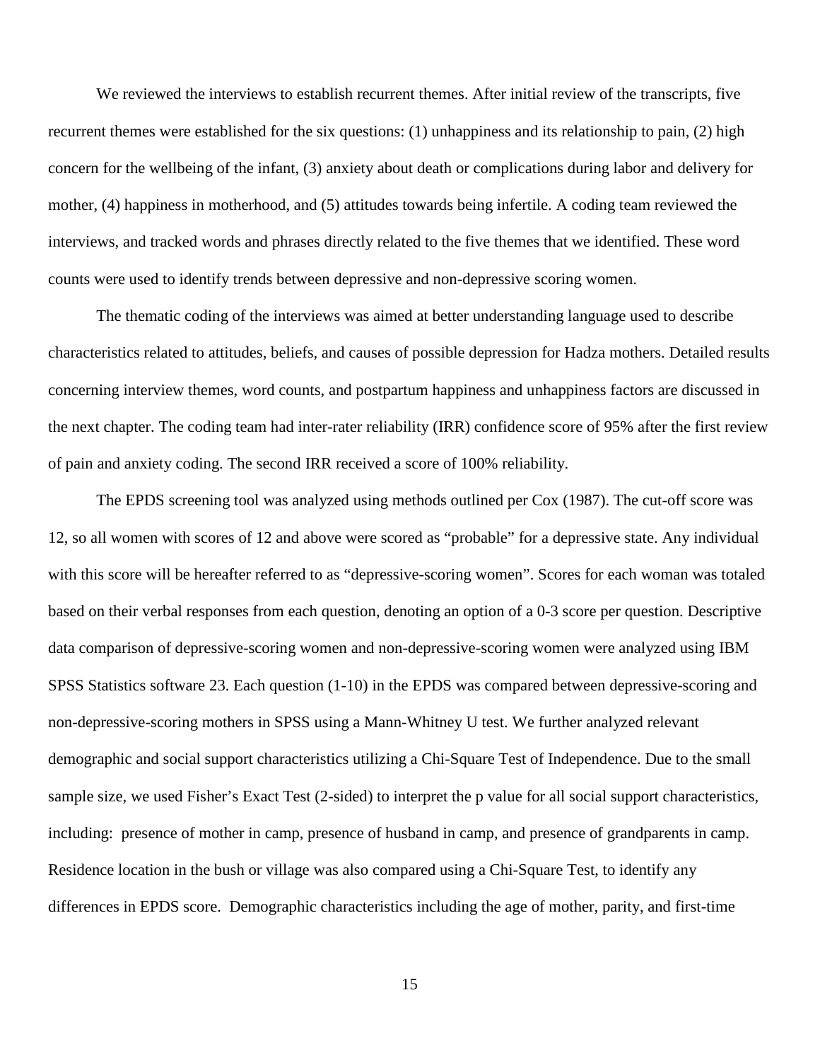We reviewed the interviews to establish recurrent themes. After initial review of the transcripts, five recurrent themes were established for the six questions: (1) unhappiness and its relationship to pain, (2) high concern for the wellbeing of the infant, (3) anxiety about death or complications during labor and delivery for mother, (4) happiness in motherhood, and (5) attitudes towards being infertile. A coding team reviewed the interviews, and tracked words and phrases directly related to the five themes that we identified. These word counts were used to identify trends between depressive and non-depressive scoring women.

The thematic coding of the interviews was aimed at better understanding language used to describe characteristics related to attitudes, beliefs, and causes of possible depression for Hadza mothers. Detailed results concerning interview themes, word counts, and postpartum happiness and unhappiness factors are discussed in the next chapter. The coding team had inter-rater reliability (IRR) confidence score of 95% after the first review of pain and anxiety coding. The second IRR received a score of 100% reliability.

The EPDS screening tool was analyzed using methods outlined per Cox (1987). The cut-off score was 12, so all women with scores of 12 and above were scored as "probable" for a depressive state. Any individual with this score will be hereafter referred to as "depressive-scoring women". Scores for each woman was totaled based on their verbal responses from each question, denoting an option of a 0-3 score per question. Descriptive data comparison of depressive-scoring women and non-depressive-scoring women were analyzed using IBM SPSS Statistics software 23. Each question (1-10) in the EPDS was compared between depressive-scoring and non-depressive-scoring mothers in SPSS using a Mann-Whitney U test. We further analyzed relevant demographic and social support characteristics utilizing a Chi-Square Test of Independence. Due to the small sample size, we used Fisher's Exact Test (2-sided) to interpret the p value for all social support characteristics, including: presence of mother in camp, presence of husband in camp, and presence of grandparents in camp. Residence location in the bush or village was also compared using a Chi-Square Test, to identify any differences in EPDS score. Demographic characteristics including the age of mother, parity, and first-time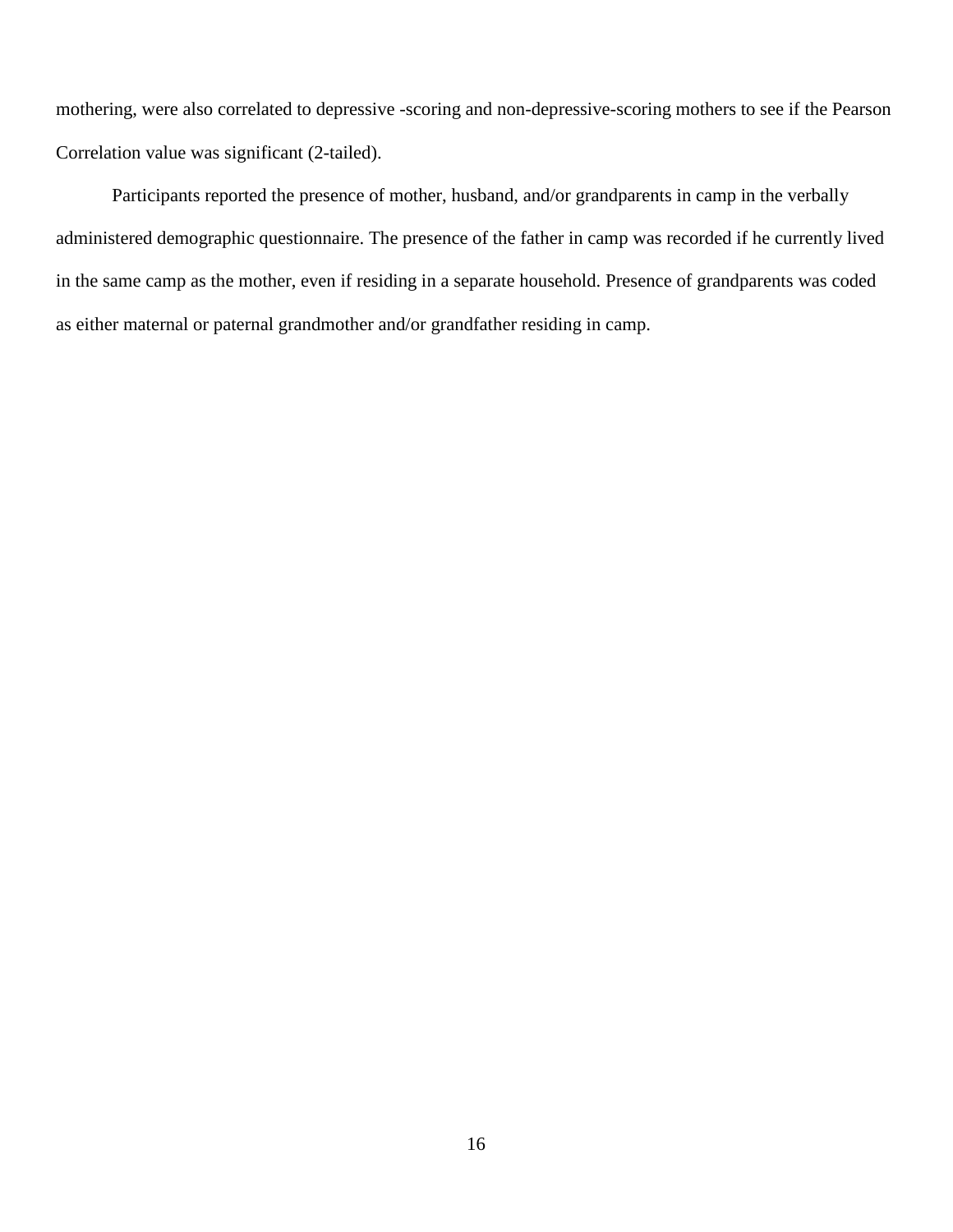mothering, were also correlated to depressive -scoring and non-depressive-scoring mothers to see if the Pearson Correlation value was significant (2-tailed).

Participants reported the presence of mother, husband, and/or grandparents in camp in the verbally administered demographic questionnaire. The presence of the father in camp was recorded if he currently lived in the same camp as the mother, even if residing in a separate household. Presence of grandparents was coded as either maternal or paternal grandmother and/or grandfather residing in camp.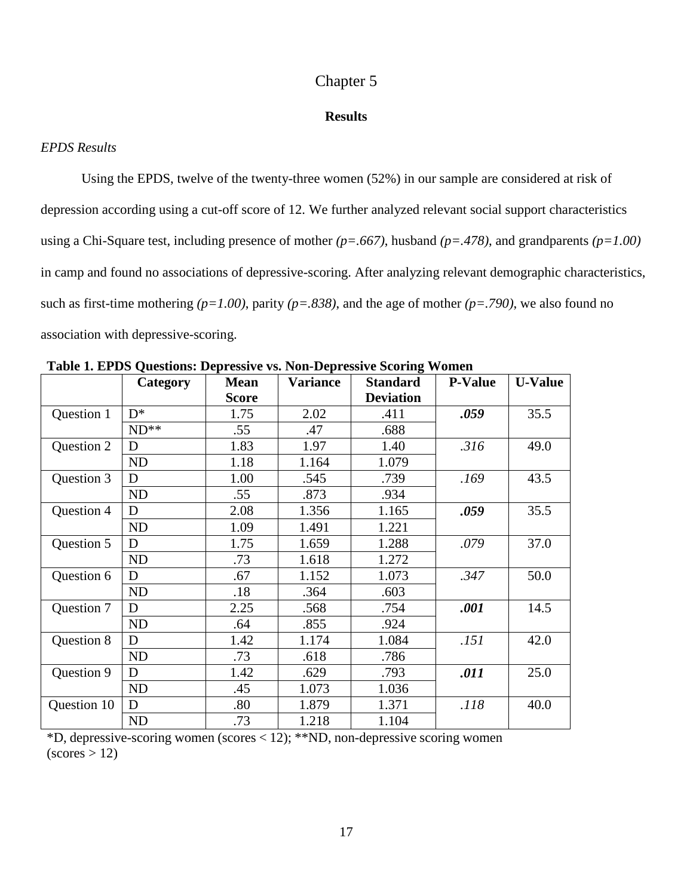# Chapter 5

## Results

*EPDS Results*

Using the EPDS, twelve of the twenty-three women (52%) in our sample are considered at risk of depression according using a cut-off score of 12. We further analyzed relevant social support characteristics using a Chi-Square test, including presence of mother *(p=.667)*, husband *(p=.478)*, and grandparents *(p=1.00)* in camp and found no associations of depressive-scoring. After analyzing relevant demographic characteristics, such as first-time mothering *(p=1.00)*, parity *(p=.838)*, and the age of mother *(p=.790)*, we also found no association with depressive-scoring.

**Table 1. EPDS Questions: Depressive vs. Non-Depressive Scoring Women**

| | Category | Mean Score | Variance | Standard Deviation | P-Value | U-Value |
|---|---|---|---|---|---|---|
| Question 1 | D* | 1.75 | 2.02 | .411 | ***.059*** | 35.5 |
| | ND** | .55 | .47 | .688 | | |
| Question 2 | D | 1.83 | 1.97 | 1.40 | *.316* | 49.0 |
| | ND | 1.18 | 1.164 | 1.079 | | |
| Question 3 | D | 1.00 | .545 | .739 | *.169* | 43.5 |
| | ND | .55 | .873 | .934 | | |
| Question 4 | D | 2.08 | 1.356 | 1.165 | ***.059*** | 35.5 |
| | ND | 1.09 | 1.491 | 1.221 | | |
| Question 5 | D | 1.75 | 1.659 | 1.288 | *.079* | 37.0 |
| | ND | .73 | 1.618 | 1.272 | | |
| Question 6 | D | .67 | 1.152 | 1.073 | *.347* | 50.0 |
| | ND | .18 | .364 | .603 | | |
| Question 7 | D | 2.25 | .568 | .754 | ***.001*** | 14.5 |
| | ND | .64 | .855 | .924 | | |
| Question 8 | D | 1.42 | 1.174 | 1.084 | *.151* | 42.0 |
| | ND | .73 | .618 | .786 | | |
| Question 9 | D | 1.42 | .629 | .793 | ***.011*** | 25.0 |
| | ND | .45 | 1.073 | 1.036 | | |
| Question 10 | D | .80 | 1.879 | 1.371 | *.118* | 40.0 |
| | ND | .73 | 1.218 | 1.104 | | |

*D, depressive-scoring women (scores < 12); **ND, non-depressive scoring women (scores > 12)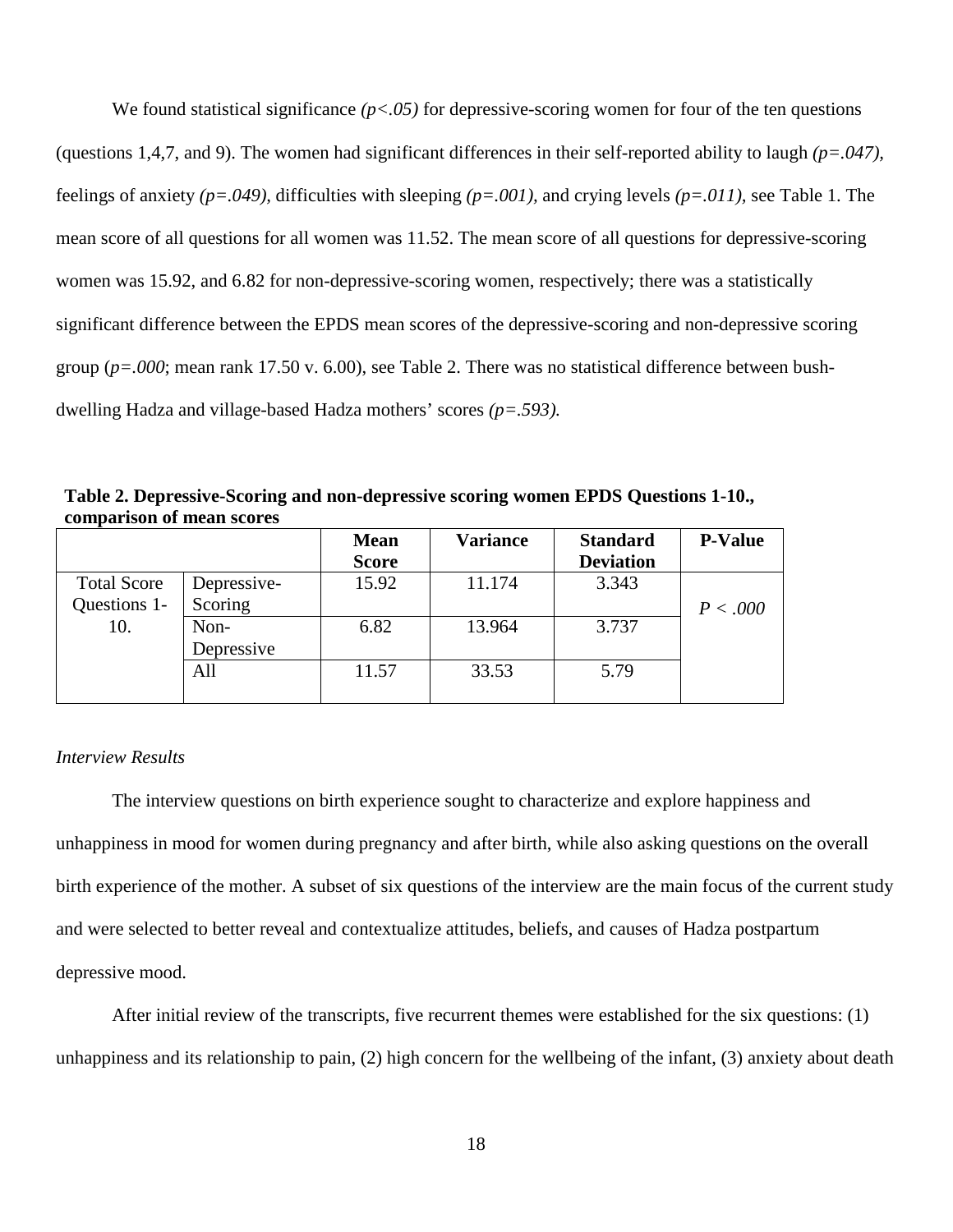We found statistical significance *($p<.05$)* for depressive-scoring women for four of the ten questions (questions 1,4,7, and 9). The women had significant differences in their self-reported ability to laugh *($p=.047$)*, feelings of anxiety *($p=.049$)*, difficulties with sleeping *($p=.001$)*, and crying levels *($p=.011$)*, see Table 1. The mean score of all questions for all women was 11.52. The mean score of all questions for depressive-scoring women was 15.92, and 6.82 for non-depressive-scoring women, respectively; there was a statistically significant difference between the EPDS mean scores of the depressive-scoring and non-depressive scoring group ($p=.000$; mean rank 17.50 v. 6.00), see Table 2. There was no statistical difference between bush-dwelling Hadza and village-based Hadza mothers' scores *($p=.593$)*.

**Table 2. Depressive-Scoring and non-depressive scoring women EPDS Questions 1-10., comparison of mean scores**

| | | Mean Score | Variance | Standard Deviation | P-Value |
|---|---|---|---|---|---|
| Total Score Questions 1-10. | Depressive-Scoring | 15.92 | 11.174 | 3.343 | $P < .000$ |
| | Non-Depressive | 6.82 | 13.964 | 3.737 | |
| | All | 11.57 | 33.53 | 5.79 | |

*Interview Results*

The interview questions on birth experience sought to characterize and explore happiness and unhappiness in mood for women during pregnancy and after birth, while also asking questions on the overall birth experience of the mother. A subset of six questions of the interview are the main focus of the current study and were selected to better reveal and contextualize attitudes, beliefs, and causes of Hadza postpartum depressive mood.

After initial review of the transcripts, five recurrent themes were established for the six questions: (1) unhappiness and its relationship to pain, (2) high concern for the wellbeing of the infant, (3) anxiety about death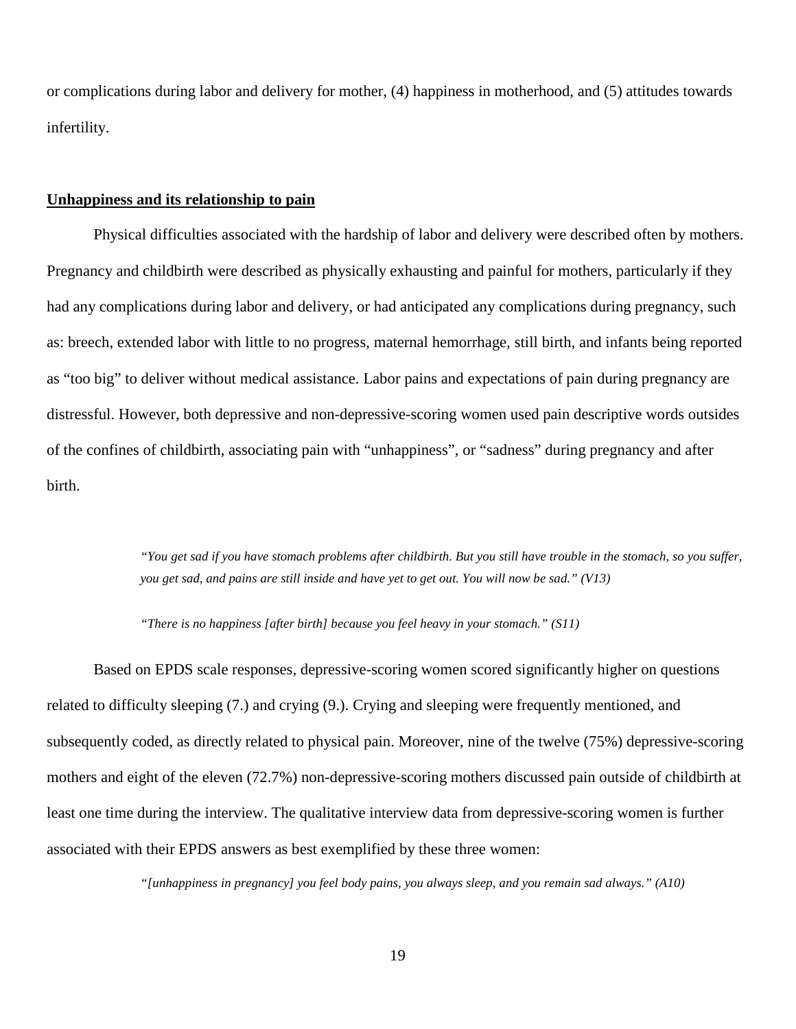or complications during labor and delivery for mother, (4) happiness in motherhood, and (5) attitudes towards infertility.

**Unhappiness and its relationship to pain**

Physical difficulties associated with the hardship of labor and delivery were described often by mothers. Pregnancy and childbirth were described as physically exhausting and painful for mothers, particularly if they had any complications during labor and delivery, or had anticipated any complications during pregnancy, such as: breech, extended labor with little to no progress, maternal hemorrhage, still birth, and infants being reported as "too big" to deliver without medical assistance. Labor pains and expectations of pain during pregnancy are distressful. However, both depressive and non-depressive-scoring women used pain descriptive words outsides of the confines of childbirth, associating pain with "unhappiness", or "sadness" during pregnancy and after birth.

> *"You get sad if you have stomach problems after childbirth. But you still have trouble in the stomach, so you suffer, you get sad, and pains are still inside and have yet to get out. You will now be sad." (V13)*
>
> *"There is no happiness [after birth] because you feel heavy in your stomach." (S11)*

Based on EPDS scale responses, depressive-scoring women scored significantly higher on questions related to difficulty sleeping (7.) and crying (9.). Crying and sleeping were frequently mentioned, and subsequently coded, as directly related to physical pain. Moreover, nine of the twelve (75%) depressive-scoring mothers and eight of the eleven (72.7%) non-depressive-scoring mothers discussed pain outside of childbirth at least one time during the interview. The qualitative interview data from depressive-scoring women is further associated with their EPDS answers as best exemplified by these three women:

> *"[unhappiness in pregnancy] you feel body pains, you always sleep, and you remain sad always." (A10)*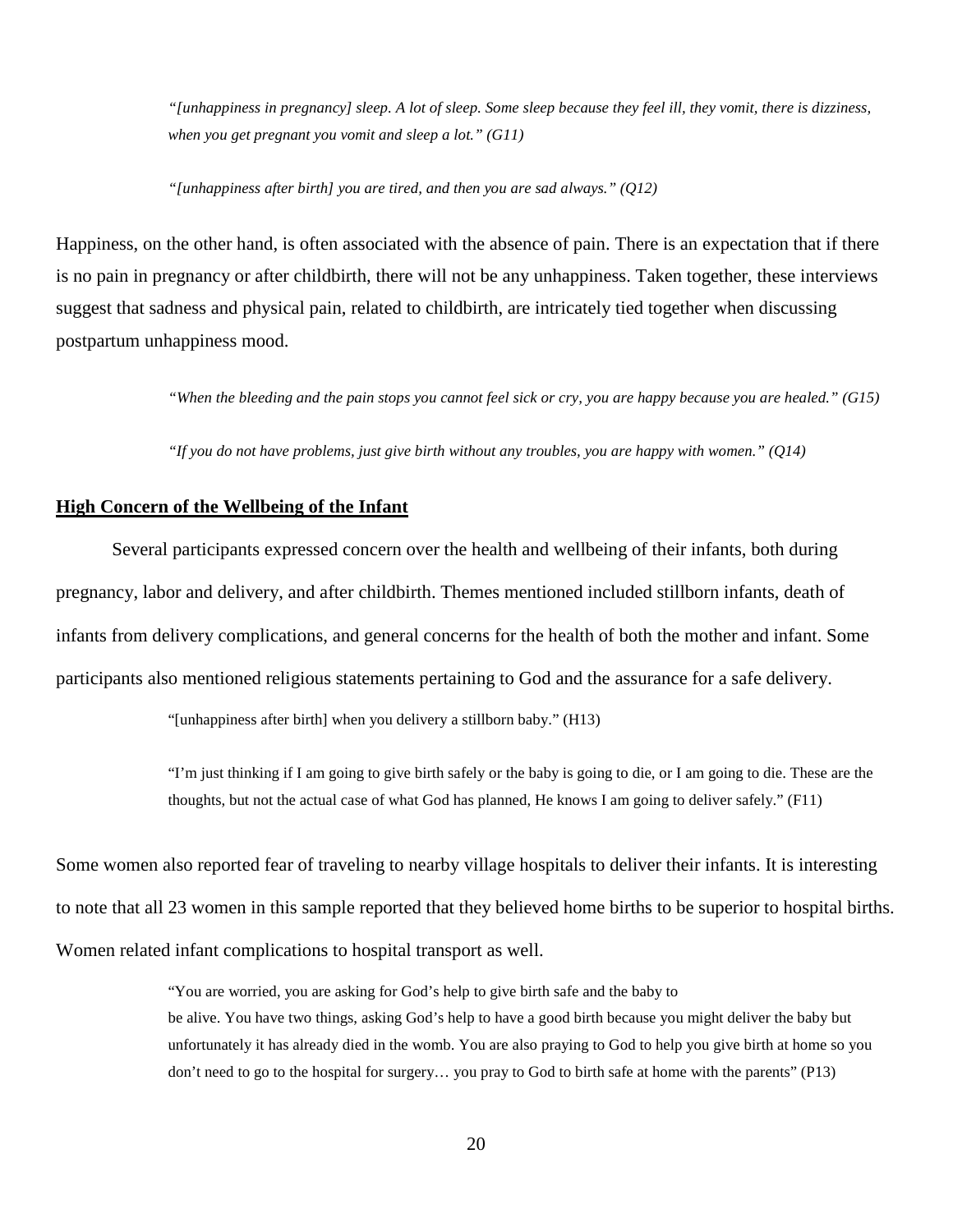> *"[unhappiness in pregnancy] sleep. A lot of sleep. Some sleep because they feel ill, they vomit, there is dizziness, when you get pregnant you vomit and sleep a lot." (G11)*

> *"[unhappiness after birth] you are tired, and then you are sad always." (Q12)*

Happiness, on the other hand, is often associated with the absence of pain. There is an expectation that if there is no pain in pregnancy or after childbirth, there will not be any unhappiness. Taken together, these interviews suggest that sadness and physical pain, related to childbirth, are intricately tied together when discussing postpartum unhappiness mood.

> *"When the bleeding and the pain stops you cannot feel sick or cry, you are happy because you are healed." (G15)*

> *"If you do not have problems, just give birth without any troubles, you are happy with women." (Q14)*

## **High Concern of the Wellbeing of the Infant**

Several participants expressed concern over the health and wellbeing of their infants, both during pregnancy, labor and delivery, and after childbirth. Themes mentioned included stillborn infants, death of infants from delivery complications, and general concerns for the health of both the mother and infant. Some participants also mentioned religious statements pertaining to God and the assurance for a safe delivery.

> "[unhappiness after birth] when you delivery a stillborn baby." (H13)

> "I'm just thinking if I am going to give birth safely or the baby is going to die, or I am going to die. These are the thoughts, but not the actual case of what God has planned, He knows I am going to deliver safely." (F11)

Some women also reported fear of traveling to nearby village hospitals to deliver their infants. It is interesting to note that all 23 women in this sample reported that they believed home births to be superior to hospital births. Women related infant complications to hospital transport as well.

> "You are worried, you are asking for God's help to give birth safe and the baby to be alive. You have two things, asking God's help to have a good birth because you might deliver the baby but unfortunately it has already died in the womb. You are also praying to God to help you give birth at home so you don't need to go to the hospital for surgery… you pray to God to birth safe at home with the parents" (P13)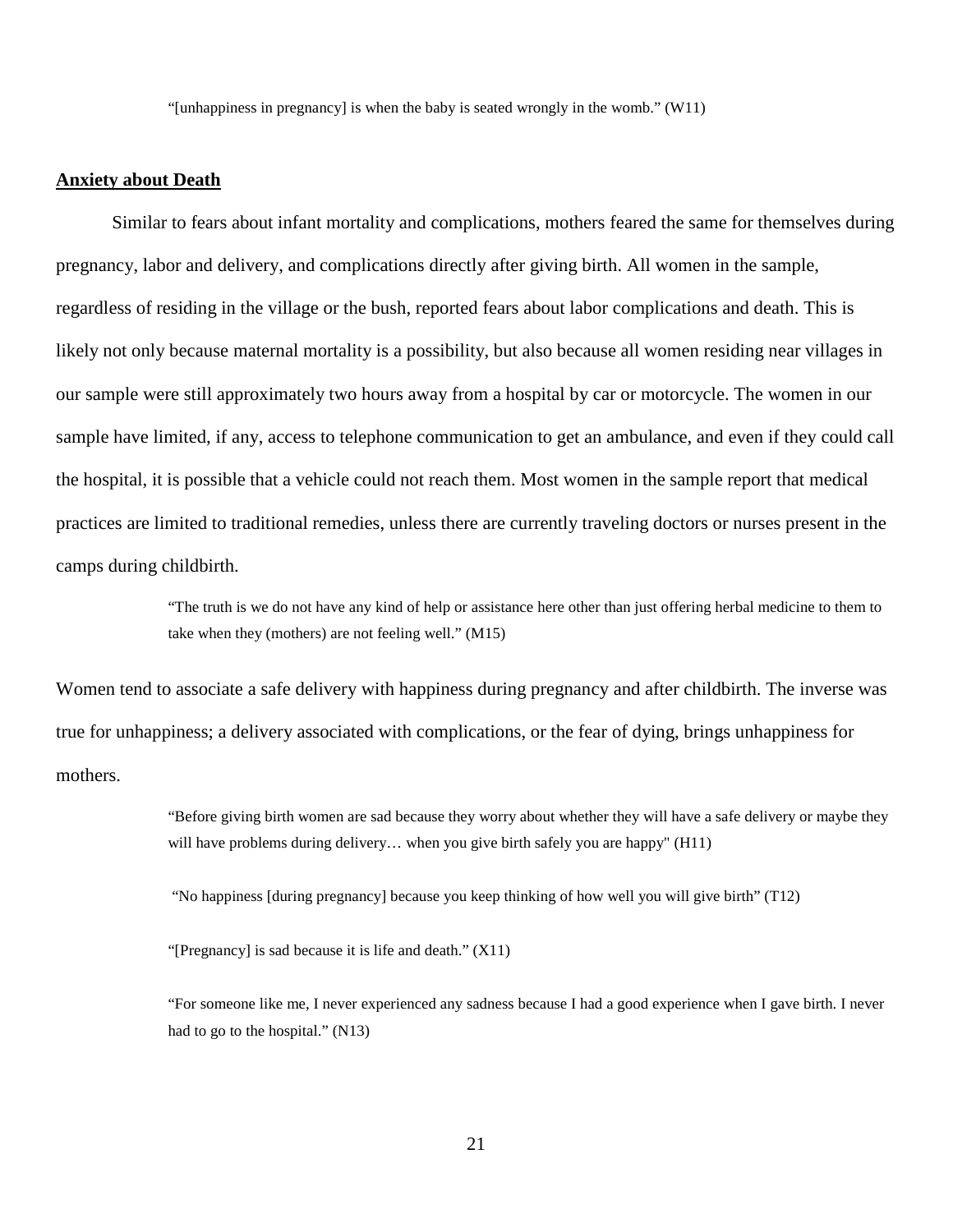> "[unhappiness in pregnancy] is when the baby is seated wrongly in the womb." (W11)

## Anxiety about Death

Similar to fears about infant mortality and complications, mothers feared the same for themselves during pregnancy, labor and delivery, and complications directly after giving birth. All women in the sample, regardless of residing in the village or the bush, reported fears about labor complications and death. This is likely not only because maternal mortality is a possibility, but also because all women residing near villages in our sample were still approximately two hours away from a hospital by car or motorcycle. The women in our sample have limited, if any, access to telephone communication to get an ambulance, and even if they could call the hospital, it is possible that a vehicle could not reach them. Most women in the sample report that medical practices are limited to traditional remedies, unless there are currently traveling doctors or nurses present in the camps during childbirth.

> "The truth is we do not have any kind of help or assistance here other than just offering herbal medicine to them to take when they (mothers) are not feeling well." (M15)

Women tend to associate a safe delivery with happiness during pregnancy and after childbirth. The inverse was true for unhappiness; a delivery associated with complications, or the fear of dying, brings unhappiness for mothers.

> "Before giving birth women are sad because they worry about whether they will have a safe delivery or maybe they will have problems during delivery… when you give birth safely you are happy" (H11)
>
> "No happiness [during pregnancy] because you keep thinking of how well you will give birth" (T12)
>
> "[Pregnancy] is sad because it is life and death." (X11)
>
> "For someone like me, I never experienced any sadness because I had a good experience when I gave birth. I never had to go to the hospital." (N13)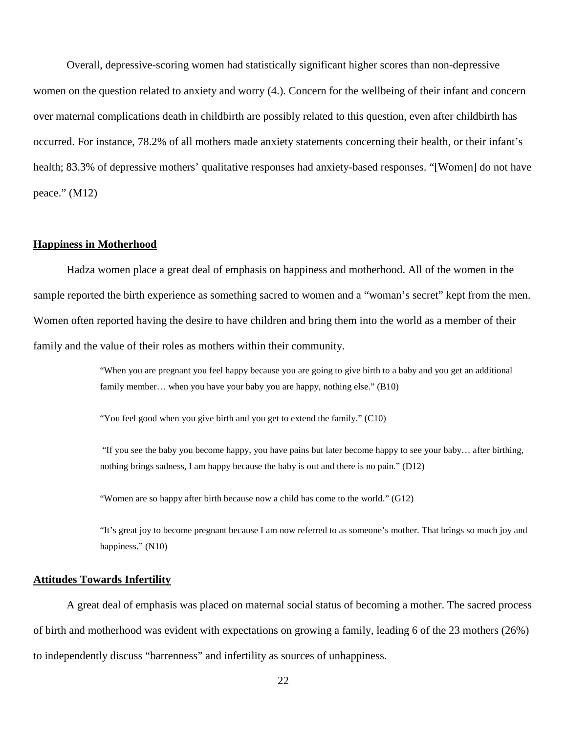Overall, depressive-scoring women had statistically significant higher scores than non-depressive women on the question related to anxiety and worry (4.). Concern for the wellbeing of their infant and concern over maternal complications death in childbirth are possibly related to this question, even after childbirth has occurred. For instance, 78.2% of all mothers made anxiety statements concerning their health, or their infant's health; 83.3% of depressive mothers' qualitative responses had anxiety-based responses. "[Women] do not have peace." (M12)

## Happiness in Motherhood

Hadza women place a great deal of emphasis on happiness and motherhood. All of the women in the sample reported the birth experience as something sacred to women and a "woman's secret" kept from the men. Women often reported having the desire to have children and bring them into the world as a member of their family and the value of their roles as mothers within their community.

> "When you are pregnant you feel happy because you are going to give birth to a baby and you get an additional family member… when you have your baby you are happy, nothing else." (B10)
>
> "You feel good when you give birth and you get to extend the family." (C10)
>
> "If you see the baby you become happy, you have pains but later become happy to see your baby… after birthing, nothing brings sadness, I am happy because the baby is out and there is no pain." (D12)
>
> "Women are so happy after birth because now a child has come to the world." (G12)
>
> "It's great joy to become pregnant because I am now referred to as someone's mother. That brings so much joy and happiness." (N10)

## Attitudes Towards Infertility

A great deal of emphasis was placed on maternal social status of becoming a mother. The sacred process of birth and motherhood was evident with expectations on growing a family, leading 6 of the 23 mothers (26%) to independently discuss "barrenness" and infertility as sources of unhappiness.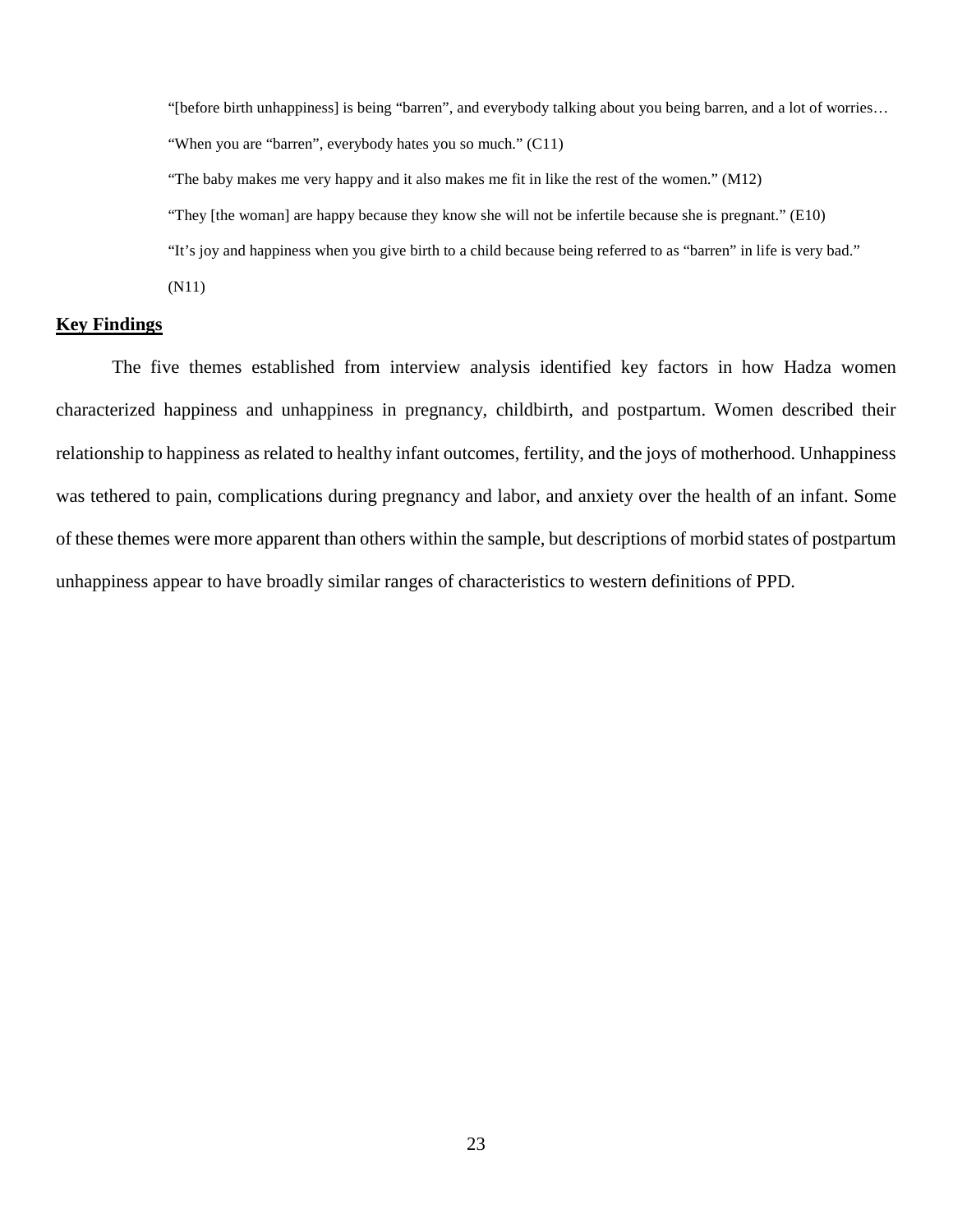"[before birth unhappiness] is being "barren", and everybody talking about you being barren, and a lot of worries… "When you are "barren", everybody hates you so much." (C11)

"The baby makes me very happy and it also makes me fit in like the rest of the women." (M12)

"They [the woman] are happy because they know she will not be infertile because she is pregnant." (E10)

"It's joy and happiness when you give birth to a child because being referred to as "barren" in life is very bad." (N11)

## Key Findings

The five themes established from interview analysis identified key factors in how Hadza women characterized happiness and unhappiness in pregnancy, childbirth, and postpartum. Women described their relationship to happiness as related to healthy infant outcomes, fertility, and the joys of motherhood. Unhappiness was tethered to pain, complications during pregnancy and labor, and anxiety over the health of an infant. Some of these themes were more apparent than others within the sample, but descriptions of morbid states of postpartum unhappiness appear to have broadly similar ranges of characteristics to western definitions of PPD.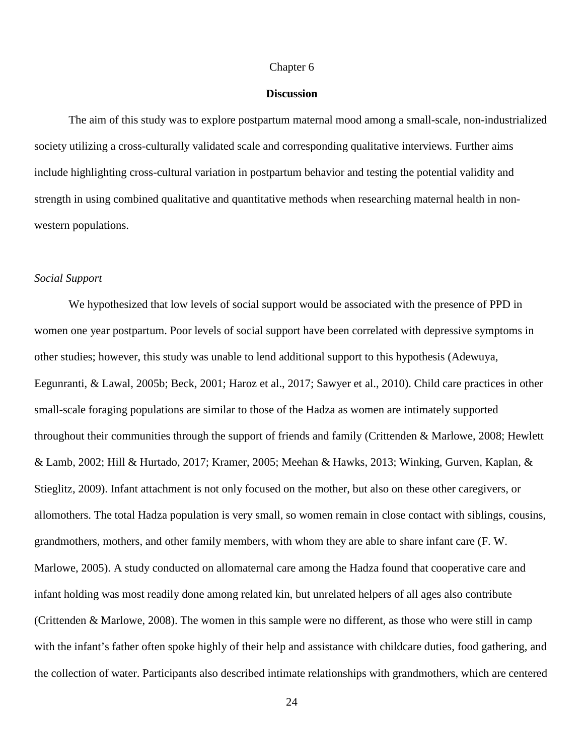# Chapter 6

## Discussion

The aim of this study was to explore postpartum maternal mood among a small-scale, non-industrialized society utilizing a cross-culturally validated scale and corresponding qualitative interviews. Further aims include highlighting cross-cultural variation in postpartum behavior and testing the potential validity and strength in using combined qualitative and quantitative methods when researching maternal health in non-western populations.

### *Social Support*

We hypothesized that low levels of social support would be associated with the presence of PPD in women one year postpartum. Poor levels of social support have been correlated with depressive symptoms in other studies; however, this study was unable to lend additional support to this hypothesis (Adewuya, Eegunranti, & Lawal, 2005b; Beck, 2001; Haroz et al., 2017; Sawyer et al., 2010). Child care practices in other small-scale foraging populations are similar to those of the Hadza as women are intimately supported throughout their communities through the support of friends and family (Crittenden & Marlowe, 2008; Hewlett & Lamb, 2002; Hill & Hurtado, 2017; Kramer, 2005; Meehan & Hawks, 2013; Winking, Gurven, Kaplan, & Stieglitz, 2009). Infant attachment is not only focused on the mother, but also on these other caregivers, or allomothers. The total Hadza population is very small, so women remain in close contact with siblings, cousins, grandmothers, mothers, and other family members, with whom they are able to share infant care (F. W. Marlowe, 2005). A study conducted on allomaternal care among the Hadza found that cooperative care and infant holding was most readily done among related kin, but unrelated helpers of all ages also contribute (Crittenden & Marlowe, 2008). The women in this sample were no different, as those who were still in camp with the infant's father often spoke highly of their help and assistance with childcare duties, food gathering, and the collection of water. Participants also described intimate relationships with grandmothers, which are centered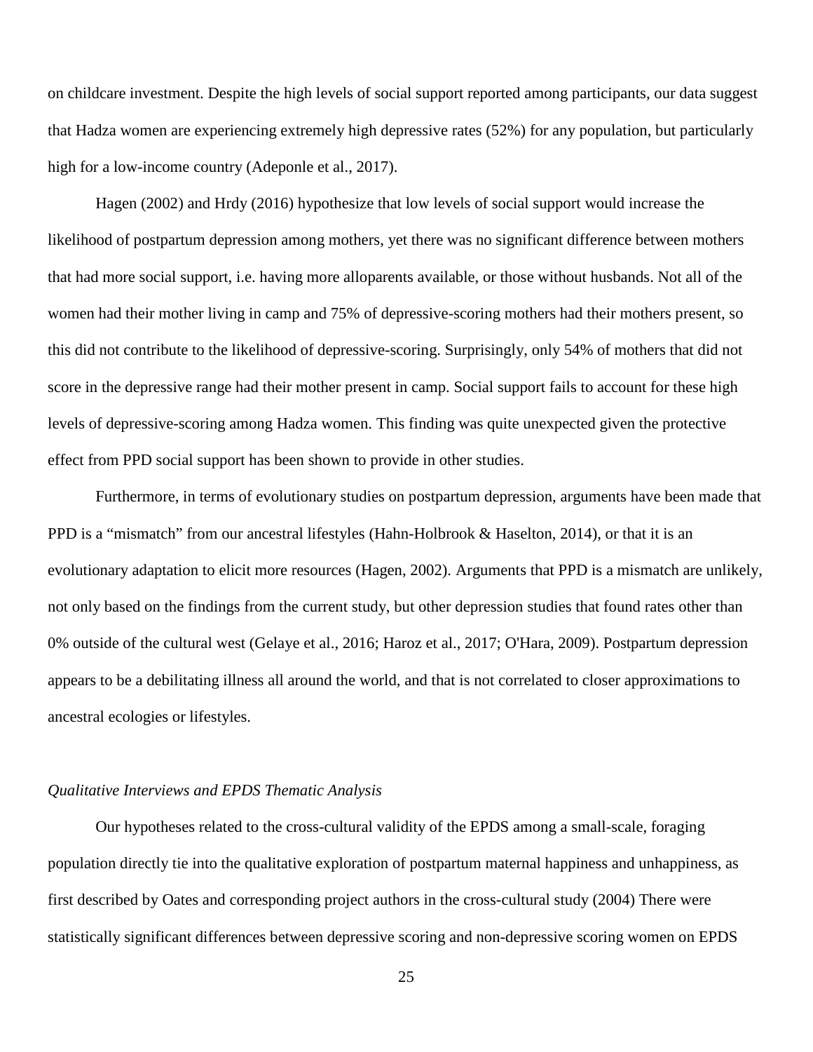on childcare investment. Despite the high levels of social support reported among participants, our data suggest that Hadza women are experiencing extremely high depressive rates (52%) for any population, but particularly high for a low-income country (Adeponle et al., 2017).

Hagen (2002) and Hrdy (2016) hypothesize that low levels of social support would increase the likelihood of postpartum depression among mothers, yet there was no significant difference between mothers that had more social support, i.e. having more alloparents available, or those without husbands. Not all of the women had their mother living in camp and 75% of depressive-scoring mothers had their mothers present, so this did not contribute to the likelihood of depressive-scoring. Surprisingly, only 54% of mothers that did not score in the depressive range had their mother present in camp. Social support fails to account for these high levels of depressive-scoring among Hadza women. This finding was quite unexpected given the protective effect from PPD social support has been shown to provide in other studies.

Furthermore, in terms of evolutionary studies on postpartum depression, arguments have been made that PPD is a "mismatch" from our ancestral lifestyles (Hahn-Holbrook & Haselton, 2014), or that it is an evolutionary adaptation to elicit more resources (Hagen, 2002). Arguments that PPD is a mismatch are unlikely, not only based on the findings from the current study, but other depression studies that found rates other than 0% outside of the cultural west (Gelaye et al., 2016; Haroz et al., 2017; O'Hara, 2009). Postpartum depression appears to be a debilitating illness all around the world, and that is not correlated to closer approximations to ancestral ecologies or lifestyles.

*Qualitative Interviews and EPDS Thematic Analysis*

Our hypotheses related to the cross-cultural validity of the EPDS among a small-scale, foraging population directly tie into the qualitative exploration of postpartum maternal happiness and unhappiness, as first described by Oates and corresponding project authors in the cross-cultural study (2004) There were statistically significant differences between depressive scoring and non-depressive scoring women on EPDS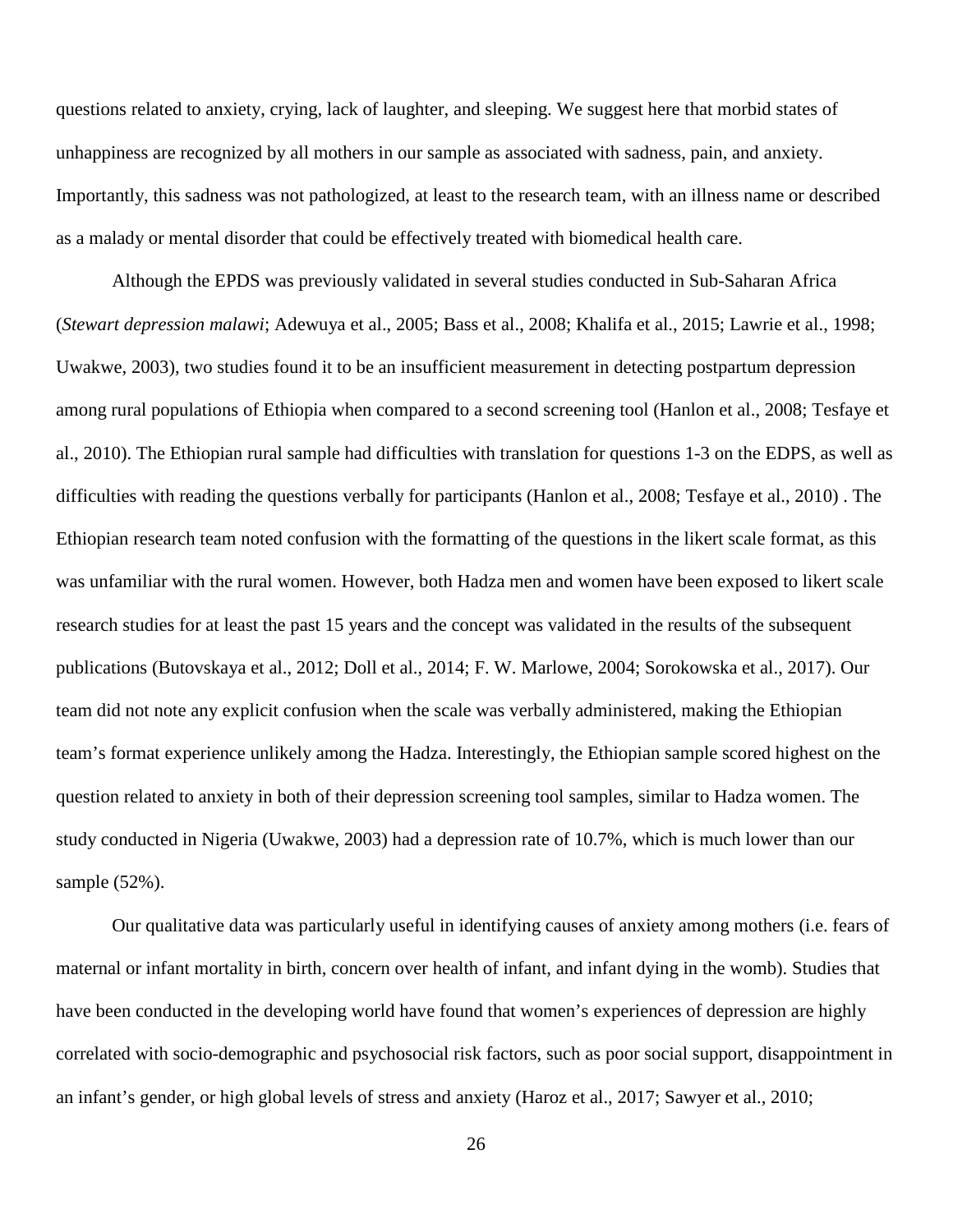questions related to anxiety, crying, lack of laughter, and sleeping. We suggest here that morbid states of unhappiness are recognized by all mothers in our sample as associated with sadness, pain, and anxiety. Importantly, this sadness was not pathologized, at least to the research team, with an illness name or described as a malady or mental disorder that could be effectively treated with biomedical health care.

Although the EPDS was previously validated in several studies conducted in Sub-Saharan Africa (*Stewart depression malawi*; Adewuya et al., 2005; Bass et al., 2008; Khalifa et al., 2015; Lawrie et al., 1998; Uwakwe, 2003), two studies found it to be an insufficient measurement in detecting postpartum depression among rural populations of Ethiopia when compared to a second screening tool (Hanlon et al., 2008; Tesfaye et al., 2010). The Ethiopian rural sample had difficulties with translation for questions 1-3 on the EDPS, as well as difficulties with reading the questions verbally for participants (Hanlon et al., 2008; Tesfaye et al., 2010) . The Ethiopian research team noted confusion with the formatting of the questions in the likert scale format, as this was unfamiliar with the rural women. However, both Hadza men and women have been exposed to likert scale research studies for at least the past 15 years and the concept was validated in the results of the subsequent publications (Butovskaya et al., 2012; Doll et al., 2014; F. W. Marlowe, 2004; Sorokowska et al., 2017). Our team did not note any explicit confusion when the scale was verbally administered, making the Ethiopian team's format experience unlikely among the Hadza. Interestingly, the Ethiopian sample scored highest on the question related to anxiety in both of their depression screening tool samples, similar to Hadza women. The study conducted in Nigeria (Uwakwe, 2003) had a depression rate of 10.7%, which is much lower than our sample (52%).

Our qualitative data was particularly useful in identifying causes of anxiety among mothers (i.e. fears of maternal or infant mortality in birth, concern over health of infant, and infant dying in the womb). Studies that have been conducted in the developing world have found that women's experiences of depression are highly correlated with socio-demographic and psychosocial risk factors, such as poor social support, disappointment in an infant's gender, or high global levels of stress and anxiety (Haroz et al., 2017; Sawyer et al., 2010;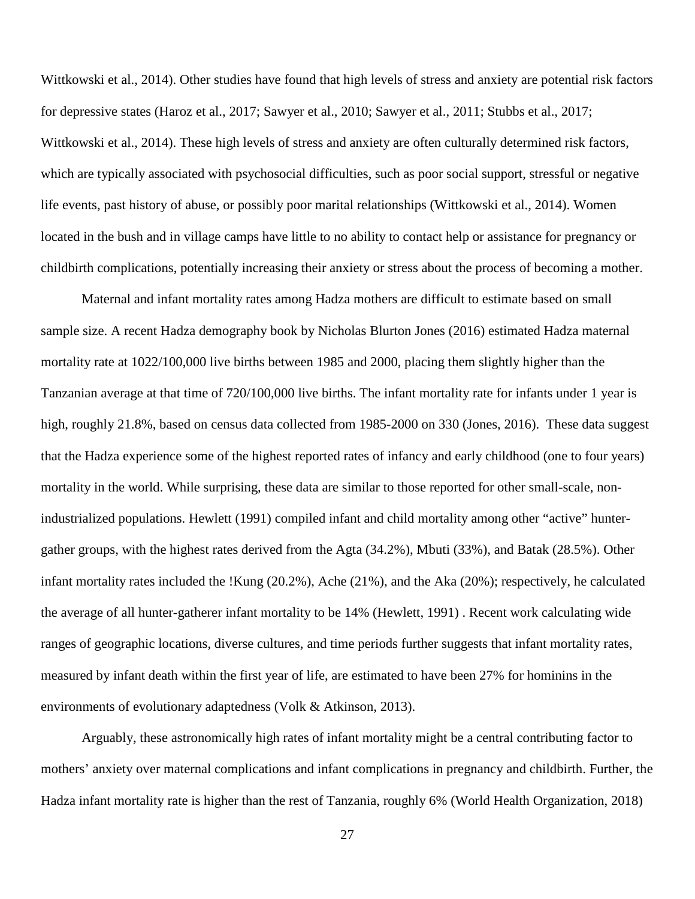Wittkowski et al., 2014). Other studies have found that high levels of stress and anxiety are potential risk factors for depressive states (Haroz et al., 2017; Sawyer et al., 2010; Sawyer et al., 2011; Stubbs et al., 2017; Wittkowski et al., 2014). These high levels of stress and anxiety are often culturally determined risk factors, which are typically associated with psychosocial difficulties, such as poor social support, stressful or negative life events, past history of abuse, or possibly poor marital relationships (Wittkowski et al., 2014). Women located in the bush and in village camps have little to no ability to contact help or assistance for pregnancy or childbirth complications, potentially increasing their anxiety or stress about the process of becoming a mother.

Maternal and infant mortality rates among Hadza mothers are difficult to estimate based on small sample size. A recent Hadza demography book by Nicholas Blurton Jones (2016) estimated Hadza maternal mortality rate at 1022/100,000 live births between 1985 and 2000, placing them slightly higher than the Tanzanian average at that time of 720/100,000 live births. The infant mortality rate for infants under 1 year is high, roughly 21.8%, based on census data collected from 1985-2000 on 330 (Jones, 2016). These data suggest that the Hadza experience some of the highest reported rates of infancy and early childhood (one to four years) mortality in the world. While surprising, these data are similar to those reported for other small-scale, non-industrialized populations. Hewlett (1991) compiled infant and child mortality among other "active" hunter-gather groups, with the highest rates derived from the Agta (34.2%), Mbuti (33%), and Batak (28.5%). Other infant mortality rates included the !Kung (20.2%), Ache (21%), and the Aka (20%); respectively, he calculated the average of all hunter-gatherer infant mortality to be 14% (Hewlett, 1991) . Recent work calculating wide ranges of geographic locations, diverse cultures, and time periods further suggests that infant mortality rates, measured by infant death within the first year of life, are estimated to have been 27% for hominins in the environments of evolutionary adaptedness (Volk & Atkinson, 2013).

Arguably, these astronomically high rates of infant mortality might be a central contributing factor to mothers' anxiety over maternal complications and infant complications in pregnancy and childbirth. Further, the Hadza infant mortality rate is higher than the rest of Tanzania, roughly 6% (World Health Organization, 2018)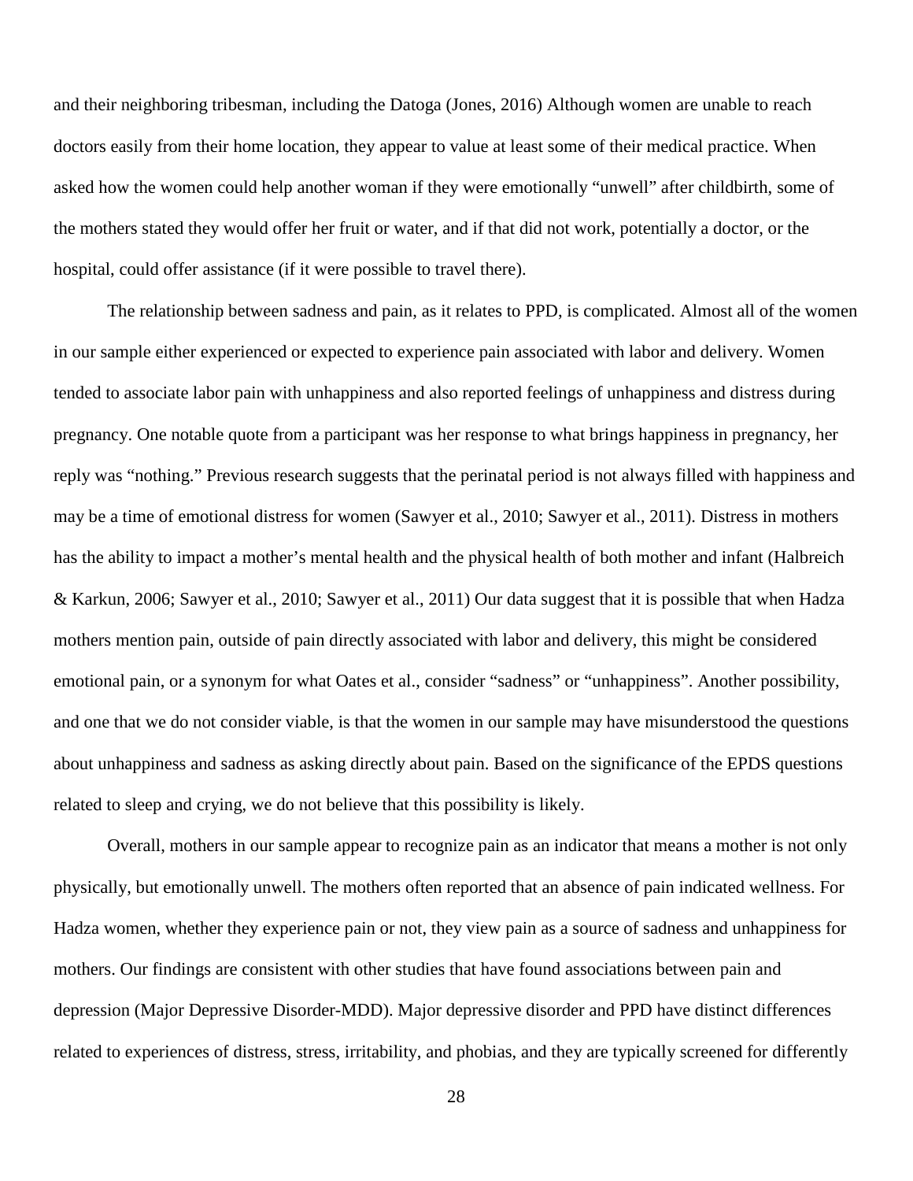and their neighboring tribesman, including the Datoga (Jones, 2016) Although women are unable to reach doctors easily from their home location, they appear to value at least some of their medical practice. When asked how the women could help another woman if they were emotionally "unwell" after childbirth, some of the mothers stated they would offer her fruit or water, and if that did not work, potentially a doctor, or the hospital, could offer assistance (if it were possible to travel there).

The relationship between sadness and pain, as it relates to PPD, is complicated. Almost all of the women in our sample either experienced or expected to experience pain associated with labor and delivery. Women tended to associate labor pain with unhappiness and also reported feelings of unhappiness and distress during pregnancy. One notable quote from a participant was her response to what brings happiness in pregnancy, her reply was "nothing." Previous research suggests that the perinatal period is not always filled with happiness and may be a time of emotional distress for women (Sawyer et al., 2010; Sawyer et al., 2011). Distress in mothers has the ability to impact a mother's mental health and the physical health of both mother and infant (Halbreich & Karkun, 2006; Sawyer et al., 2010; Sawyer et al., 2011) Our data suggest that it is possible that when Hadza mothers mention pain, outside of pain directly associated with labor and delivery, this might be considered emotional pain, or a synonym for what Oates et al., consider "sadness" or "unhappiness". Another possibility, and one that we do not consider viable, is that the women in our sample may have misunderstood the questions about unhappiness and sadness as asking directly about pain. Based on the significance of the EPDS questions related to sleep and crying, we do not believe that this possibility is likely.

Overall, mothers in our sample appear to recognize pain as an indicator that means a mother is not only physically, but emotionally unwell. The mothers often reported that an absence of pain indicated wellness. For Hadza women, whether they experience pain or not, they view pain as a source of sadness and unhappiness for mothers. Our findings are consistent with other studies that have found associations between pain and depression (Major Depressive Disorder-MDD). Major depressive disorder and PPD have distinct differences related to experiences of distress, stress, irritability, and phobias, and they are typically screened for differently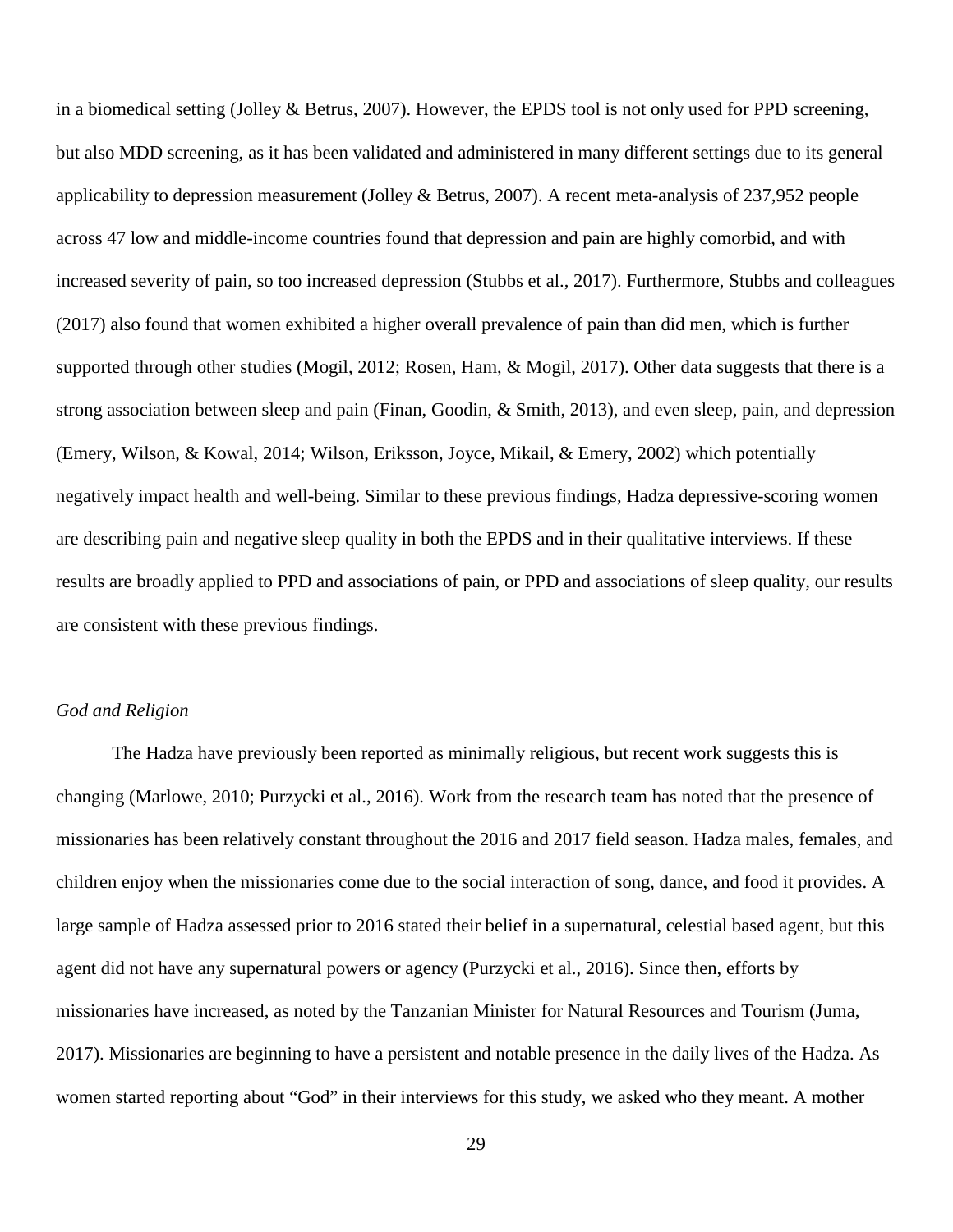in a biomedical setting (Jolley & Betrus, 2007). However, the EPDS tool is not only used for PPD screening, but also MDD screening, as it has been validated and administered in many different settings due to its general applicability to depression measurement (Jolley & Betrus, 2007). A recent meta-analysis of 237,952 people across 47 low and middle-income countries found that depression and pain are highly comorbid, and with increased severity of pain, so too increased depression (Stubbs et al., 2017). Furthermore, Stubbs and colleagues (2017) also found that women exhibited a higher overall prevalence of pain than did men, which is further supported through other studies (Mogil, 2012; Rosen, Ham, & Mogil, 2017). Other data suggests that there is a strong association between sleep and pain (Finan, Goodin, & Smith, 2013), and even sleep, pain, and depression (Emery, Wilson, & Kowal, 2014; Wilson, Eriksson, Joyce, Mikail, & Emery, 2002) which potentially negatively impact health and well-being. Similar to these previous findings, Hadza depressive-scoring women are describing pain and negative sleep quality in both the EPDS and in their qualitative interviews. If these results are broadly applied to PPD and associations of pain, or PPD and associations of sleep quality, our results are consistent with these previous findings.

*God and Religion*

The Hadza have previously been reported as minimally religious, but recent work suggests this is changing (Marlowe, 2010; Purzycki et al., 2016). Work from the research team has noted that the presence of missionaries has been relatively constant throughout the 2016 and 2017 field season. Hadza males, females, and children enjoy when the missionaries come due to the social interaction of song, dance, and food it provides. A large sample of Hadza assessed prior to 2016 stated their belief in a supernatural, celestial based agent, but this agent did not have any supernatural powers or agency (Purzycki et al., 2016). Since then, efforts by missionaries have increased, as noted by the Tanzanian Minister for Natural Resources and Tourism (Juma, 2017). Missionaries are beginning to have a persistent and notable presence in the daily lives of the Hadza. As women started reporting about "God" in their interviews for this study, we asked who they meant. A mother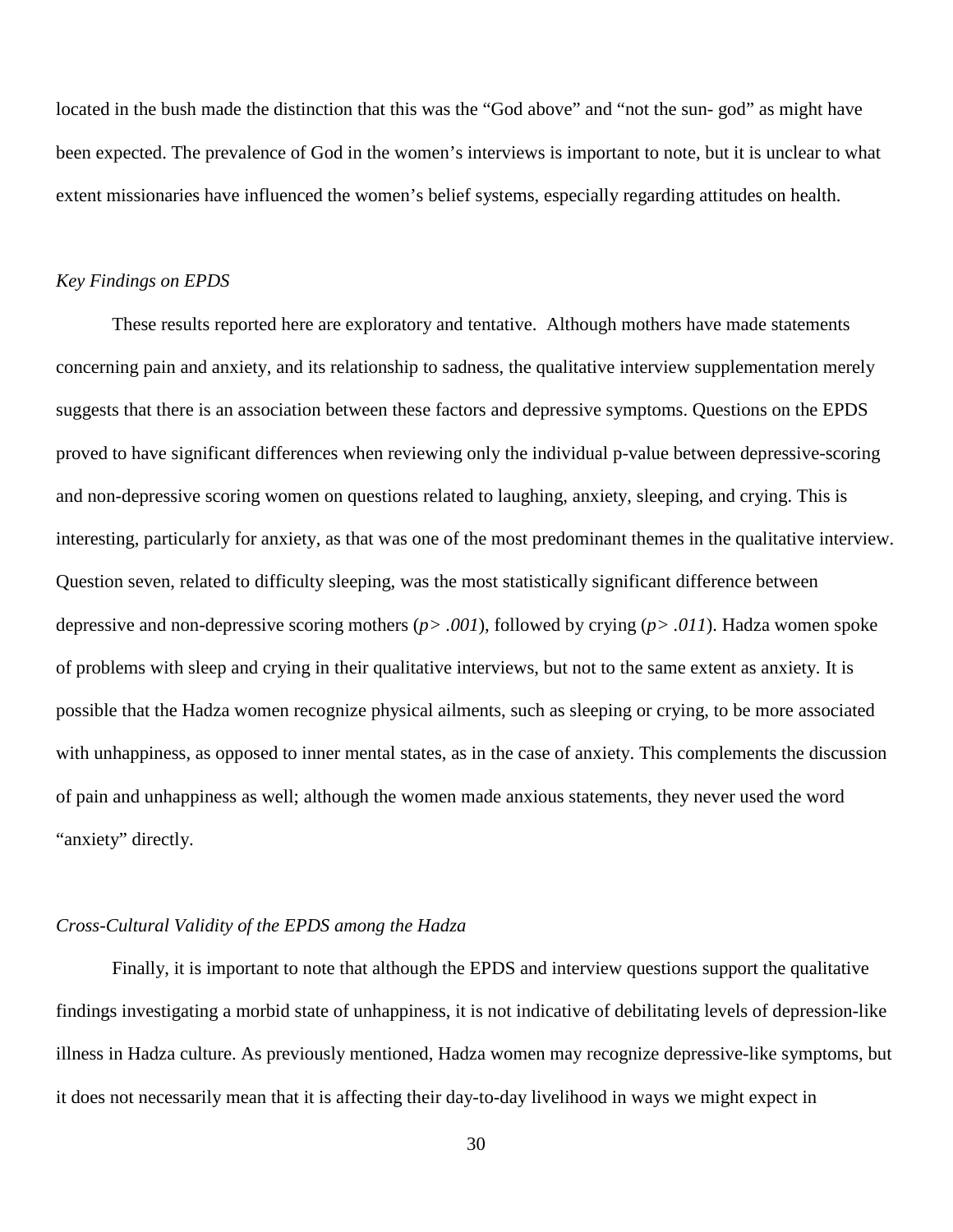located in the bush made the distinction that this was the "God above" and "not the sun- god" as might have been expected. The prevalence of God in the women's interviews is important to note, but it is unclear to what extent missionaries have influenced the women's belief systems, especially regarding attitudes on health.

### *Key Findings on EPDS*

These results reported here are exploratory and tentative. Although mothers have made statements concerning pain and anxiety, and its relationship to sadness, the qualitative interview supplementation merely suggests that there is an association between these factors and depressive symptoms. Questions on the EPDS proved to have significant differences when reviewing only the individual p-value between depressive-scoring and non-depressive scoring women on questions related to laughing, anxiety, sleeping, and crying. This is interesting, particularly for anxiety, as that was one of the most predominant themes in the qualitative interview. Question seven, related to difficulty sleeping, was the most statistically significant difference between depressive and non-depressive scoring mothers ($p > .001$), followed by crying ($p > .011$). Hadza women spoke of problems with sleep and crying in their qualitative interviews, but not to the same extent as anxiety. It is possible that the Hadza women recognize physical ailments, such as sleeping or crying, to be more associated with unhappiness, as opposed to inner mental states, as in the case of anxiety. This complements the discussion of pain and unhappiness as well; although the women made anxious statements, they never used the word "anxiety" directly.

### *Cross-Cultural Validity of the EPDS among the Hadza*

Finally, it is important to note that although the EPDS and interview questions support the qualitative findings investigating a morbid state of unhappiness, it is not indicative of debilitating levels of depression-like illness in Hadza culture. As previously mentioned, Hadza women may recognize depressive-like symptoms, but it does not necessarily mean that it is affecting their day-to-day livelihood in ways we might expect in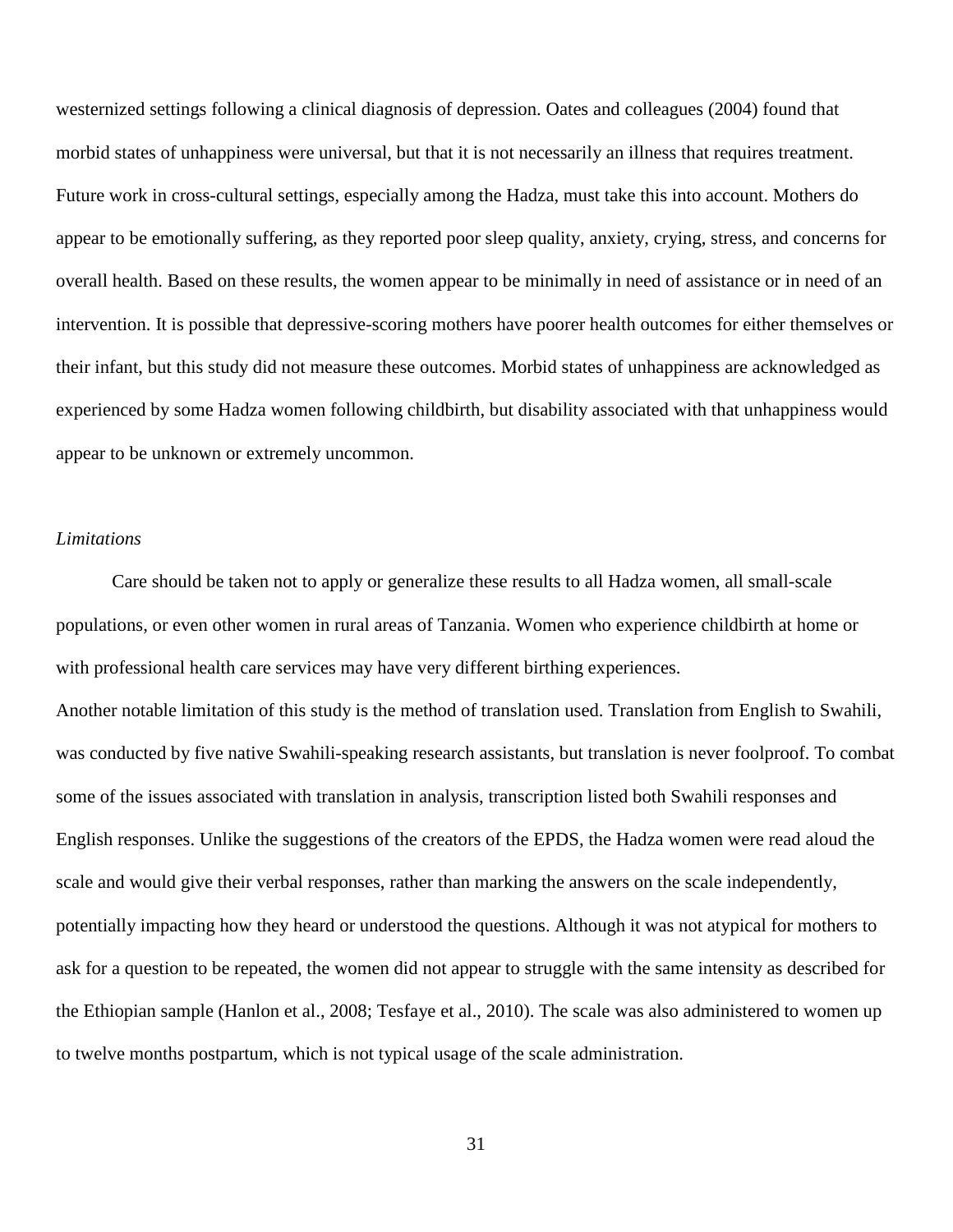westernized settings following a clinical diagnosis of depression. Oates and colleagues (2004) found that morbid states of unhappiness were universal, but that it is not necessarily an illness that requires treatment. Future work in cross-cultural settings, especially among the Hadza, must take this into account. Mothers do appear to be emotionally suffering, as they reported poor sleep quality, anxiety, crying, stress, and concerns for overall health. Based on these results, the women appear to be minimally in need of assistance or in need of an intervention. It is possible that depressive-scoring mothers have poorer health outcomes for either themselves or their infant, but this study did not measure these outcomes. Morbid states of unhappiness are acknowledged as experienced by some Hadza women following childbirth, but disability associated with that unhappiness would appear to be unknown or extremely uncommon.

*Limitations*

Care should be taken not to apply or generalize these results to all Hadza women, all small-scale populations, or even other women in rural areas of Tanzania. Women who experience childbirth at home or with professional health care services may have very different birthing experiences.

Another notable limitation of this study is the method of translation used. Translation from English to Swahili, was conducted by five native Swahili-speaking research assistants, but translation is never foolproof. To combat some of the issues associated with translation in analysis, transcription listed both Swahili responses and English responses. Unlike the suggestions of the creators of the EPDS, the Hadza women were read aloud the scale and would give their verbal responses, rather than marking the answers on the scale independently, potentially impacting how they heard or understood the questions. Although it was not atypical for mothers to ask for a question to be repeated, the women did not appear to struggle with the same intensity as described for the Ethiopian sample (Hanlon et al., 2008; Tesfaye et al., 2010). The scale was also administered to women up to twelve months postpartum, which is not typical usage of the scale administration.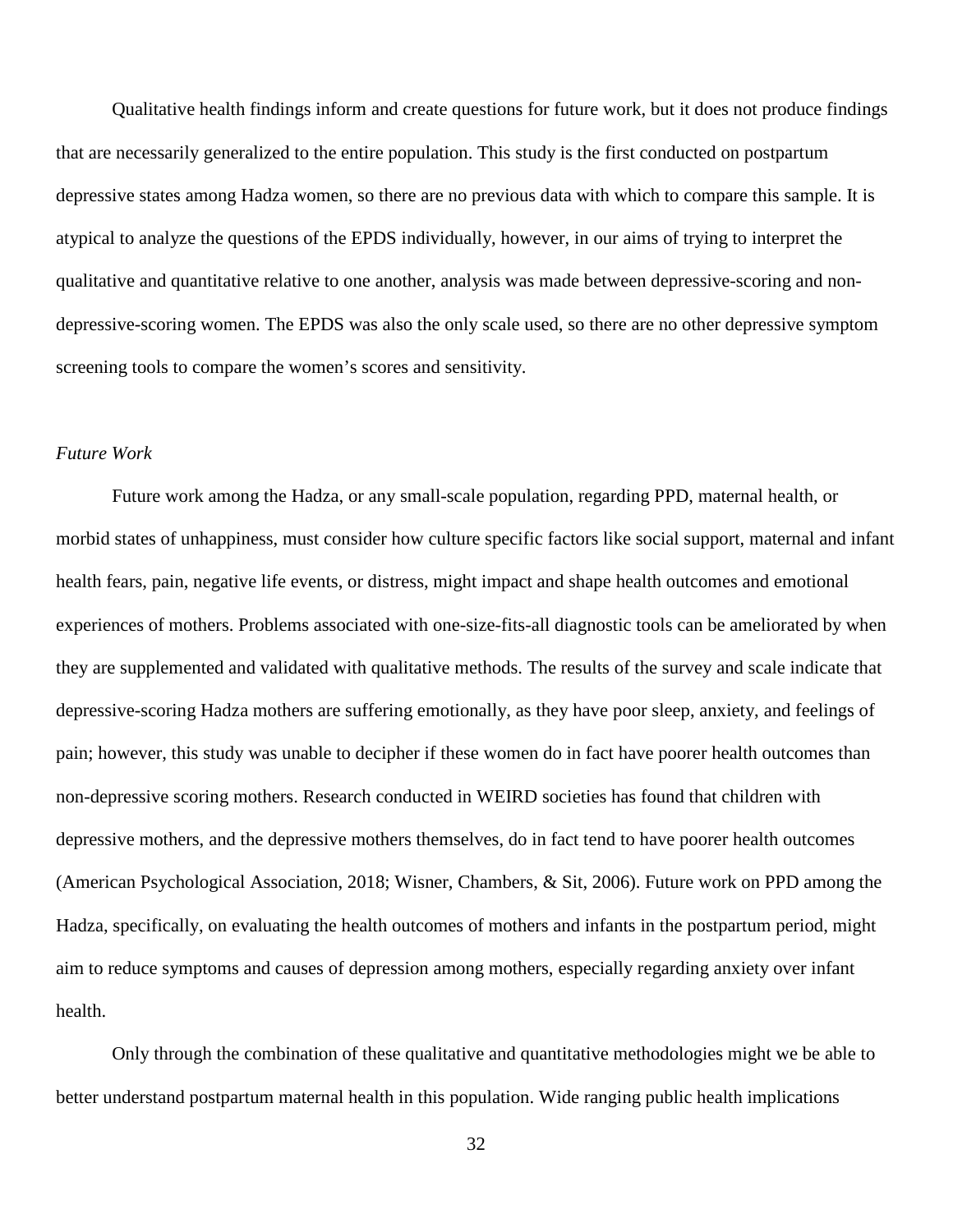Qualitative health findings inform and create questions for future work, but it does not produce findings that are necessarily generalized to the entire population. This study is the first conducted on postpartum depressive states among Hadza women, so there are no previous data with which to compare this sample. It is atypical to analyze the questions of the EPDS individually, however, in our aims of trying to interpret the qualitative and quantitative relative to one another, analysis was made between depressive-scoring and non-depressive-scoring women. The EPDS was also the only scale used, so there are no other depressive symptom screening tools to compare the women's scores and sensitivity.

*Future Work*

Future work among the Hadza, or any small-scale population, regarding PPD, maternal health, or morbid states of unhappiness, must consider how culture specific factors like social support, maternal and infant health fears, pain, negative life events, or distress, might impact and shape health outcomes and emotional experiences of mothers. Problems associated with one-size-fits-all diagnostic tools can be ameliorated by when they are supplemented and validated with qualitative methods. The results of the survey and scale indicate that depressive-scoring Hadza mothers are suffering emotionally, as they have poor sleep, anxiety, and feelings of pain; however, this study was unable to decipher if these women do in fact have poorer health outcomes than non-depressive scoring mothers. Research conducted in WEIRD societies has found that children with depressive mothers, and the depressive mothers themselves, do in fact tend to have poorer health outcomes (American Psychological Association, 2018; Wisner, Chambers, & Sit, 2006). Future work on PPD among the Hadza, specifically, on evaluating the health outcomes of mothers and infants in the postpartum period, might aim to reduce symptoms and causes of depression among mothers, especially regarding anxiety over infant health.

Only through the combination of these qualitative and quantitative methodologies might we be able to better understand postpartum maternal health in this population. Wide ranging public health implications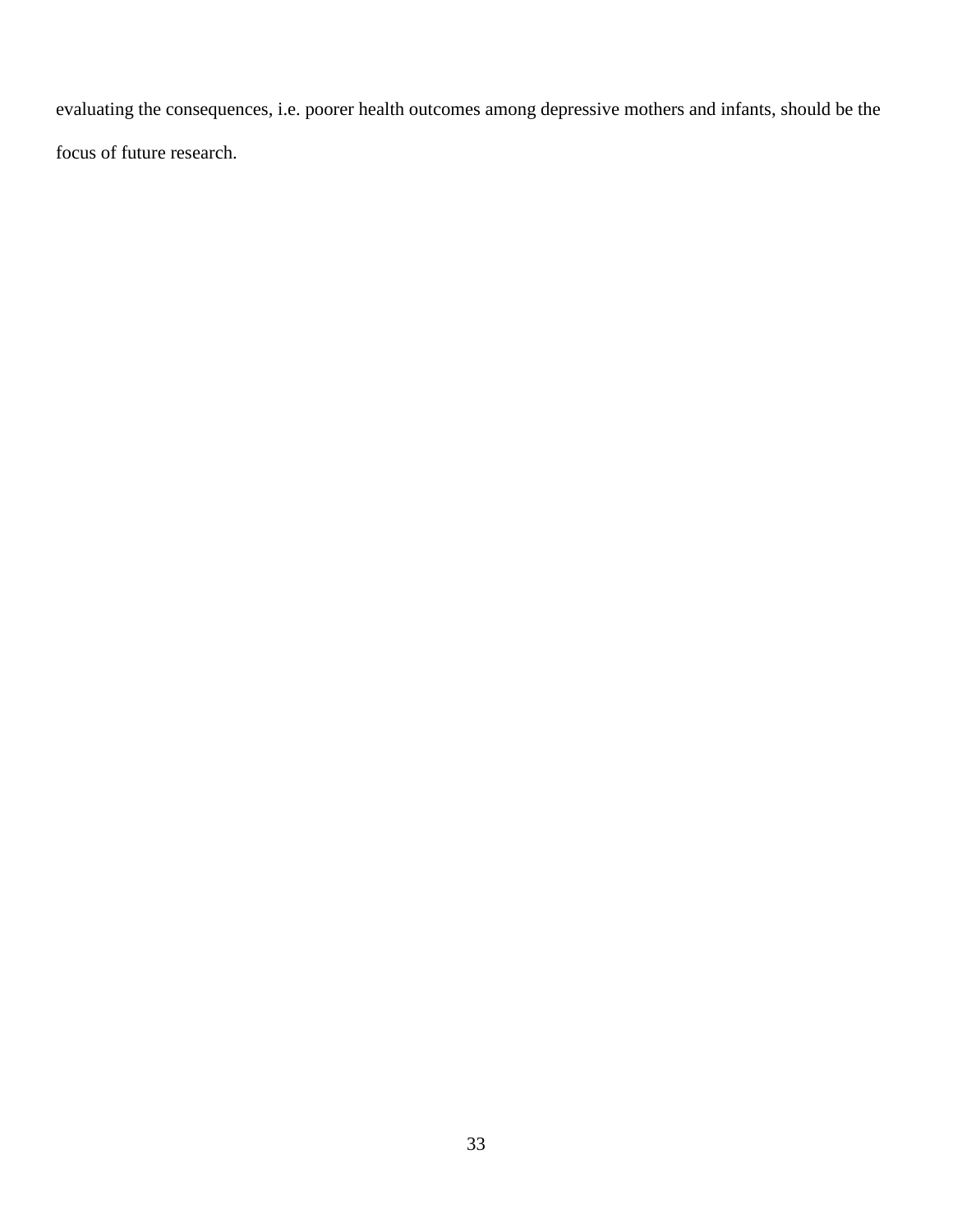evaluating the consequences, i.e. poorer health outcomes among depressive mothers and infants, should be the focus of future research.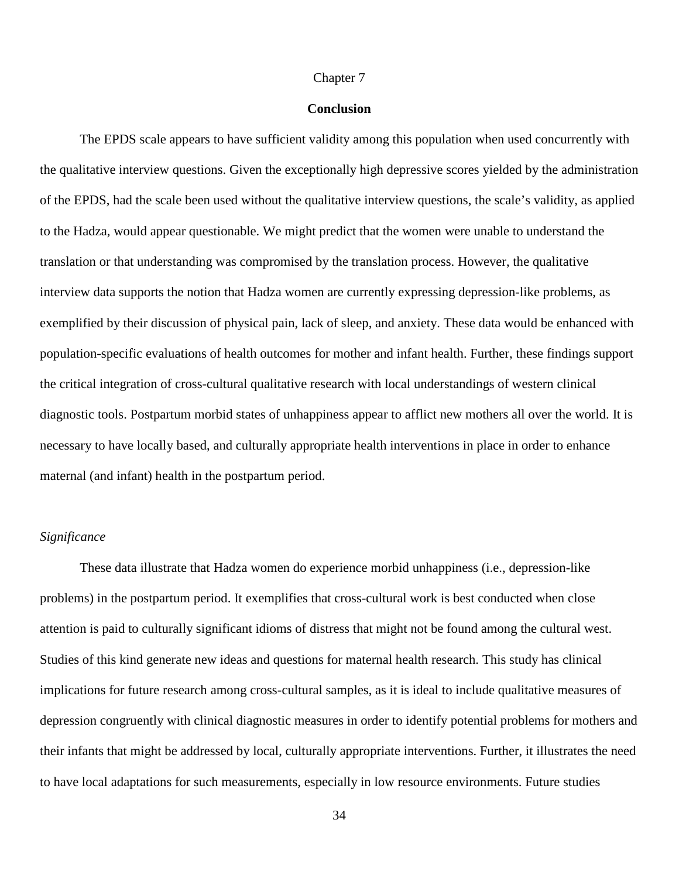# Chapter 7

## Conclusion

The EPDS scale appears to have sufficient validity among this population when used concurrently with the qualitative interview questions. Given the exceptionally high depressive scores yielded by the administration of the EPDS, had the scale been used without the qualitative interview questions, the scale's validity, as applied to the Hadza, would appear questionable. We might predict that the women were unable to understand the translation or that understanding was compromised by the translation process. However, the qualitative interview data supports the notion that Hadza women are currently expressing depression-like problems, as exemplified by their discussion of physical pain, lack of sleep, and anxiety. These data would be enhanced with population-specific evaluations of health outcomes for mother and infant health. Further, these findings support the critical integration of cross-cultural qualitative research with local understandings of western clinical diagnostic tools. Postpartum morbid states of unhappiness appear to afflict new mothers all over the world. It is necessary to have locally based, and culturally appropriate health interventions in place in order to enhance maternal (and infant) health in the postpartum period.

### *Significance*

These data illustrate that Hadza women do experience morbid unhappiness (i.e., depression-like problems) in the postpartum period. It exemplifies that cross-cultural work is best conducted when close attention is paid to culturally significant idioms of distress that might not be found among the cultural west. Studies of this kind generate new ideas and questions for maternal health research. This study has clinical implications for future research among cross-cultural samples, as it is ideal to include qualitative measures of depression congruently with clinical diagnostic measures in order to identify potential problems for mothers and their infants that might be addressed by local, culturally appropriate interventions. Further, it illustrates the need to have local adaptations for such measurements, especially in low resource environments. Future studies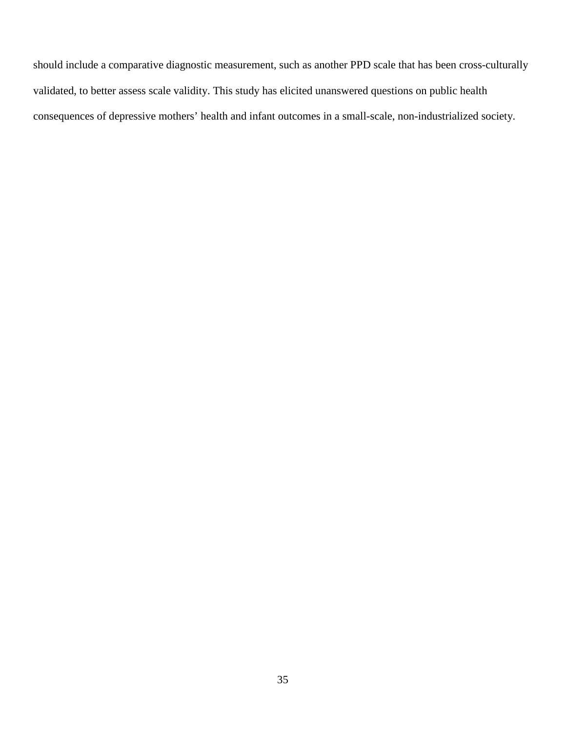should include a comparative diagnostic measurement, such as another PPD scale that has been cross-culturally validated, to better assess scale validity. This study has elicited unanswered questions on public health consequences of depressive mothers' health and infant outcomes in a small-scale, non-industrialized society.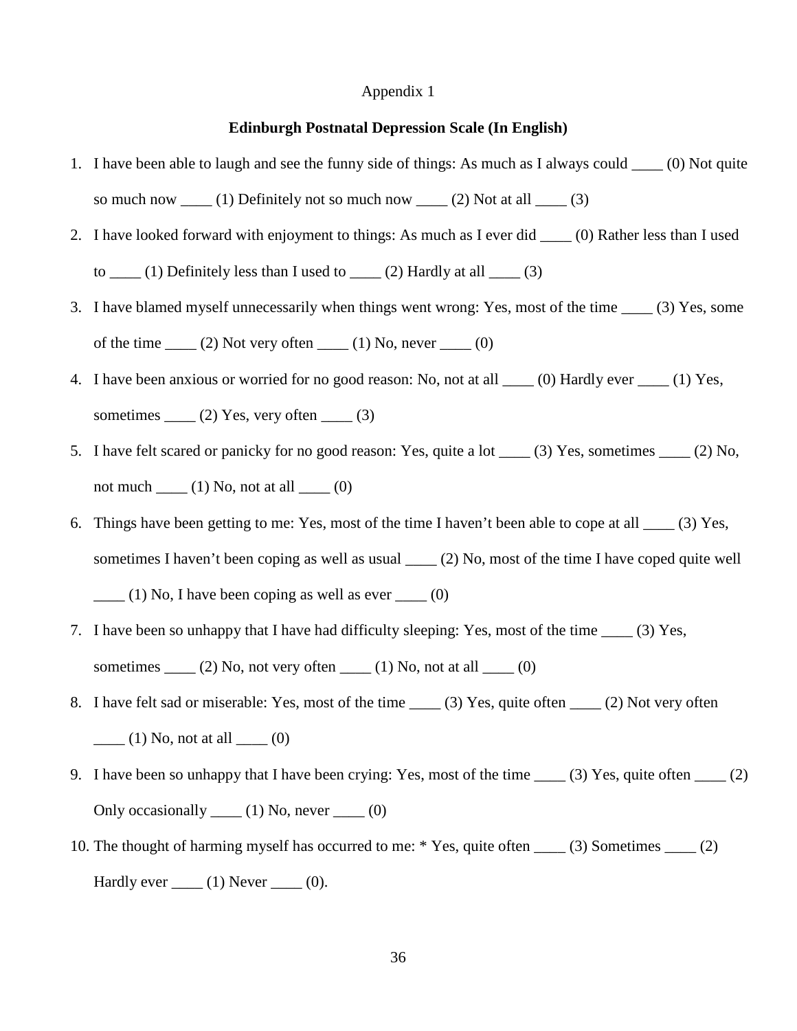Appendix 1

**Edinburgh Postnatal Depression Scale (In English)**

1. I have been able to laugh and see the funny side of things: As much as I always could ____ (0) Not quite so much now ____ (1) Definitely not so much now ____ (2) Not at all ____ (3)
2. I have looked forward with enjoyment to things: As much as I ever did ____ (0) Rather less than I used to ____ (1) Definitely less than I used to ____ (2) Hardly at all ____ (3)
3. I have blamed myself unnecessarily when things went wrong: Yes, most of the time ____ (3) Yes, some of the time ____ (2) Not very often ____ (1) No, never ____ (0)
4. I have been anxious or worried for no good reason: No, not at all ____ (0) Hardly ever ____ (1) Yes, sometimes ____ (2) Yes, very often ____ (3)
5. I have felt scared or panicky for no good reason: Yes, quite a lot ____ (3) Yes, sometimes ____ (2) No, not much ____ (1) No, not at all ____ (0)
6. Things have been getting to me: Yes, most of the time I haven't been able to cope at all ____ (3) Yes, sometimes I haven't been coping as well as usual ____ (2) No, most of the time I have coped quite well ____ (1) No, I have been coping as well as ever ____ (0)
7. I have been so unhappy that I have had difficulty sleeping: Yes, most of the time ____ (3) Yes, sometimes ____ (2) No, not very often ____ (1) No, not at all ____ (0)
8. I have felt sad or miserable: Yes, most of the time ____ (3) Yes, quite often ____ (2) Not very often ____ (1) No, not at all ____ (0)
9. I have been so unhappy that I have been crying: Yes, most of the time ____ (3) Yes, quite often ____ (2) Only occasionally ____ (1) No, never ____ (0)
10. The thought of harming myself has occurred to me: * Yes, quite often ____ (3) Sometimes ____ (2) Hardly ever ____ (1) Never ____ (0).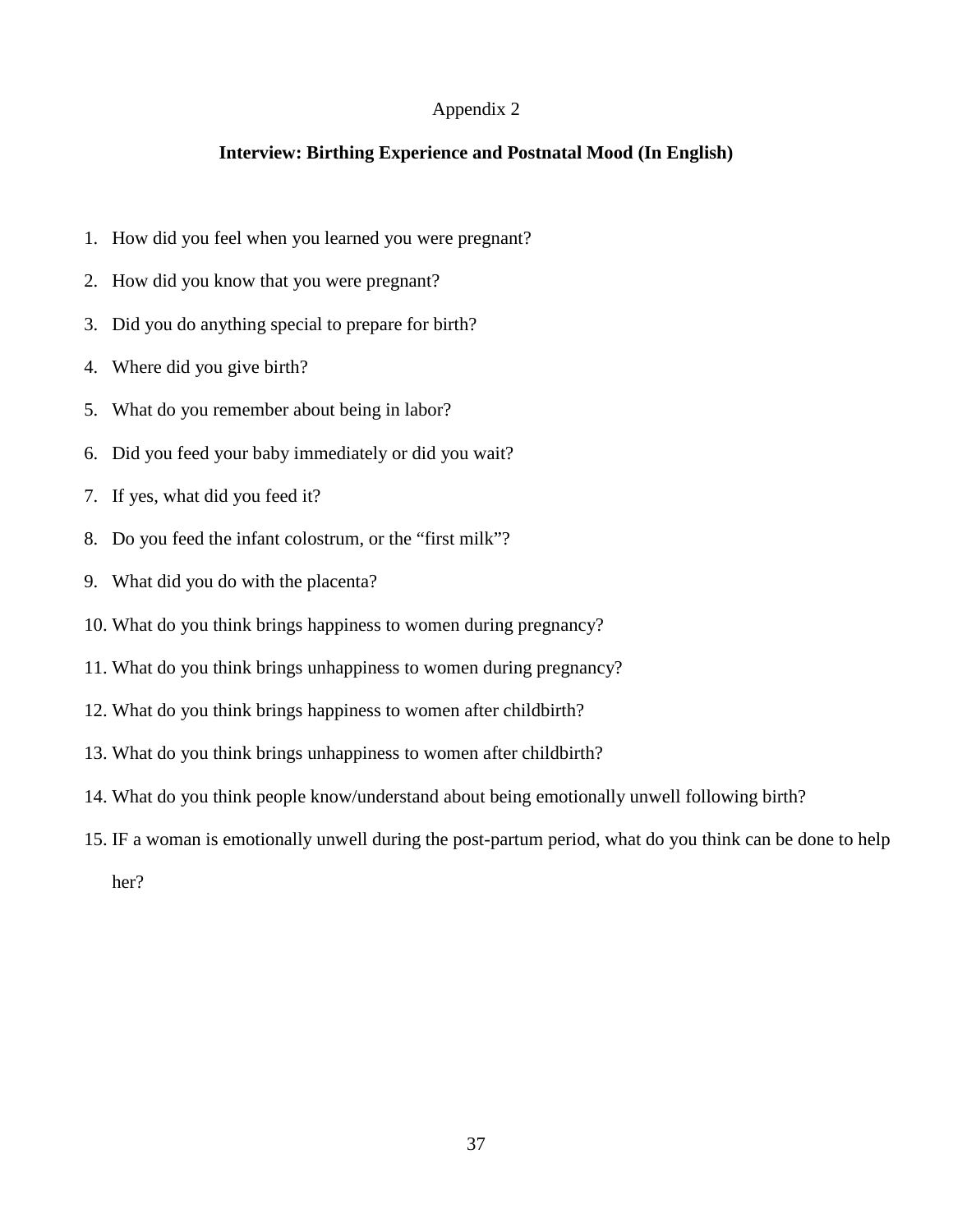Appendix 2

## Interview: Birthing Experience and Postnatal Mood (In English)

1. How did you feel when you learned you were pregnant?
2. How did you know that you were pregnant?
3. Did you do anything special to prepare for birth?
4. Where did you give birth?
5. What do you remember about being in labor?
6. Did you feed your baby immediately or did you wait?
7. If yes, what did you feed it?
8. Do you feed the infant colostrum, or the “first milk”?
9. What did you do with the placenta?
10. What do you think brings happiness to women during pregnancy?
11. What do you think brings unhappiness to women during pregnancy?
12. What do you think brings happiness to women after childbirth?
13. What do you think brings unhappiness to women after childbirth?
14. What do you think people know/understand about being emotionally unwell following birth?
15. IF a woman is emotionally unwell during the post-partum period, what do you think can be done to help her?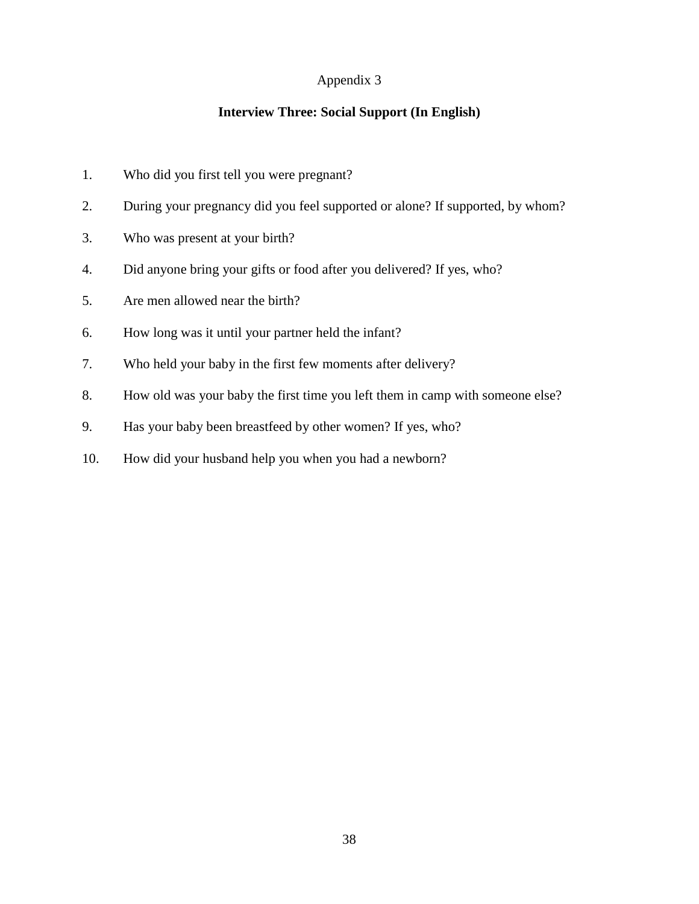Appendix 3

**Interview Three: Social Support (In English)**

1. Who did you first tell you were pregnant?
2. During your pregnancy did you feel supported or alone? If supported, by whom?
3. Who was present at your birth?
4. Did anyone bring your gifts or food after you delivered? If yes, who?
5. Are men allowed near the birth?
6. How long was it until your partner held the infant?
7. Who held your baby in the first few moments after delivery?
8. How old was your baby the first time you left them in camp with someone else?
9. Has your baby been breastfeed by other women? If yes, who?
10. How did your husband help you when you had a newborn?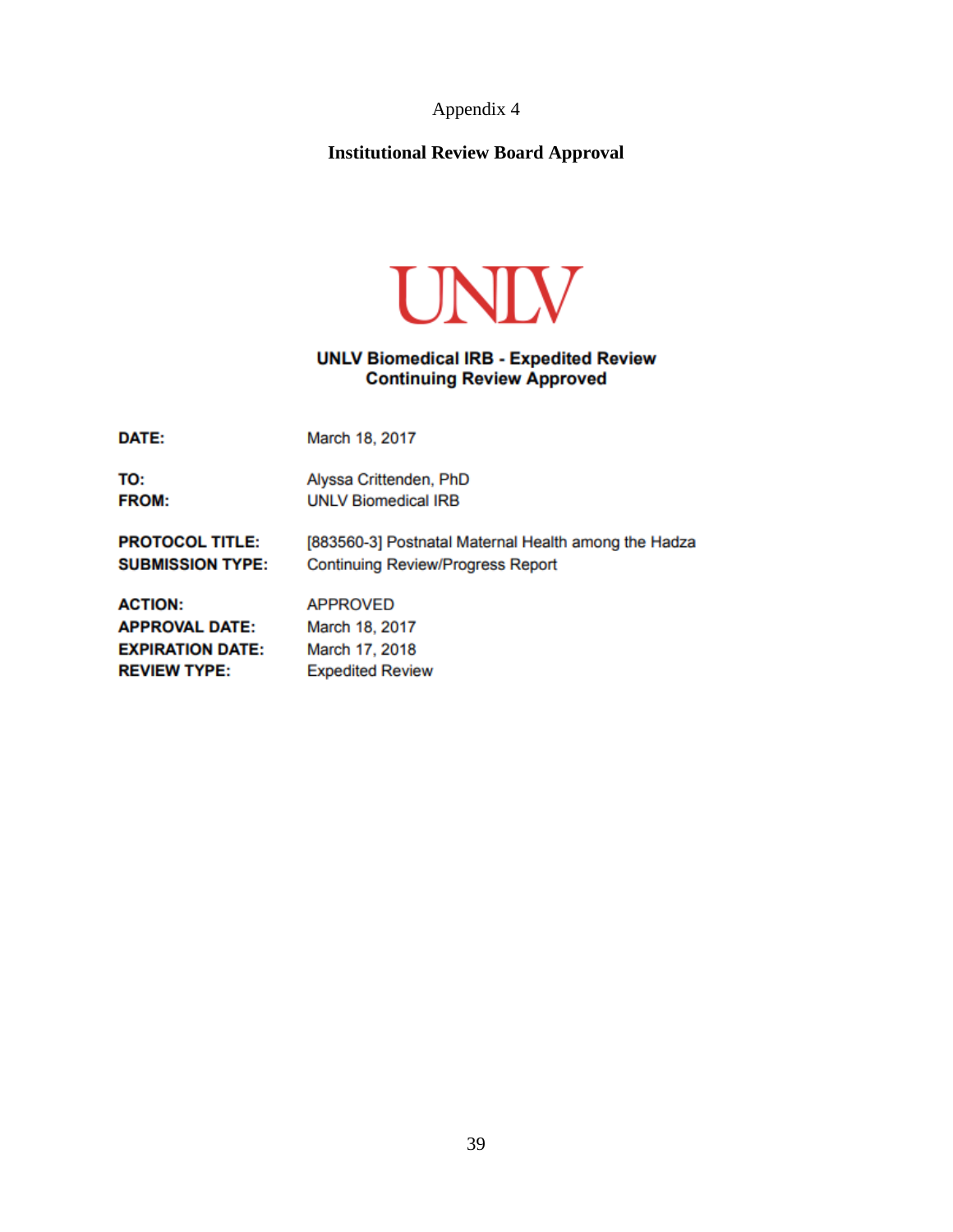Appendix 4

## Institutional Review Board Approval

UNLV

**UNLV Biomedical IRB - Expedited Review**
**Continuing Review Approved**

| | |
|---|---|
| **DATE:** | March 18, 2017 |
| **TO:** | Alyssa Crittenden, PhD |
| **FROM:** | UNLV Biomedical IRB |
| **PROTOCOL TITLE:** | [883560-3] Postnatal Maternal Health among the Hadza |
| **SUBMISSION TYPE:** | Continuing Review/Progress Report |
| **ACTION:** | APPROVED |
| **APPROVAL DATE:** | March 18, 2017 |
| **EXPIRATION DATE:** | March 17, 2018 |
| **REVIEW TYPE:** | Expedited Review |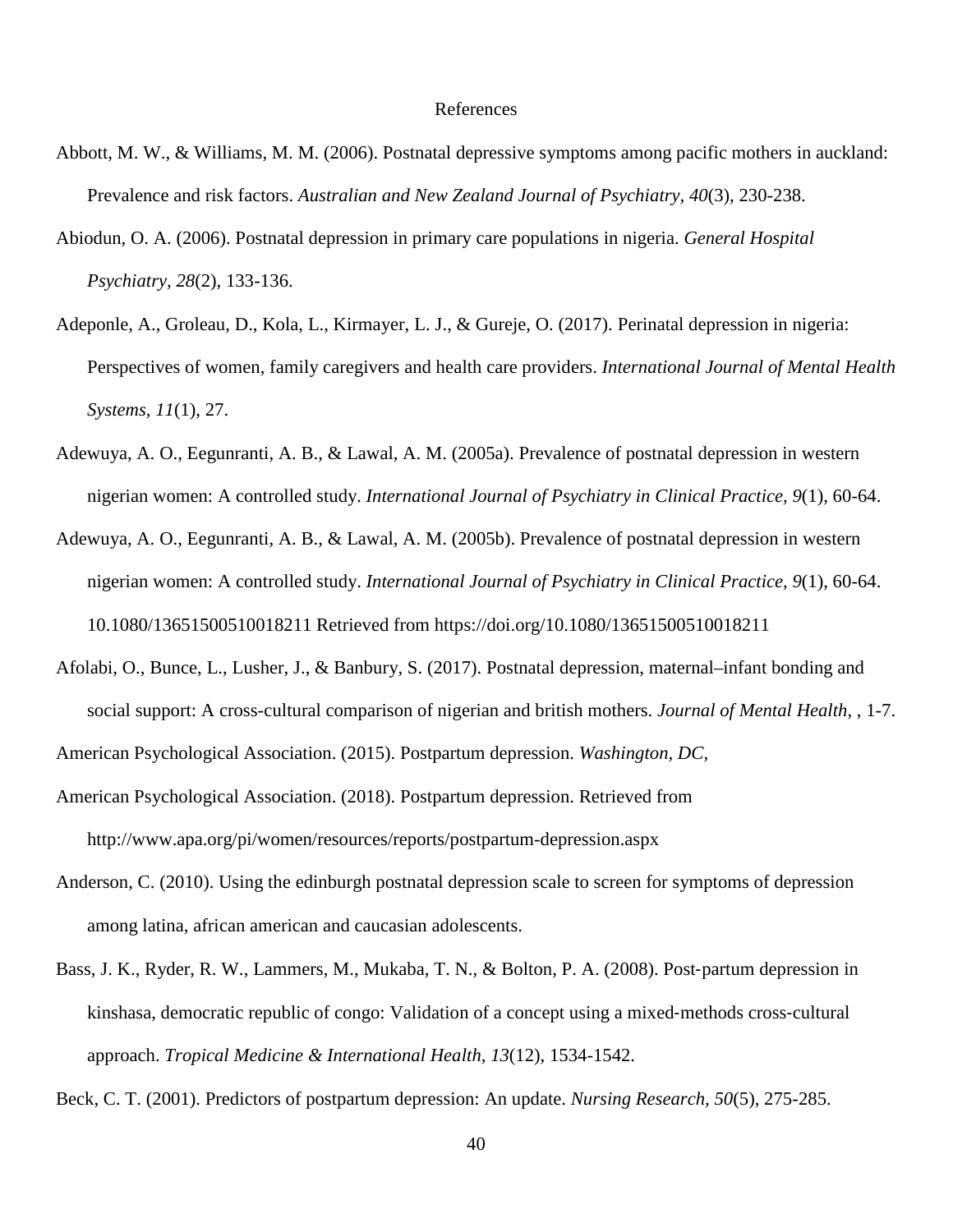# References

Abbott, M. W., & Williams, M. M. (2006). Postnatal depressive symptoms among pacific mothers in auckland: Prevalence and risk factors. *Australian and New Zealand Journal of Psychiatry, 40*(3), 230-238.

Abiodun, O. A. (2006). Postnatal depression in primary care populations in nigeria. *General Hospital Psychiatry, 28*(2), 133-136.

Adeponle, A., Groleau, D., Kola, L., Kirmayer, L. J., & Gureje, O. (2017). Perinatal depression in nigeria: Perspectives of women, family caregivers and health care providers. *International Journal of Mental Health Systems, 11*(1), 27.

Adewuya, A. O., Eegunranti, A. B., & Lawal, A. M. (2005a). Prevalence of postnatal depression in western nigerian women: A controlled study. *International Journal of Psychiatry in Clinical Practice, 9*(1), 60-64.

Adewuya, A. O., Eegunranti, A. B., & Lawal, A. M. (2005b). Prevalence of postnatal depression in western nigerian women: A controlled study. *International Journal of Psychiatry in Clinical Practice, 9*(1), 60-64. 10.1080/13651500510018211 Retrieved from https://doi.org/10.1080/13651500510018211

Afolabi, O., Bunce, L., Lusher, J., & Banbury, S. (2017). Postnatal depression, maternal–infant bonding and social support: A cross-cultural comparison of nigerian and british mothers. *Journal of Mental Health*, , 1-7.

American Psychological Association. (2015). Postpartum depression. *Washington, DC,*

American Psychological Association. (2018). Postpartum depression. Retrieved from http://www.apa.org/pi/women/resources/reports/postpartum-depression.aspx

Anderson, C. (2010). Using the edinburgh postnatal depression scale to screen for symptoms of depression among latina, african american and caucasian adolescents.

Bass, J. K., Ryder, R. W., Lammers, M., Mukaba, T. N., & Bolton, P. A. (2008). Post-partum depression in kinshasa, democratic republic of congo: Validation of a concept using a mixed-methods cross-cultural approach. *Tropical Medicine & International Health, 13*(12), 1534-1542.

Beck, C. T. (2001). Predictors of postpartum depression: An update. *Nursing Research, 50*(5), 275-285.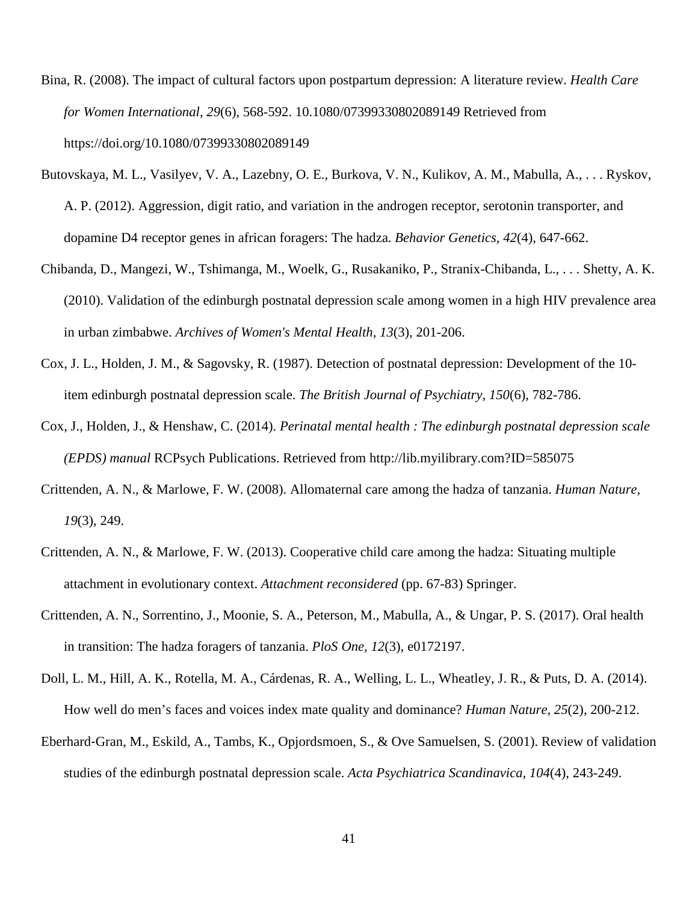Bina, R. (2008). The impact of cultural factors upon postpartum depression: A literature review. *Health Care for Women International, 29*(6), 568-592. 10.1080/07399330802089149 Retrieved from https://doi.org/10.1080/07399330802089149

Butovskaya, M. L., Vasilyev, V. A., Lazebny, O. E., Burkova, V. N., Kulikov, A. M., Mabulla, A., . . . Ryskov, A. P. (2012). Aggression, digit ratio, and variation in the androgen receptor, serotonin transporter, and dopamine D4 receptor genes in african foragers: The hadza. *Behavior Genetics, 42*(4), 647-662.

Chibanda, D., Mangezi, W., Tshimanga, M., Woelk, G., Rusakaniko, P., Stranix-Chibanda, L., . . . Shetty, A. K. (2010). Validation of the edinburgh postnatal depression scale among women in a high HIV prevalence area in urban zimbabwe. *Archives of Women's Mental Health, 13*(3), 201-206.

Cox, J. L., Holden, J. M., & Sagovsky, R. (1987). Detection of postnatal depression: Development of the 10-item edinburgh postnatal depression scale. *The British Journal of Psychiatry, 150*(6), 782-786.

Cox, J., Holden, J., & Henshaw, C. (2014). *Perinatal mental health : The edinburgh postnatal depression scale (EPDS) manual* RCPsych Publications. Retrieved from http://lib.myilibrary.com?ID=585075

Crittenden, A. N., & Marlowe, F. W. (2008). Allomaternal care among the hadza of tanzania. *Human Nature, 19*(3), 249.

Crittenden, A. N., & Marlowe, F. W. (2013). Cooperative child care among the hadza: Situating multiple attachment in evolutionary context. *Attachment reconsidered* (pp. 67-83) Springer.

Crittenden, A. N., Sorrentino, J., Moonie, S. A., Peterson, M., Mabulla, A., & Ungar, P. S. (2017). Oral health in transition: The hadza foragers of tanzania. *PloS One, 12*(3), e0172197.

Doll, L. M., Hill, A. K., Rotella, M. A., Cárdenas, R. A., Welling, L. L., Wheatley, J. R., & Puts, D. A. (2014). How well do men's faces and voices index mate quality and dominance? *Human Nature, 25*(2), 200-212.

Eberhard-Gran, M., Eskild, A., Tambs, K., Opjordsmoen, S., & Ove Samuelsen, S. (2001). Review of validation studies of the edinburgh postnatal depression scale. *Acta Psychiatrica Scandinavica, 104*(4), 243-249.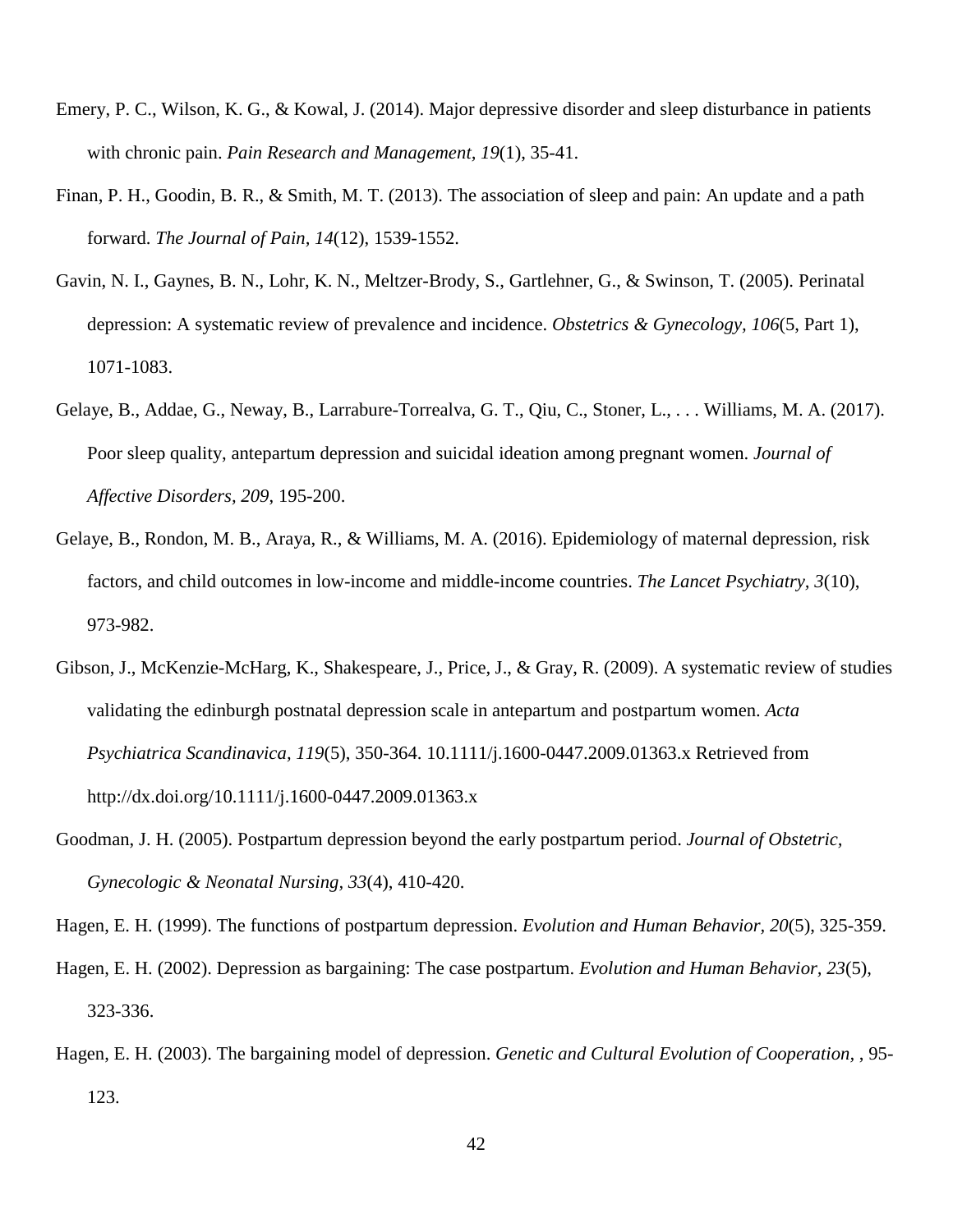Emery, P. C., Wilson, K. G., & Kowal, J. (2014). Major depressive disorder and sleep disturbance in patients with chronic pain. *Pain Research and Management, 19*(1), 35-41.

Finan, P. H., Goodin, B. R., & Smith, M. T. (2013). The association of sleep and pain: An update and a path forward. *The Journal of Pain, 14*(12), 1539-1552.

Gavin, N. I., Gaynes, B. N., Lohr, K. N., Meltzer-Brody, S., Gartlehner, G., & Swinson, T. (2005). Perinatal depression: A systematic review of prevalence and incidence. *Obstetrics & Gynecology, 106*(5, Part 1), 1071-1083.

Gelaye, B., Addae, G., Neway, B., Larrabure-Torrealva, G. T., Qiu, C., Stoner, L., . . . Williams, M. A. (2017). Poor sleep quality, antepartum depression and suicidal ideation among pregnant women. *Journal of Affective Disorders, 209*, 195-200.

Gelaye, B., Rondon, M. B., Araya, R., & Williams, M. A. (2016). Epidemiology of maternal depression, risk factors, and child outcomes in low-income and middle-income countries. *The Lancet Psychiatry, 3*(10), 973-982.

Gibson, J., McKenzie-McHarg, K., Shakespeare, J., Price, J., & Gray, R. (2009). A systematic review of studies validating the edinburgh postnatal depression scale in antepartum and postpartum women. *Acta Psychiatrica Scandinavica, 119*(5), 350-364. 10.1111/j.1600-0447.2009.01363.x Retrieved from http://dx.doi.org/10.1111/j.1600-0447.2009.01363.x

Goodman, J. H. (2005). Postpartum depression beyond the early postpartum period. *Journal of Obstetric, Gynecologic & Neonatal Nursing, 33*(4), 410-420.

Hagen, E. H. (1999). The functions of postpartum depression. *Evolution and Human Behavior, 20*(5), 325-359.

Hagen, E. H. (2002). Depression as bargaining: The case postpartum. *Evolution and Human Behavior, 23*(5), 323-336.

Hagen, E. H. (2003). The bargaining model of depression. *Genetic and Cultural Evolution of Cooperation,* , 95-123.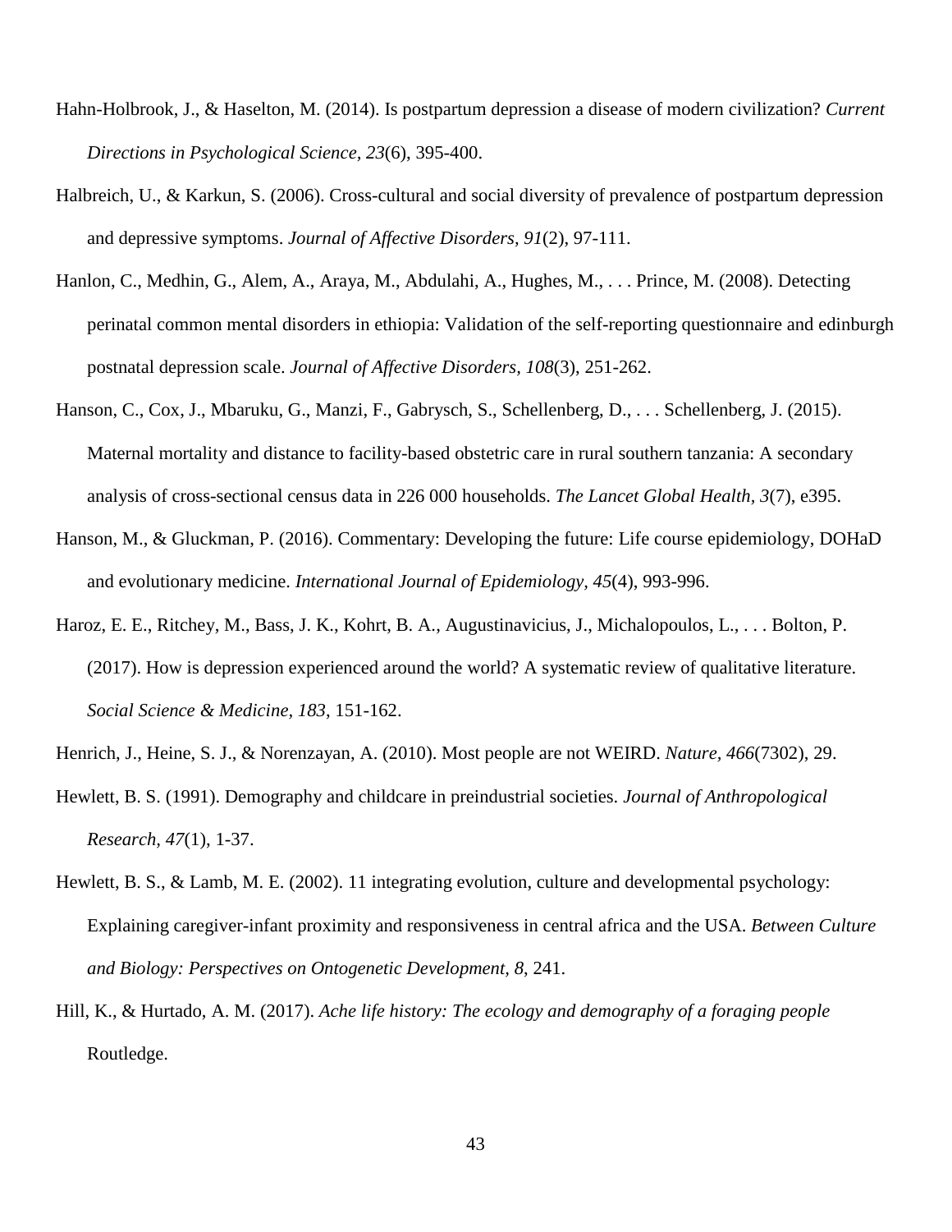Hahn-Holbrook, J., & Haselton, M. (2014). Is postpartum depression a disease of modern civilization? *Current Directions in Psychological Science, 23*(6), 395-400.

Halbreich, U., & Karkun, S. (2006). Cross-cultural and social diversity of prevalence of postpartum depression and depressive symptoms. *Journal of Affective Disorders, 91*(2), 97-111.

Hanlon, C., Medhin, G., Alem, A., Araya, M., Abdulahi, A., Hughes, M., . . . Prince, M. (2008). Detecting perinatal common mental disorders in ethiopia: Validation of the self-reporting questionnaire and edinburgh postnatal depression scale. *Journal of Affective Disorders, 108*(3), 251-262.

Hanson, C., Cox, J., Mbaruku, G., Manzi, F., Gabrysch, S., Schellenberg, D., . . . Schellenberg, J. (2015). Maternal mortality and distance to facility-based obstetric care in rural southern tanzania: A secondary analysis of cross-sectional census data in 226 000 households. *The Lancet Global Health, 3*(7), e395.

Hanson, M., & Gluckman, P. (2016). Commentary: Developing the future: Life course epidemiology, DOHaD and evolutionary medicine. *International Journal of Epidemiology, 45*(4), 993-996.

Haroz, E. E., Ritchey, M., Bass, J. K., Kohrt, B. A., Augustinavicius, J., Michalopoulos, L., . . . Bolton, P. (2017). How is depression experienced around the world? A systematic review of qualitative literature. *Social Science & Medicine, 183*, 151-162.

Henrich, J., Heine, S. J., & Norenzayan, A. (2010). Most people are not WEIRD. *Nature, 466*(7302), 29.

Hewlett, B. S. (1991). Demography and childcare in preindustrial societies. *Journal of Anthropological Research, 47*(1), 1-37.

Hewlett, B. S., & Lamb, M. E. (2002). 11 integrating evolution, culture and developmental psychology: Explaining caregiver-infant proximity and responsiveness in central africa and the USA. *Between Culture and Biology: Perspectives on Ontogenetic Development, 8*, 241.

Hill, K., & Hurtado, A. M. (2017). *Ache life history: The ecology and demography of a foraging people* Routledge.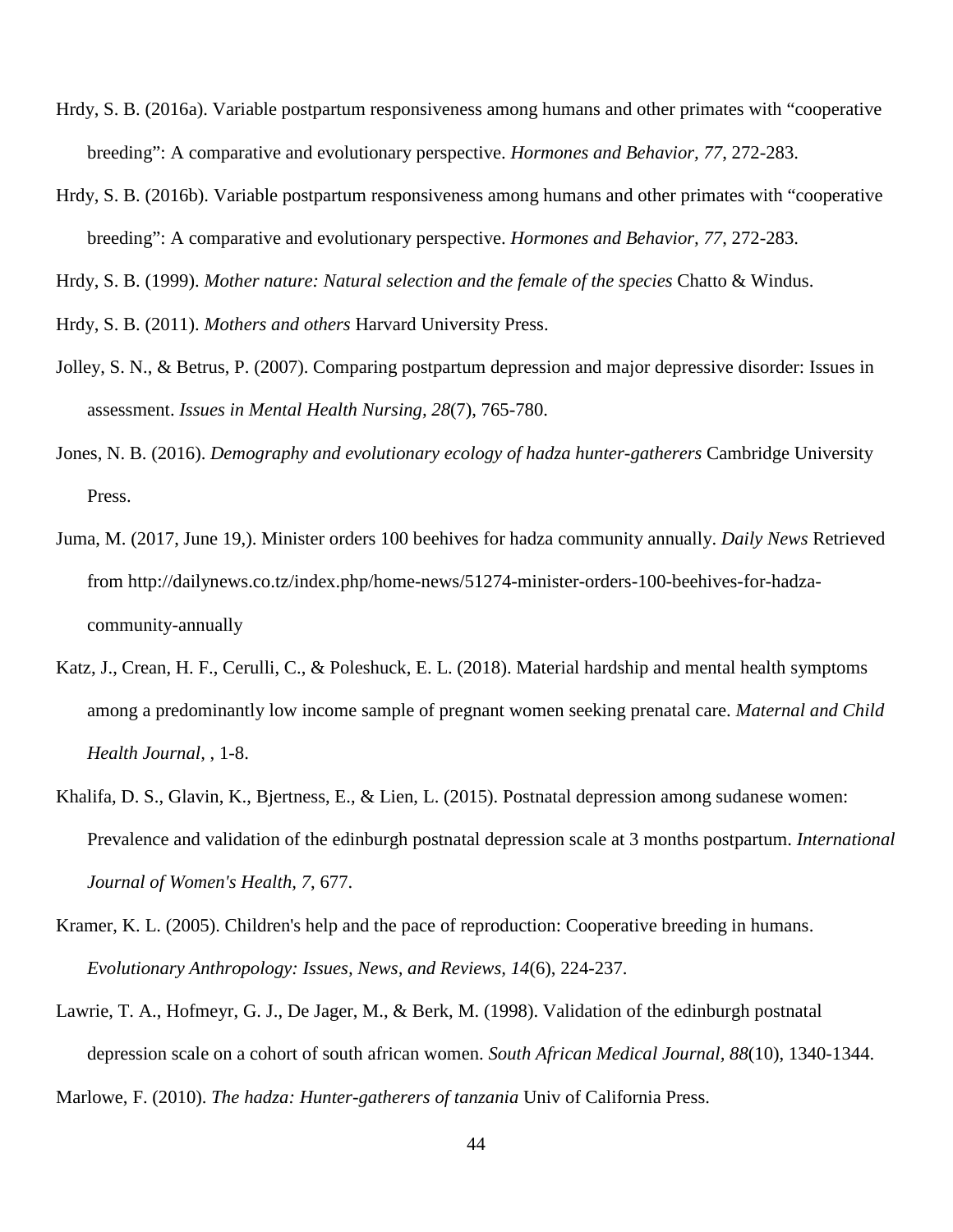Hrdy, S. B. (2016a). Variable postpartum responsiveness among humans and other primates with "cooperative breeding": A comparative and evolutionary perspective. *Hormones and Behavior, 77*, 272-283.

Hrdy, S. B. (2016b). Variable postpartum responsiveness among humans and other primates with "cooperative breeding": A comparative and evolutionary perspective. *Hormones and Behavior, 77*, 272-283.

Hrdy, S. B. (1999). *Mother nature: Natural selection and the female of the species* Chatto & Windus.

Hrdy, S. B. (2011). *Mothers and others* Harvard University Press.

Jolley, S. N., & Betrus, P. (2007). Comparing postpartum depression and major depressive disorder: Issues in assessment. *Issues in Mental Health Nursing, 28*(7), 765-780.

Jones, N. B. (2016). *Demography and evolutionary ecology of hadza hunter-gatherers* Cambridge University Press.

Juma, M. (2017, June 19,). Minister orders 100 beehives for hadza community annually. *Daily News* Retrieved from http://dailynews.co.tz/index.php/home-news/51274-minister-orders-100-beehives-for-hadza-community-annually

Katz, J., Crean, H. F., Cerulli, C., & Poleshuck, E. L. (2018). Material hardship and mental health symptoms among a predominantly low income sample of pregnant women seeking prenatal care. *Maternal and Child Health Journal,* , 1-8.

Khalifa, D. S., Glavin, K., Bjertness, E., & Lien, L. (2015). Postnatal depression among sudanese women: Prevalence and validation of the edinburgh postnatal depression scale at 3 months postpartum. *International Journal of Women's Health, 7*, 677.

Kramer, K. L. (2005). Children's help and the pace of reproduction: Cooperative breeding in humans. *Evolutionary Anthropology: Issues, News, and Reviews, 14*(6), 224-237.

Lawrie, T. A., Hofmeyr, G. J., De Jager, M., & Berk, M. (1998). Validation of the edinburgh postnatal depression scale on a cohort of south african women. *South African Medical Journal, 88*(10), 1340-1344.

Marlowe, F. (2010). *The hadza: Hunter-gatherers of tanzania* Univ of California Press.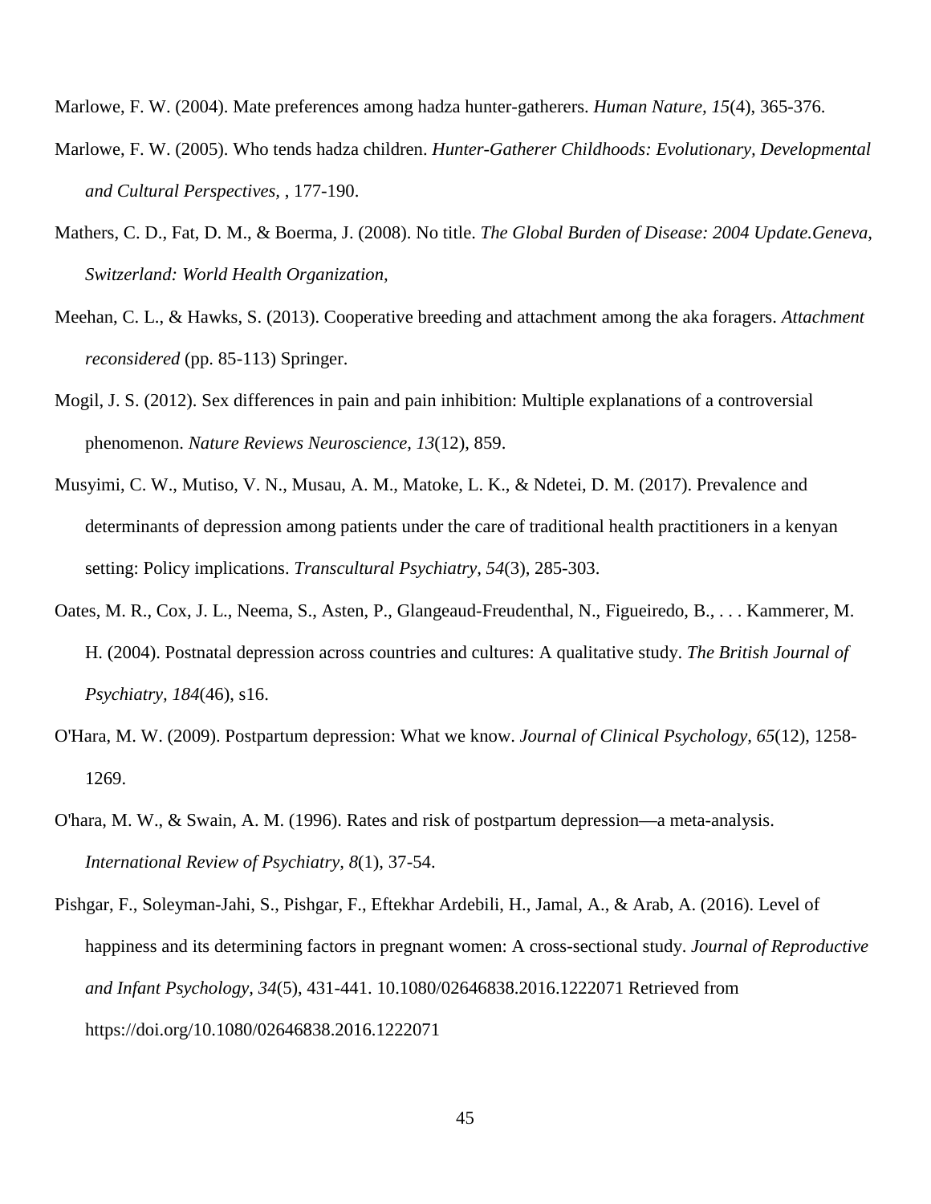Marlowe, F. W. (2004). Mate preferences among hadza hunter-gatherers. *Human Nature, 15*(4), 365-376.

Marlowe, F. W. (2005). Who tends hadza children. *Hunter-Gatherer Childhoods: Evolutionary, Developmental and Cultural Perspectives,* , 177-190.

Mathers, C. D., Fat, D. M., & Boerma, J. (2008). No title. *The Global Burden of Disease: 2004 Update.Geneva, Switzerland: World Health Organization,*

Meehan, C. L., & Hawks, S. (2013). Cooperative breeding and attachment among the aka foragers. *Attachment reconsidered* (pp. 85-113) Springer.

Mogil, J. S. (2012). Sex differences in pain and pain inhibition: Multiple explanations of a controversial phenomenon. *Nature Reviews Neuroscience, 13*(12), 859.

Musyimi, C. W., Mutiso, V. N., Musau, A. M., Matoke, L. K., & Ndetei, D. M. (2017). Prevalence and determinants of depression among patients under the care of traditional health practitioners in a kenyan setting: Policy implications. *Transcultural Psychiatry, 54*(3), 285-303.

Oates, M. R., Cox, J. L., Neema, S., Asten, P., Glangeaud-Freudenthal, N., Figueiredo, B., . . . Kammerer, M. H. (2004). Postnatal depression across countries and cultures: A qualitative study. *The British Journal of Psychiatry, 184*(46), s16.

O'Hara, M. W. (2009). Postpartum depression: What we know. *Journal of Clinical Psychology, 65*(12), 1258-1269.

O'hara, M. W., & Swain, A. M. (1996). Rates and risk of postpartum depression—a meta-analysis. *International Review of Psychiatry, 8*(1), 37-54.

Pishgar, F., Soleyman-Jahi, S., Pishgar, F., Eftekhar Ardebili, H., Jamal, A., & Arab, A. (2016). Level of happiness and its determining factors in pregnant women: A cross-sectional study. *Journal of Reproductive and Infant Psychology, 34*(5), 431-441. 10.1080/02646838.2016.1222071 Retrieved from https://doi.org/10.1080/02646838.2016.1222071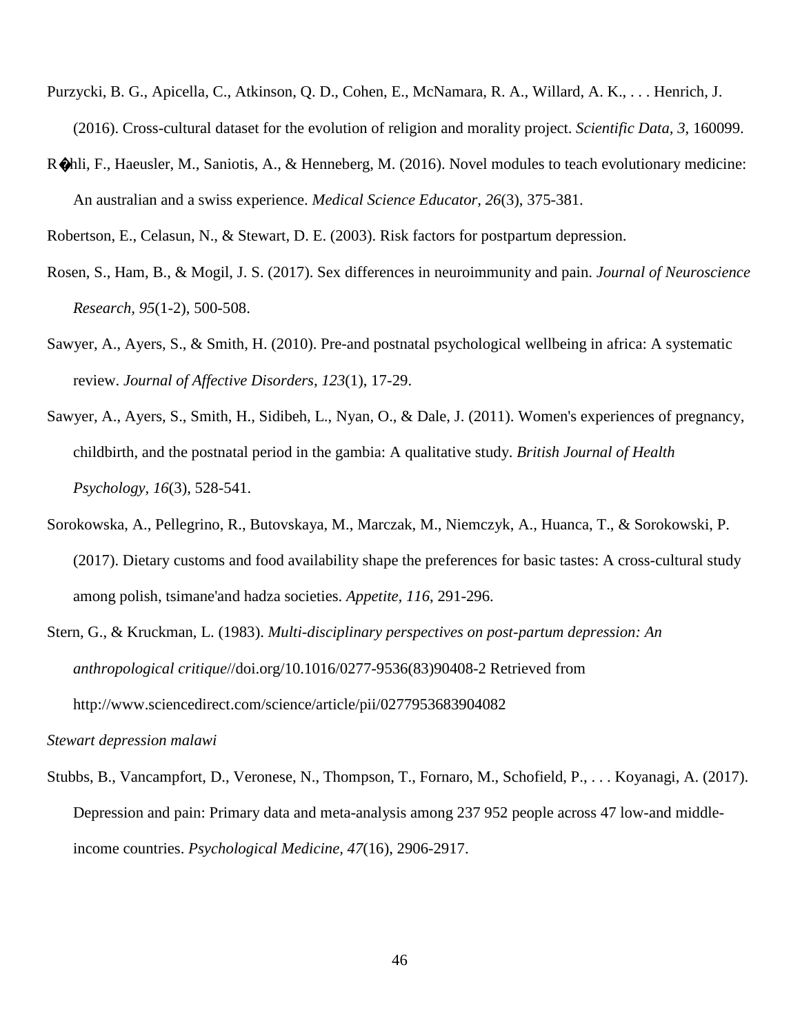Purzycki, B. G., Apicella, C., Atkinson, Q. D., Cohen, E., McNamara, R. A., Willard, A. K., . . . Henrich, J. (2016). Cross-cultural dataset for the evolution of religion and morality project. *Scientific Data, 3*, 160099.

R�hli, F., Haeusler, M., Saniotis, A., & Henneberg, M. (2016). Novel modules to teach evolutionary medicine: An australian and a swiss experience. *Medical Science Educator, 26*(3), 375-381.

Robertson, E., Celasun, N., & Stewart, D. E. (2003). Risk factors for postpartum depression.

Rosen, S., Ham, B., & Mogil, J. S. (2017). Sex differences in neuroimmunity and pain. *Journal of Neuroscience Research, 95*(1-2), 500-508.

Sawyer, A., Ayers, S., & Smith, H. (2010). Pre-and postnatal psychological wellbeing in africa: A systematic review. *Journal of Affective Disorders, 123*(1), 17-29.

Sawyer, A., Ayers, S., Smith, H., Sidibeh, L., Nyan, O., & Dale, J. (2011). Women's experiences of pregnancy, childbirth, and the postnatal period in the gambia: A qualitative study. *British Journal of Health Psychology, 16*(3), 528-541.

Sorokowska, A., Pellegrino, R., Butovskaya, M., Marczak, M., Niemczyk, A., Huanca, T., & Sorokowski, P. (2017). Dietary customs and food availability shape the preferences for basic tastes: A cross-cultural study among polish, tsimane'and hadza societies. *Appetite, 116*, 291-296.

Stern, G., & Kruckman, L. (1983). *Multi-disciplinary perspectives on post-partum depression: An anthropological critique*//doi.org/10.1016/0277-9536(83)90408-2 Retrieved from http://www.sciencedirect.com/science/article/pii/0277953683904082

*Stewart depression malawi*

Stubbs, B., Vancampfort, D., Veronese, N., Thompson, T., Fornaro, M., Schofield, P., . . . Koyanagi, A. (2017). Depression and pain: Primary data and meta-analysis among 237 952 people across 47 low-and middle-income countries. *Psychological Medicine, 47*(16), 2906-2917.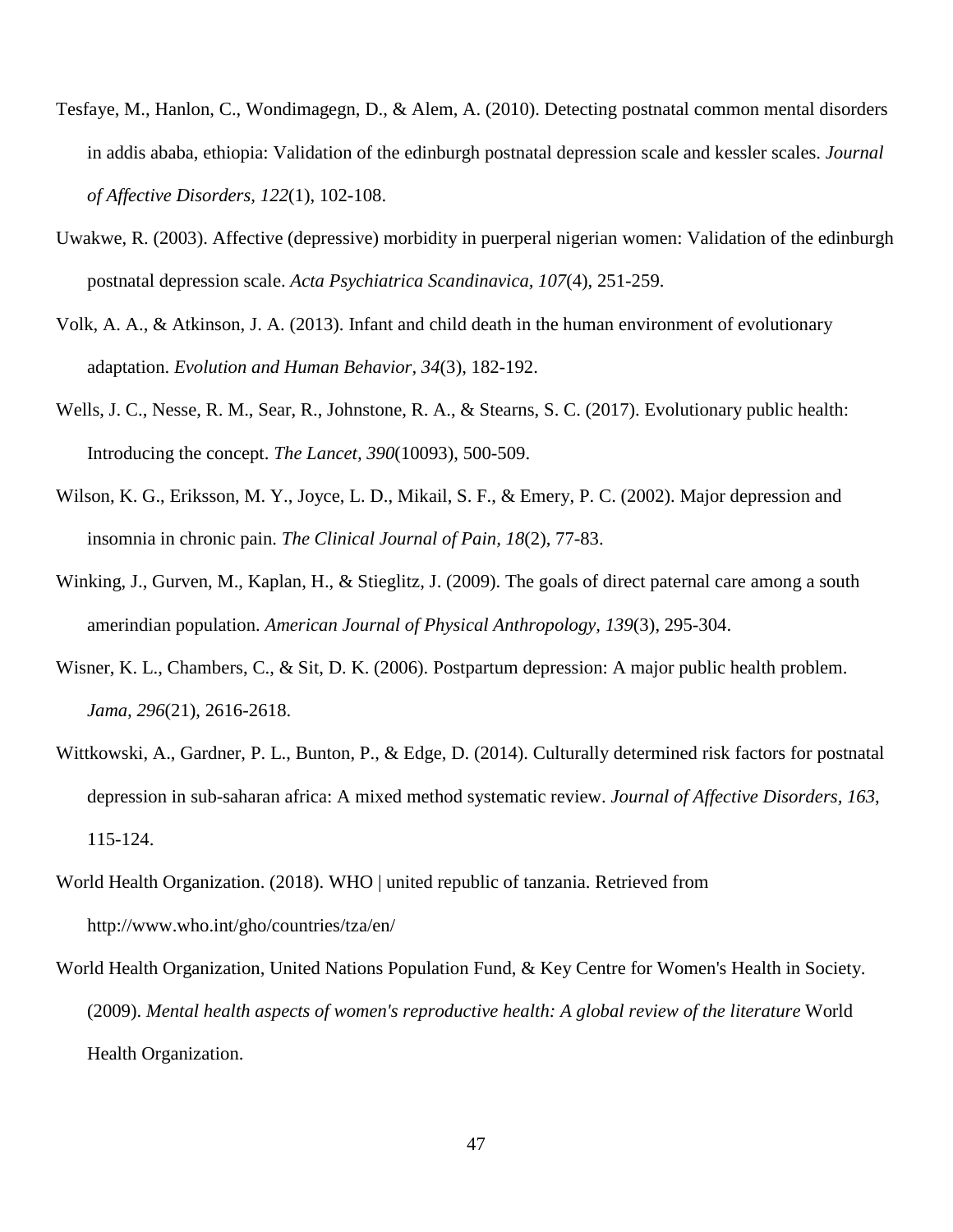Tesfaye, M., Hanlon, C., Wondimagegn, D., & Alem, A. (2010). Detecting postnatal common mental disorders in addis ababa, ethiopia: Validation of the edinburgh postnatal depression scale and kessler scales. *Journal of Affective Disorders, 122*(1), 102-108.

Uwakwe, R. (2003). Affective (depressive) morbidity in puerperal nigerian women: Validation of the edinburgh postnatal depression scale. *Acta Psychiatrica Scandinavica, 107*(4), 251-259.

Volk, A. A., & Atkinson, J. A. (2013). Infant and child death in the human environment of evolutionary adaptation. *Evolution and Human Behavior, 34*(3), 182-192.

Wells, J. C., Nesse, R. M., Sear, R., Johnstone, R. A., & Stearns, S. C. (2017). Evolutionary public health: Introducing the concept. *The Lancet, 390*(10093), 500-509.

Wilson, K. G., Eriksson, M. Y., Joyce, L. D., Mikail, S. F., & Emery, P. C. (2002). Major depression and insomnia in chronic pain. *The Clinical Journal of Pain, 18*(2), 77-83.

Winking, J., Gurven, M., Kaplan, H., & Stieglitz, J. (2009). The goals of direct paternal care among a south amerindian population. *American Journal of Physical Anthropology, 139*(3), 295-304.

Wisner, K. L., Chambers, C., & Sit, D. K. (2006). Postpartum depression: A major public health problem. *Jama, 296*(21), 2616-2618.

Wittkowski, A., Gardner, P. L., Bunton, P., & Edge, D. (2014). Culturally determined risk factors for postnatal depression in sub-saharan africa: A mixed method systematic review. *Journal of Affective Disorders, 163*, 115-124.

World Health Organization. (2018). WHO | united republic of tanzania. Retrieved from http://www.who.int/gho/countries/tza/en/

World Health Organization, United Nations Population Fund, & Key Centre for Women's Health in Society. (2009). *Mental health aspects of women's reproductive health: A global review of the literature* World Health Organization.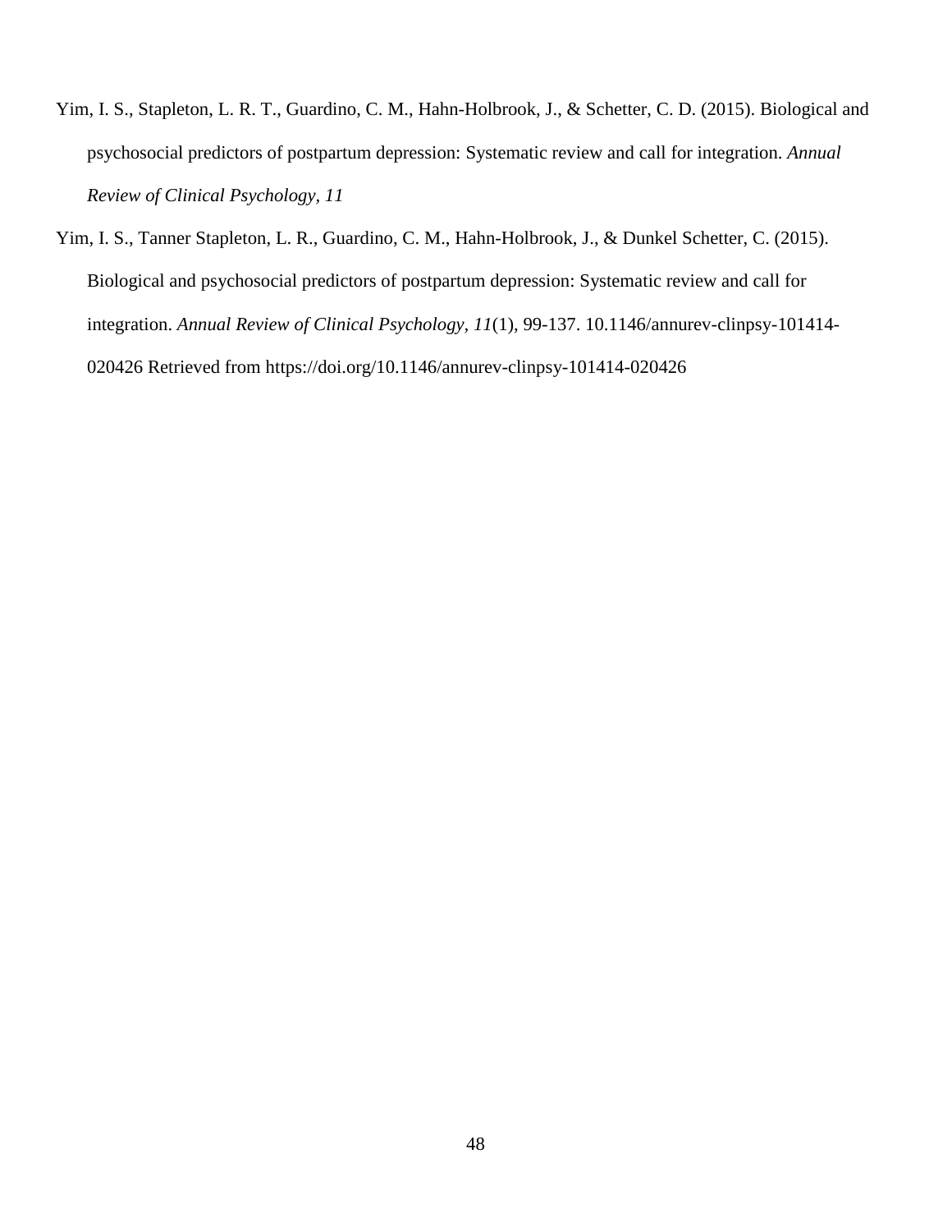Yim, I. S., Stapleton, L. R. T., Guardino, C. M., Hahn-Holbrook, J., & Schetter, C. D. (2015). Biological and psychosocial predictors of postpartum depression: Systematic review and call for integration. *Annual Review of Clinical Psychology, 11*

Yim, I. S., Tanner Stapleton, L. R., Guardino, C. M., Hahn-Holbrook, J., & Dunkel Schetter, C. (2015). Biological and psychosocial predictors of postpartum depression: Systematic review and call for integration. *Annual Review of Clinical Psychology, 11*(1), 99-137. 10.1146/annurev-clinpsy-101414-020426 Retrieved from https://doi.org/10.1146/annurev-clinpsy-101414-020426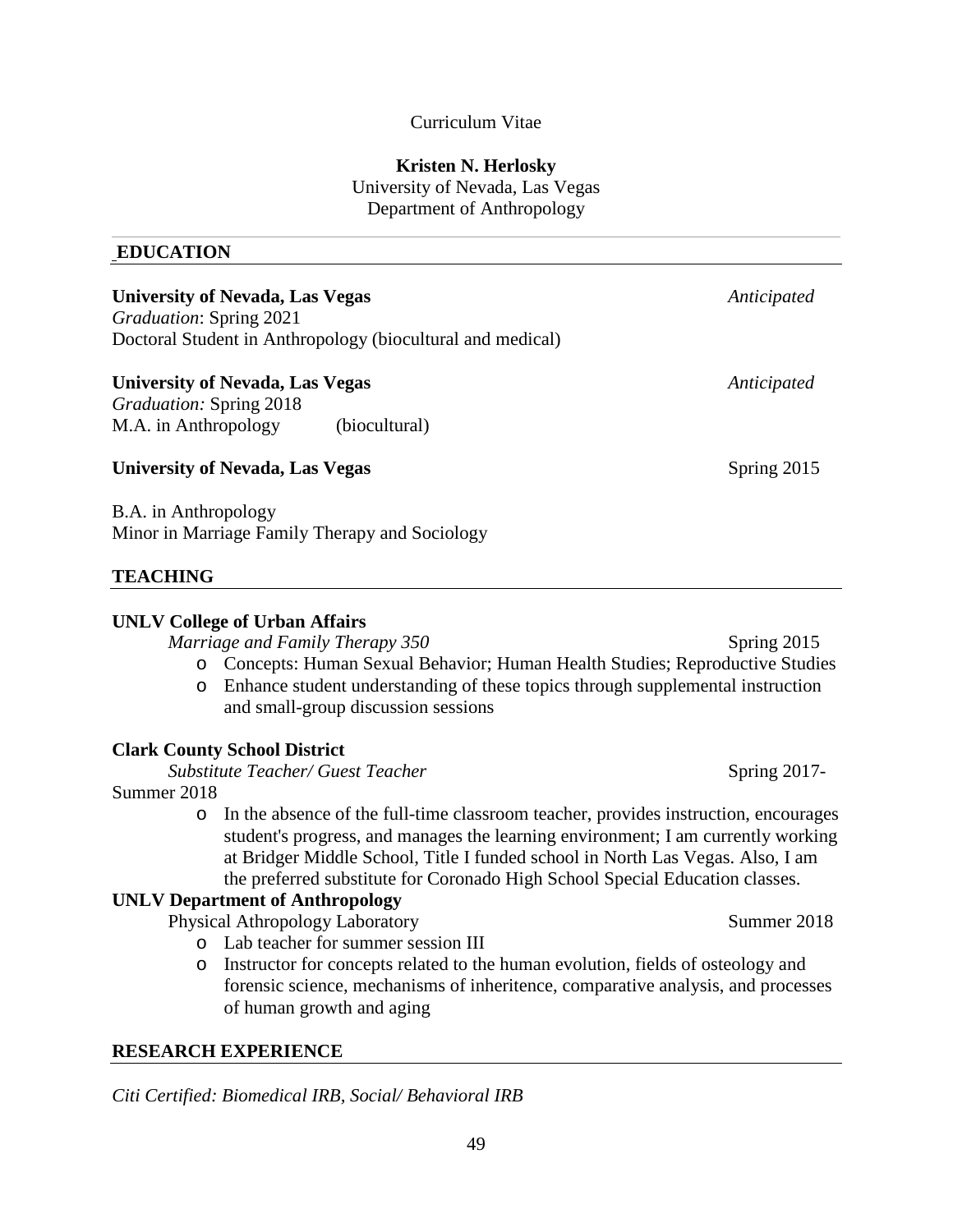Curriculum Vitae

**Kristen N. Herlosky**
University of Nevada, Las Vegas
Department of Anthropology

## EDUCATION

**University of Nevada, Las Vegas** *Anticipated*
*Graduation*: Spring 2021
Doctoral Student in Anthropology (biocultural and medical)

**University of Nevada, Las Vegas** *Anticipated*
*Graduation:* Spring 2018
M.A. in Anthropology (biocultural)

**University of Nevada, Las Vegas** Spring 2015

B.A. in Anthropology
Minor in Marriage Family Therapy and Sociology

## TEACHING

**UNLV College of Urban Affairs**
*Marriage and Family Therapy 350* Spring 2015

- Concepts: Human Sexual Behavior; Human Health Studies; Reproductive Studies
- Enhance student understanding of these topics through supplemental instruction and small-group discussion sessions

**Clark County School District**
*Substitute Teacher/ Guest Teacher* Spring 2017-Summer 2018

- In the absence of the full-time classroom teacher, provides instruction, encourages student's progress, and manages the learning environment; I am currently working at Bridger Middle School, Title I funded school in North Las Vegas. Also, I am the preferred substitute for Coronado High School Special Education classes.

**UNLV Department of Anthropology**
Physical Athropology Laboratory Summer 2018

- Lab teacher for summer session III
- Instructor for concepts related to the human evolution, fields of osteology and forensic science, mechanisms of inheritence, comparative analysis, and processes of human growth and aging

## RESEARCH EXPERIENCE

*Citi Certified: Biomedical IRB, Social/ Behavioral IRB*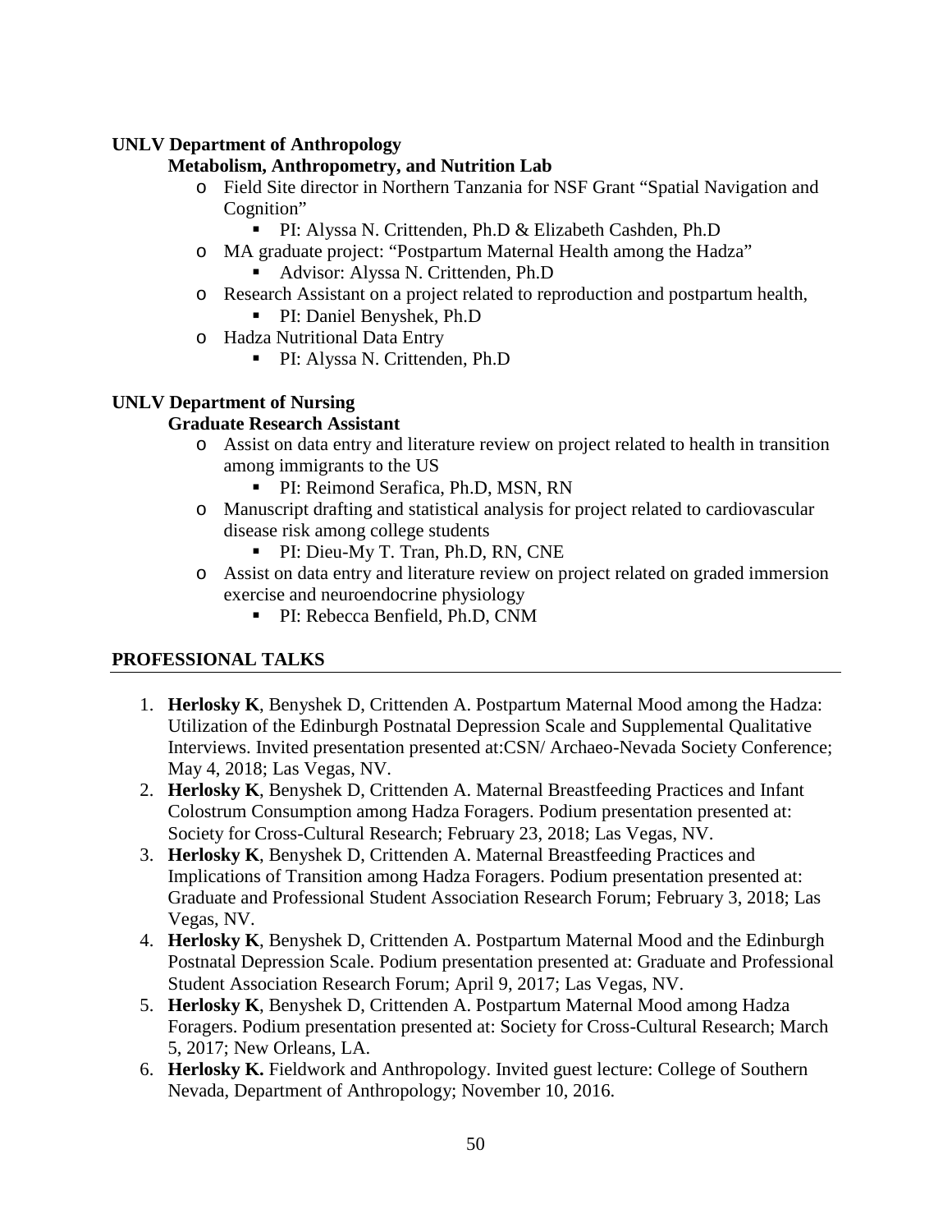**UNLV Department of Anthropology**

**Metabolism, Anthropometry, and Nutrition Lab**

- Field Site director in Northern Tanzania for NSF Grant "Spatial Navigation and Cognition"
  - PI: Alyssa N. Crittenden, Ph.D & Elizabeth Cashden, Ph.D
- MA graduate project: "Postpartum Maternal Health among the Hadza"
  - Advisor: Alyssa N. Crittenden, Ph.D
- Research Assistant on a project related to reproduction and postpartum health,
  - PI: Daniel Benyshek, Ph.D
- Hadza Nutritional Data Entry
  - PI: Alyssa N. Crittenden, Ph.D

**UNLV Department of Nursing**

**Graduate Research Assistant**

- Assist on data entry and literature review on project related to health in transition among immigrants to the US
  - PI: Reimond Serafica, Ph.D, MSN, RN
- Manuscript drafting and statistical analysis for project related to cardiovascular disease risk among college students
  - PI: Dieu-My T. Tran, Ph.D, RN, CNE
- Assist on data entry and literature review on project related on graded immersion exercise and neuroendocrine physiology
  - PI: Rebecca Benfield, Ph.D, CNM

## PROFESSIONAL TALKS

1. **Herlosky K**, Benyshek D, Crittenden A. Postpartum Maternal Mood among the Hadza: Utilization of the Edinburgh Postnatal Depression Scale and Supplemental Qualitative Interviews. Invited presentation presented at:CSN/ Archaeo-Nevada Society Conference; May 4, 2018; Las Vegas, NV.
2. **Herlosky K**, Benyshek D, Crittenden A. Maternal Breastfeeding Practices and Infant Colostrum Consumption among Hadza Foragers. Podium presentation presented at: Society for Cross-Cultural Research; February 23, 2018; Las Vegas, NV.
3. **Herlosky K**, Benyshek D, Crittenden A. Maternal Breastfeeding Practices and Implications of Transition among Hadza Foragers. Podium presentation presented at: Graduate and Professional Student Association Research Forum; February 3, 2018; Las Vegas, NV.
4. **Herlosky K**, Benyshek D, Crittenden A. Postpartum Maternal Mood and the Edinburgh Postnatal Depression Scale. Podium presentation presented at: Graduate and Professional Student Association Research Forum; April 9, 2017; Las Vegas, NV.
5. **Herlosky K**, Benyshek D, Crittenden A. Postpartum Maternal Mood among Hadza Foragers. Podium presentation presented at: Society for Cross-Cultural Research; March 5, 2017; New Orleans, LA.
6. **Herlosky K.** Fieldwork and Anthropology. Invited guest lecture: College of Southern Nevada, Department of Anthropology; November 10, 2016.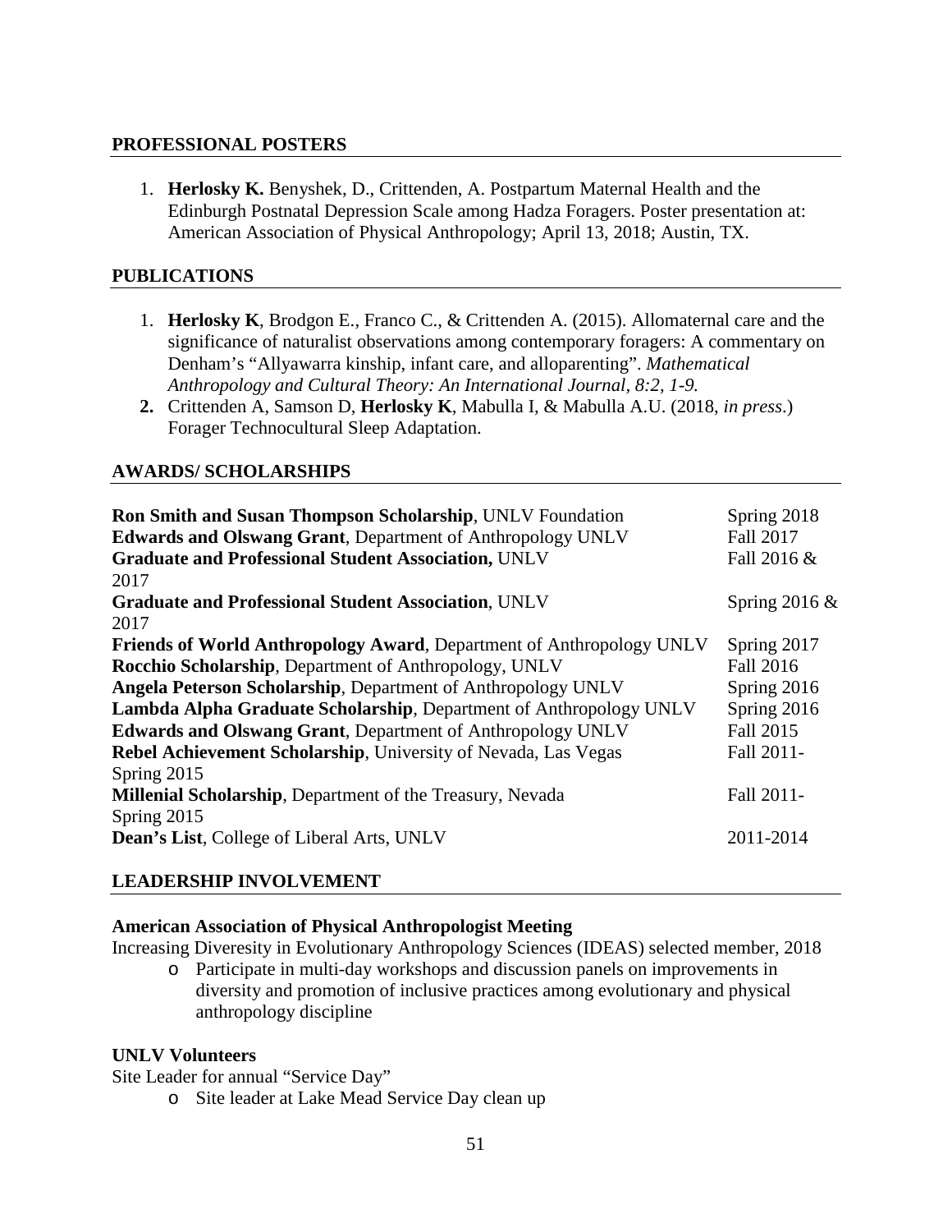## PROFESSIONAL POSTERS

1. **Herlosky K.** Benyshek, D., Crittenden, A. Postpartum Maternal Health and the Edinburgh Postnatal Depression Scale among Hadza Foragers. Poster presentation at: American Association of Physical Anthropology; April 13, 2018; Austin, TX.

## PUBLICATIONS

1. **Herlosky K**, Brodgon E., Franco C., & Crittenden A. (2015). Allomaternal care and the significance of naturalist observations among contemporary foragers: A commentary on Denham's "Allyawarra kinship, infant care, and alloparenting". *Mathematical Anthropology and Cultural Theory: An International Journal, 8:2, 1-9.*
2. Crittenden A, Samson D, **Herlosky K**, Mabulla I, & Mabulla A.U. (2018, *in press*.) Forager Technocultural Sleep Adaptation.

## AWARDS/ SCHOLARSHIPS

| | |
|---|---|
| **Ron Smith and Susan Thompson Scholarship**, UNLV Foundation | Spring 2018 |
| **Edwards and Olswang Grant**, Department of Anthropology UNLV | Fall 2017 |
| **Graduate and Professional Student Association,** UNLV | Fall 2016 & 2017 |
| **Graduate and Professional Student Association**, UNLV | Spring 2016 & 2017 |
| **Friends of World Anthropology Award**, Department of Anthropology UNLV | Spring 2017 |
| **Rocchio Scholarship**, Department of Anthropology, UNLV | Fall 2016 |
| **Angela Peterson Scholarship**, Department of Anthropology UNLV | Spring 2016 |
| **Lambda Alpha Graduate Scholarship**, Department of Anthropology UNLV | Spring 2016 |
| **Edwards and Olswang Grant**, Department of Anthropology UNLV | Fall 2015 |
| **Rebel Achievement Scholarship**, University of Nevada, Las Vegas | Fall 2011-Spring 2015 |
| **Millenial Scholarship**, Department of the Treasury, Nevada | Fall 2011-Spring 2015 |
| **Dean's List**, College of Liberal Arts, UNLV | 2011-2014 |

## LEADERSHIP INVOLVEMENT

**American Association of Physical Anthropologist Meeting**

Increasing Diveresity in Evolutionary Anthropology Sciences (IDEAS) selected member, 2018

- Participate in multi-day workshops and discussion panels on improvements in diversity and promotion of inclusive practices among evolutionary and physical anthropology discipline

**UNLV Volunteers**

Site Leader for annual "Service Day"

- Site leader at Lake Mead Service Day clean up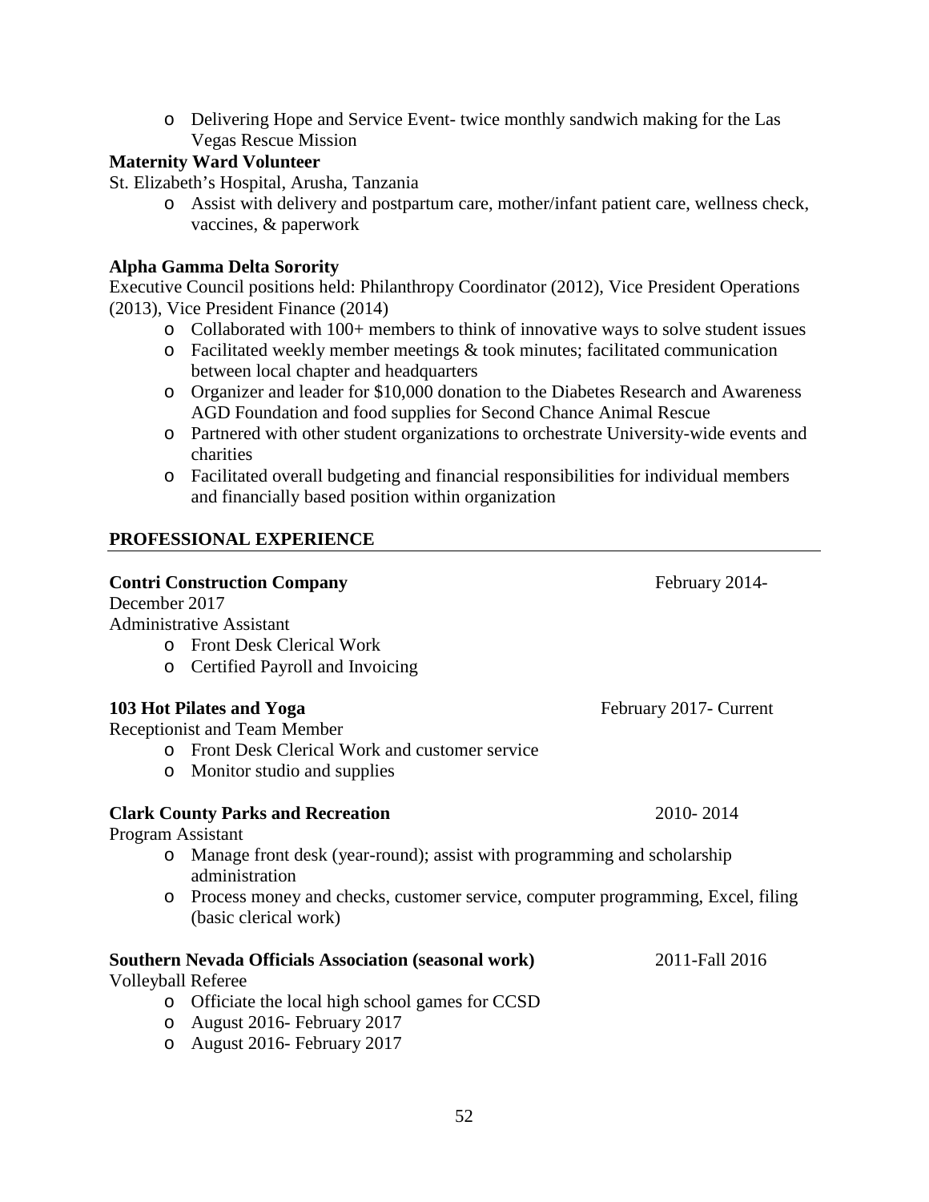- Delivering Hope and Service Event- twice monthly sandwich making for the Las Vegas Rescue Mission

**Maternity Ward Volunteer**

St. Elizabeth's Hospital, Arusha, Tanzania

- Assist with delivery and postpartum care, mother/infant patient care, wellness check, vaccines, & paperwork

**Alpha Gamma Delta Sorority**

Executive Council positions held: Philanthropy Coordinator (2012), Vice President Operations (2013), Vice President Finance (2014)

- Collaborated with 100+ members to think of innovative ways to solve student issues
- Facilitated weekly member meetings & took minutes; facilitated communication between local chapter and headquarters
- Organizer and leader for $10,000 donation to the Diabetes Research and Awareness AGD Foundation and food supplies for Second Chance Animal Rescue
- Partnered with other student organizations to orchestrate University-wide events and charities
- Facilitated overall budgeting and financial responsibilities for individual members and financially based position within organization

## PROFESSIONAL EXPERIENCE

**Contri Construction Company** February 2014- December 2017

Administrative Assistant

- Front Desk Clerical Work
- Certified Payroll and Invoicing

**103 Hot Pilates and Yoga** February 2017- Current

Receptionist and Team Member

- Front Desk Clerical Work and customer service
- Monitor studio and supplies

**Clark County Parks and Recreation** 2010- 2014

Program Assistant

- Manage front desk (year-round); assist with programming and scholarship administration
- Process money and checks, customer service, computer programming, Excel, filing (basic clerical work)

**Southern Nevada Officials Association (seasonal work)** 2011-Fall 2016

Volleyball Referee

- Officiate the local high school games for CCSD
- August 2016- February 2017
- August 2016- February 2017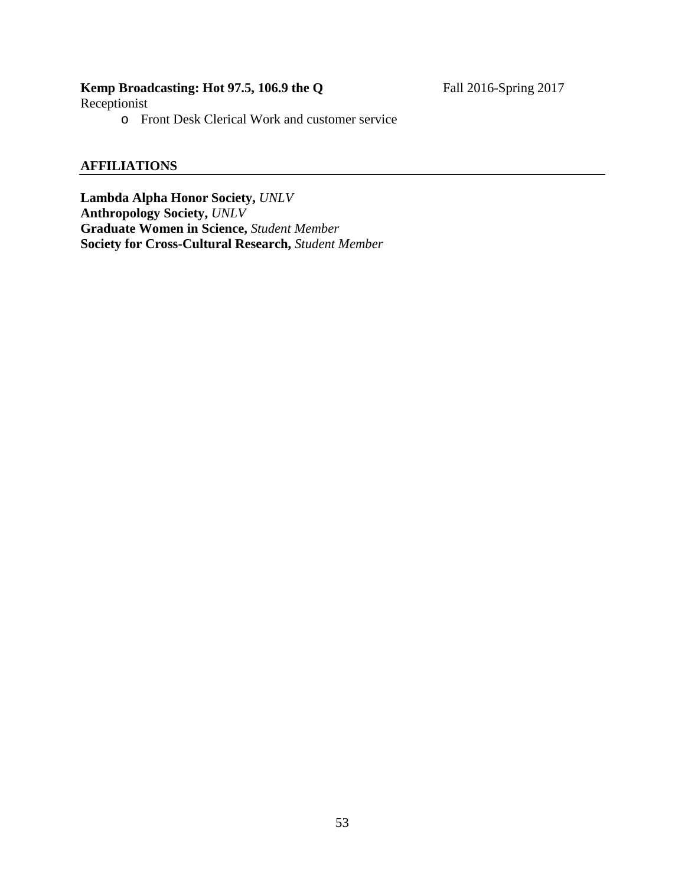**Kemp Broadcasting: Hot 97.5, 106.9 the Q** Fall 2016-Spring 2017

Receptionist

- Front Desk Clerical Work and customer service

## AFFILIATIONS

**Lambda Alpha Honor Society,** *UNLV*
**Anthropology Society,** *UNLV*
**Graduate Women in Science,** *Student Member*
**Society for Cross-Cultural Research,** *Student Member*